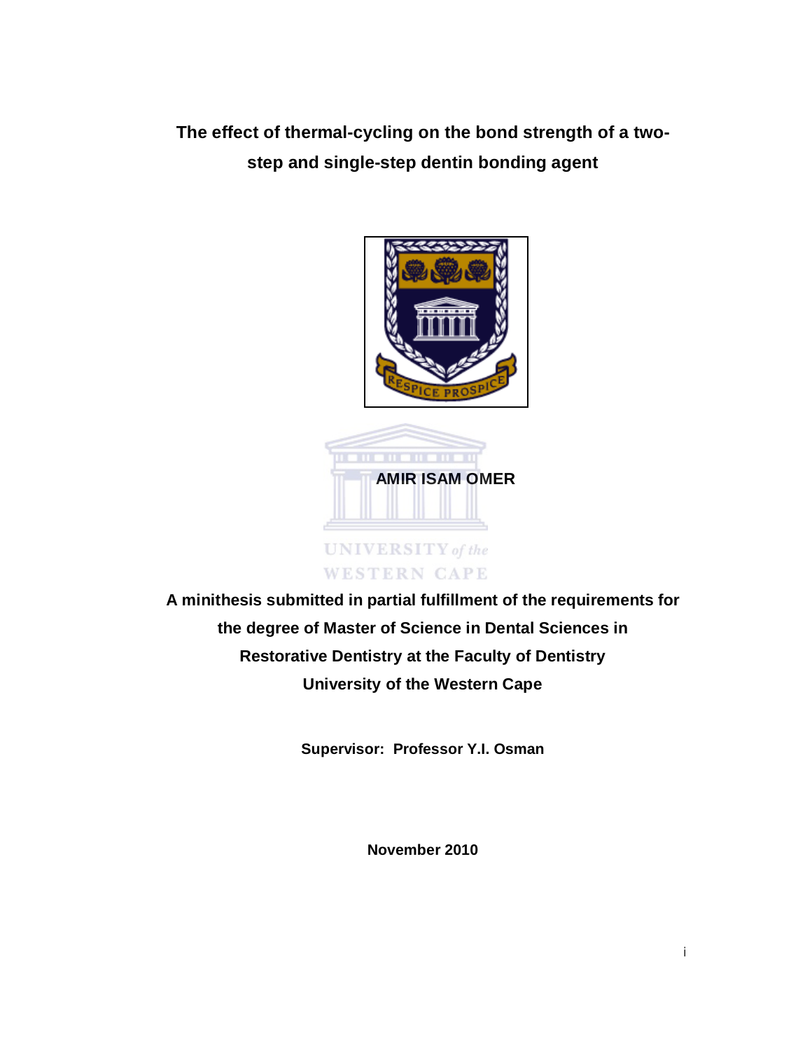# The effect of thermal-cycling on the bond strength of a two-step and single-step dentin bonding agent

**AMIR ISAM OMER**

**A minithesis submitted in partial fulfillment of the requirements for the degree of Master of Science in Dental Sciences in Restorative Dentistry at the Faculty of Dentistry University of the Western Cape**

**Supervisor: Professor Y.I. Osman**

**November 2010**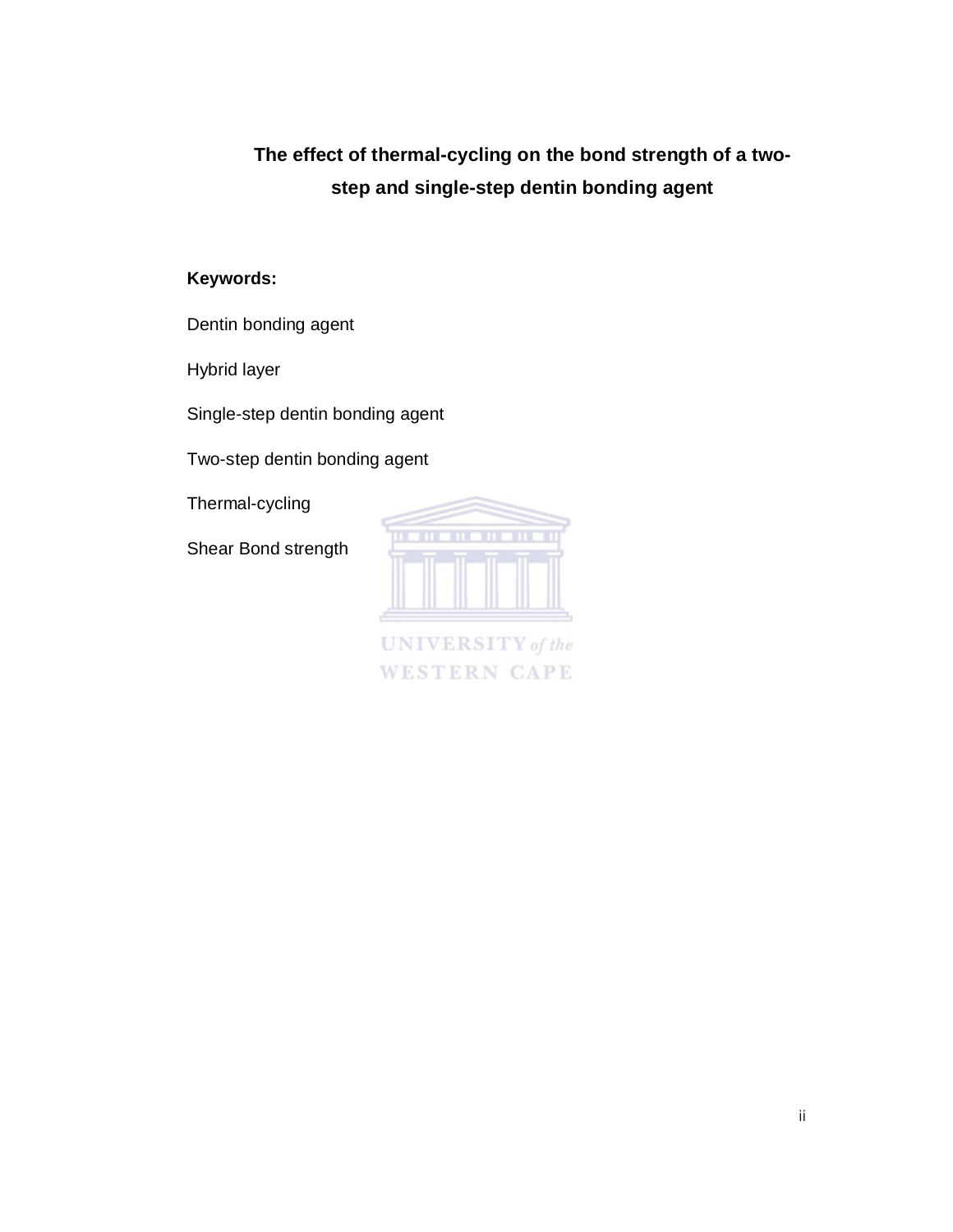**The effect of thermal-cycling on the bond strength of a two-step and single-step dentin bonding agent**

**Keywords:**

Dentin bonding agent

Hybrid layer

Single-step dentin bonding agent

Two-step dentin bonding agent

Thermal-cycling

Shear Bond strength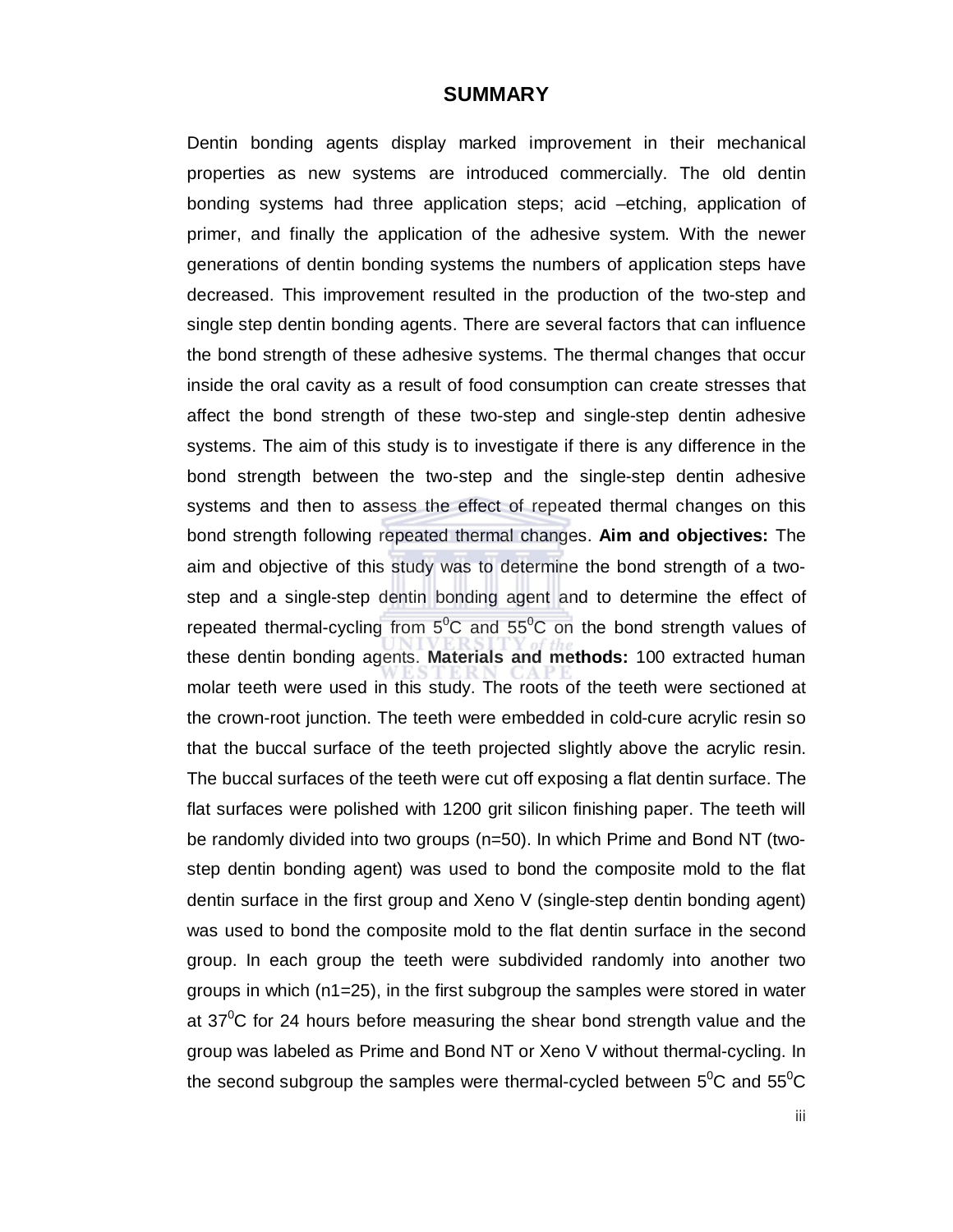# SUMMARY

Dentin bonding agents display marked improvement in their mechanical properties as new systems are introduced commercially. The old dentin bonding systems had three application steps; acid –etching, application of primer, and finally the application of the adhesive system. With the newer generations of dentin bonding systems the numbers of application steps have decreased. This improvement resulted in the production of the two-step and single step dentin bonding agents. There are several factors that can influence the bond strength of these adhesive systems. The thermal changes that occur inside the oral cavity as a result of food consumption can create stresses that affect the bond strength of these two-step and single-step dentin adhesive systems. The aim of this study is to investigate if there is any difference in the bond strength between the two-step and the single-step dentin adhesive systems and then to assess the effect of repeated thermal changes on this bond strength following repeated thermal changes. **Aim and objectives:** The aim and objective of this study was to determine the bond strength of a two-step and a single-step dentin bonding agent and to determine the effect of repeated thermal-cycling from $5^0$C and $55^0$C on the bond strength values of these dentin bonding agents. **Materials and methods:** 100 extracted human molar teeth were used in this study. The roots of the teeth were sectioned at the crown-root junction. The teeth were embedded in cold-cure acrylic resin so that the buccal surface of the teeth projected slightly above the acrylic resin. The buccal surfaces of the teeth were cut off exposing a flat dentin surface. The flat surfaces were polished with 1200 grit silicon finishing paper. The teeth will be randomly divided into two groups (n=50). In which Prime and Bond NT (two-step dentin bonding agent) was used to bond the composite mold to the flat dentin surface in the first group and Xeno V (single-step dentin bonding agent) was used to bond the composite mold to the flat dentin surface in the second group. In each group the teeth were subdivided randomly into another two groups in which (n1=25), in the first subgroup the samples were stored in water at $37^0$C for 24 hours before measuring the shear bond strength value and the group was labeled as Prime and Bond NT or Xeno V without thermal-cycling. In the second subgroup the samples were thermal-cycled between $5^0$C and $55^0$C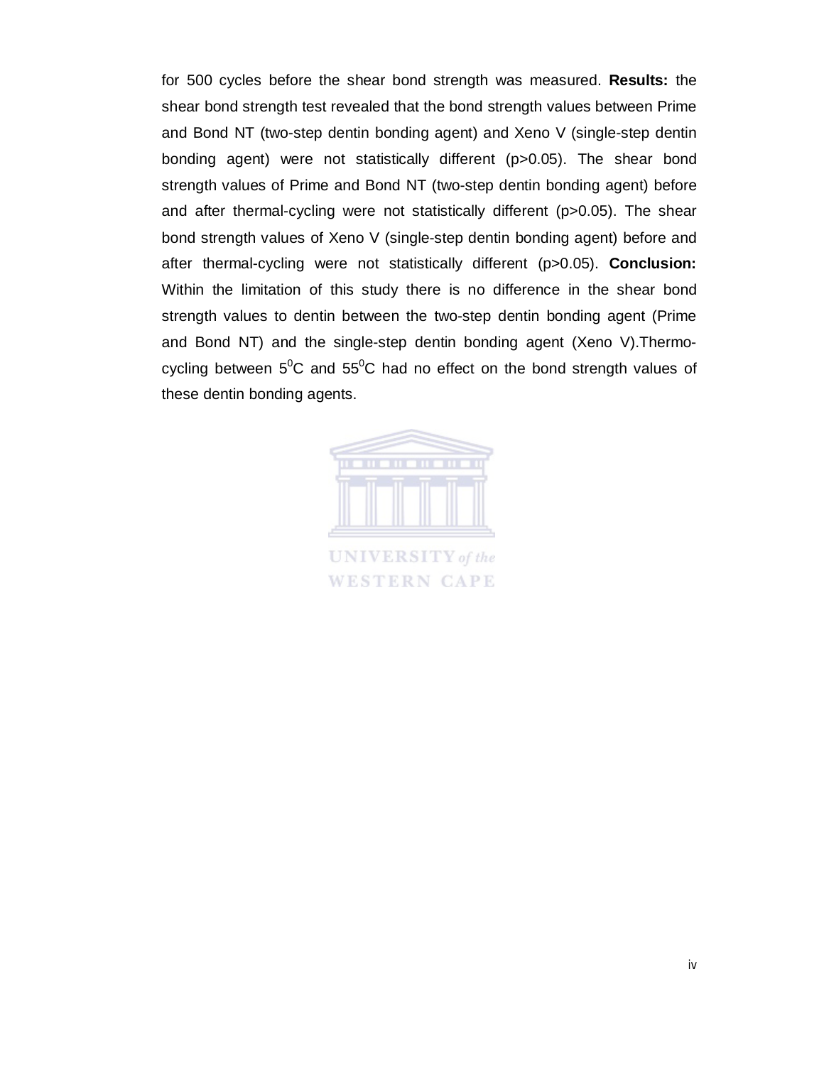for 500 cycles before the shear bond strength was measured. **Results:** the shear bond strength test revealed that the bond strength values between Prime and Bond NT (two-step dentin bonding agent) and Xeno V (single-step dentin bonding agent) were not statistically different ($p>0.05$). The shear bond strength values of Prime and Bond NT (two-step dentin bonding agent) before and after thermal-cycling were not statistically different ($p>0.05$). The shear bond strength values of Xeno V (single-step dentin bonding agent) before and after thermal-cycling were not statistically different ($p>0.05$). **Conclusion:** Within the limitation of this study there is no difference in the shear bond strength values to dentin between the two-step dentin bonding agent (Prime and Bond NT) and the single-step dentin bonding agent (Xeno V).Thermo-cycling between $5^0$C and $55^0$C had no effect on the bond strength values of these dentin bonding agents.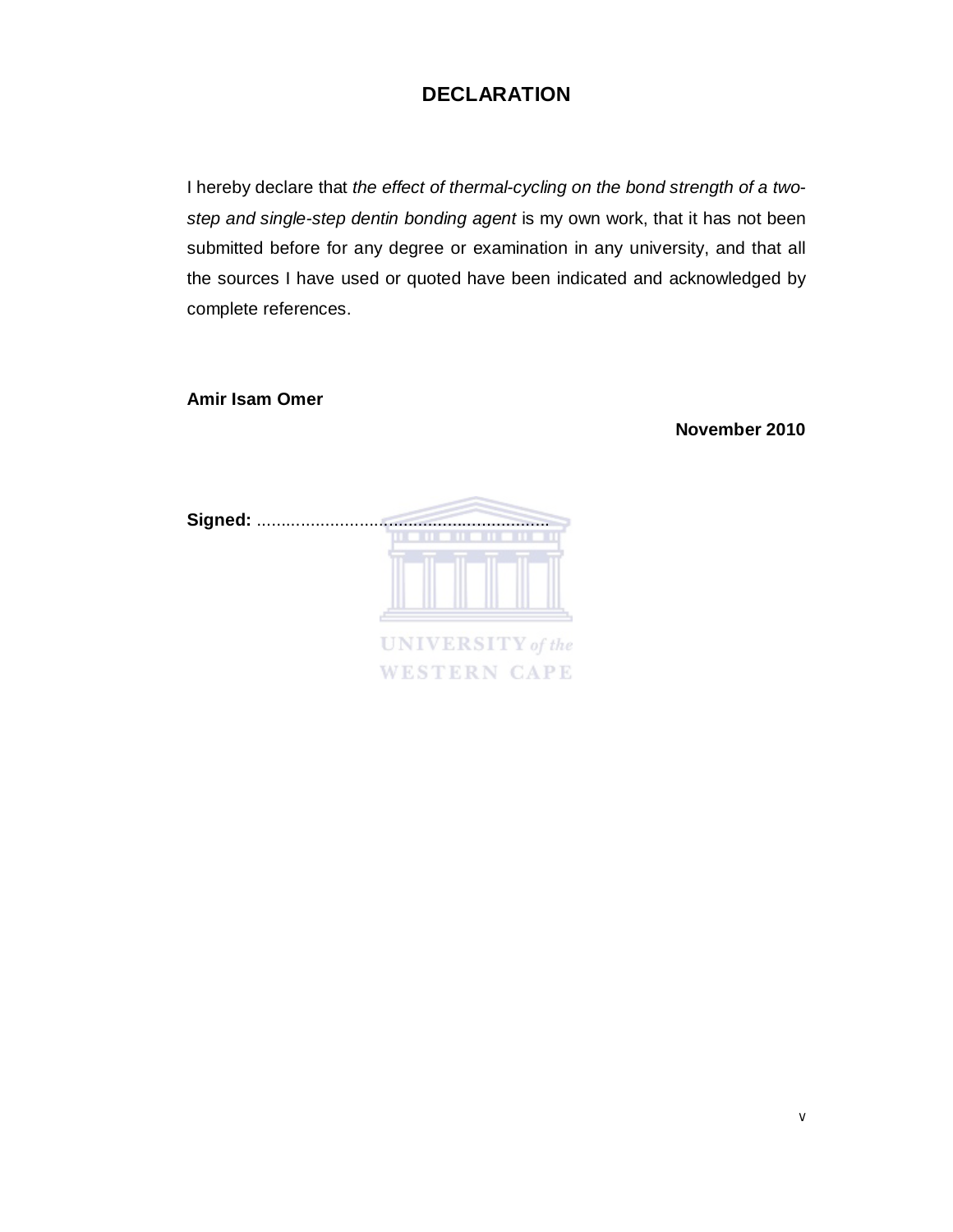# DECLARATION

I hereby declare that *the effect of thermal-cycling on the bond strength of a two-step and single-step dentin bonding agent* is my own work, that it has not been submitted before for any degree or examination in any university, and that all the sources I have used or quoted have been indicated and acknowledged by complete references.

**Amir Isam Omer**

**November 2010**

**Signed:** ............................................................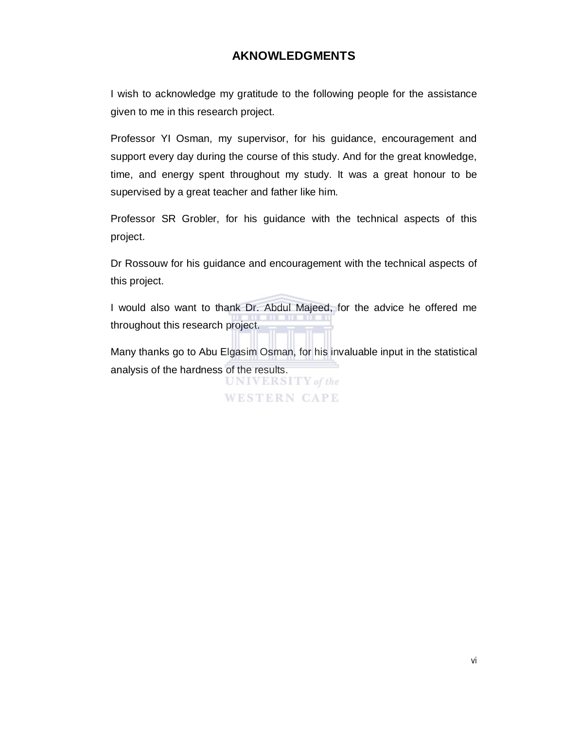# AKNOWLEDGMENTS

I wish to acknowledge my gratitude to the following people for the assistance given to me in this research project.

Professor YI Osman, my supervisor, for his guidance, encouragement and support every day during the course of this study. And for the great knowledge, time, and energy spent throughout my study. It was a great honour to be supervised by a great teacher and father like him.

Professor SR Grobler, for his guidance with the technical aspects of this project.

Dr Rossouw for his guidance and encouragement with the technical aspects of this project.

I would also want to thank Dr. Abdul Majeed, for the advice he offered me throughout this research project.

Many thanks go to Abu Elgasim Osman, for his invaluable input in the statistical analysis of the hardness of the results.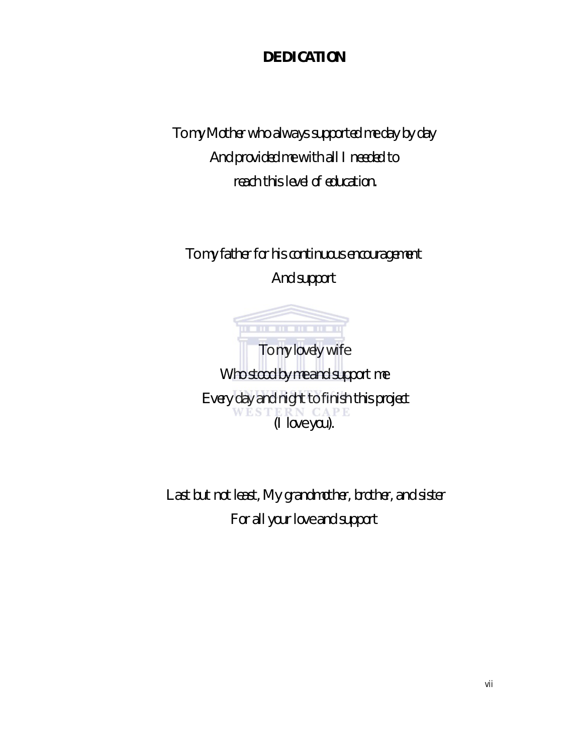# DEDICATION

To my Mother who always supported me day by day
And provided me with all I needed to
reach this level of education.

To my father for his continuous encouragement
And support

To my lovely wife
Who stood by me and support me
Every day and night to finish this project
(I love you).

Last but not least, My grandmother, brother, and sister
For all your love and support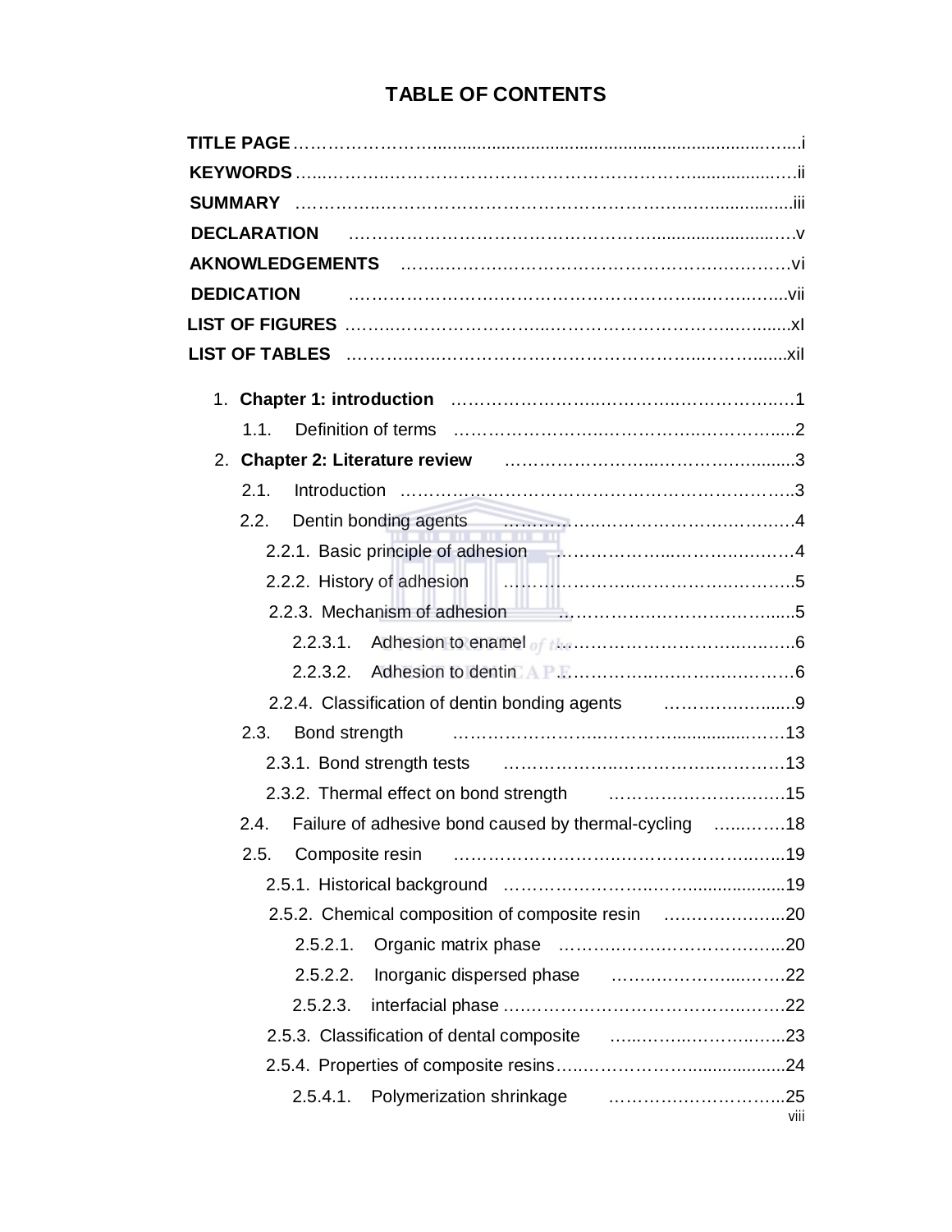# TABLE OF CONTENTS

**TITLE PAGE** ……………………………………………………………………………i

**KEYWORDS** ……………………………………………………………………………ii

**SUMMARY** ……………………………………………………………………………iii

**DECLARATION** ……………………………………………………………………v

**AKNOWLEDGEMENTS** ……………………………………………………………vi

**DEDICATION** ……………………………………………………………………vii

**LIST OF FIGURES** ………………………………………………………………xI

**LIST OF TABLES** ………………………………………………………………xiI

1. **Chapter 1: introduction** ……………………………………………………1
   - 1.1. Definition of terms ……………………………………………………2
2. **Chapter 2: Literature review** ………………………………………………3
   - 2.1. Introduction ……………………………………………………………3
   - 2.2. Dentin bonding agents ………………………………………………4
     - 2.2.1. Basic principle of adhesion ………………………………………4
     - 2.2.2. History of adhesion ………………………………………………5
     - 2.2.3. Mechanism of adhesion …………………………………………5
       - 2.2.3.1. Adhesion to enamel ……………………………………………6
       - 2.2.3.2. Adhesion to dentin ……………………………………………6
     - 2.2.4. Classification of dentin bonding agents …………………………9
   - 2.3. Bond strength …………………………………………………………13
     - 2.3.1. Bond strength tests ………………………………………………13
     - 2.3.2. Thermal effect on bond strength …………………………………15
   - 2.4. Failure of adhesive bond caused by thermal-cycling ………………18
   - 2.5. Composite resin ………………………………………………………19
     - 2.5.1. Historical background ……………………………………………19
     - 2.5.2. Chemical composition of composite resin ………………………20
       - 2.5.2.1. Organic matrix phase …………………………………………20
       - 2.5.2.2. Inorganic dispersed phase ……………………………………22
       - 2.5.2.3. interfacial phase ………………………………………………22
     - 2.5.3. Classification of dental composite ………………………………23
     - 2.5.4. Properties of composite resins ……………………………………24
       - 2.5.4.1. Polymerization shrinkage ………………………………………25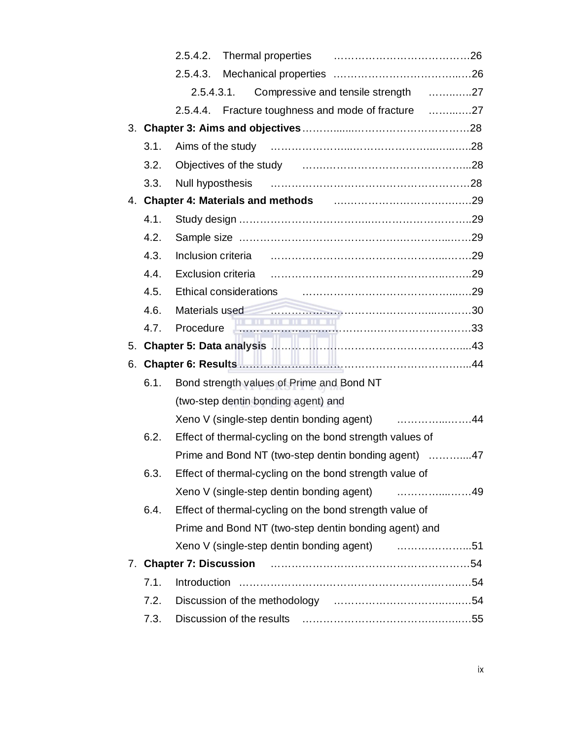2.5.4.2. Thermal properties ……………………………………26

2.5.4.3. Mechanical properties ……………………………..…26

2.5.4.3.1. Compressive and tensile strength ……..…..27

2.5.4.4. Fracture toughness and mode of fracture ……..….27

3. **Chapter 3: Aims and objectives**…………..…..……………………………28

3.1. Aims of the study ……………………..………………………..……..….28

3.2. Objectives of the study ……….……………………………………....28

3.3. Null hyposthesis ……………………………………………………28

4. **Chapter 4: Materials and methods** …..……………………………..….29

4.1. Study design ……………………………….…………………………..29

4.2. Sample size …………………………………………………………...….29

4.3. Inclusion criteria ………………………………………………..….….29

4.4. Exclusion criteria ……………………………………………….……..29

4.5. Ethical considerations ………………………………………….…..29

4.6. Materials used ……………………………………………..….………30

4.7. Procedure …………………….………………….………………….….33

5. **Chapter 5: Data analysis** ……………………………………………………....43

6. **Chapter 6: Results** ……………………………………………………………...44

6.1. Bond strength values of Prime and Bond NT (two-step dentin bonding agent) and Xeno V (single-step dentin bonding agent) ……………..…….44

6.2. Effect of thermal-cycling on the bond strength values of Prime and Bond NT (two-step dentin bonding agent) ………....47

6.3. Effect of thermal-cycling on the bond strength value of Xeno V (single-step dentin bonding agent) ……………..……49

6.4. Effect of thermal-cycling on the bond strength value of Prime and Bond NT (two-step dentin bonding agent) and Xeno V (single-step dentin bonding agent) ………………...51

7. **Chapter 7: Discussion** …………………………………………………54

7.1. Introduction …………………….……………………………….….…54

7.2. Discussion of the methodology ………………………………..….…54

7.3. Discussion of the results ……………………………………….….…55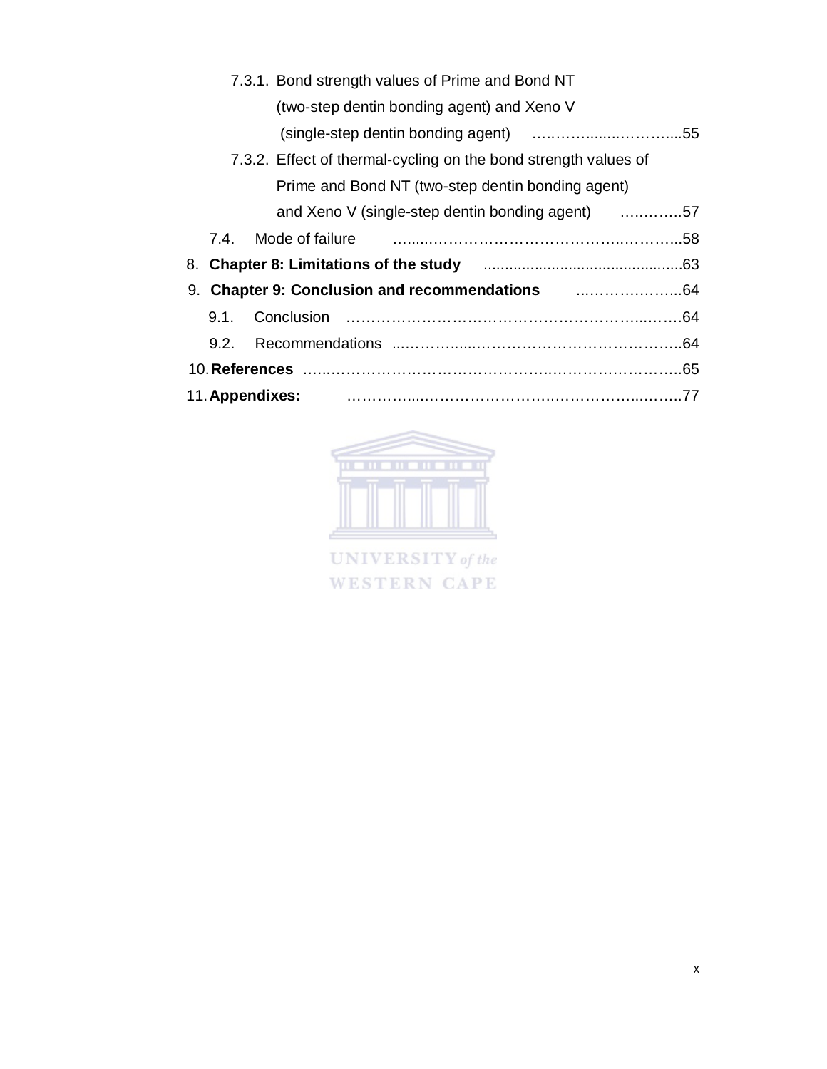7.3.1. Bond strength values of Prime and Bond NT (two-step dentin bonding agent) and Xeno V (single-step dentin bonding agent) ………......…………...55

7.3.2. Effect of thermal-cycling on the bond strength values of Prime and Bond NT (two-step dentin bonding agent) and Xeno V (single-step dentin bonding agent) ………….57

7.4. Mode of failure ……..…………………………………..……….....58

8. **Chapter 8: Limitations of the study** ..............................................63

9. **Chapter 9: Conclusion and recommendations** ..………………...64

9.1. Conclusion ……………………………………………………...…….64

9.2. Recommendations ...………......……………………………………..64

10. **References** …...………………………………………..…………………..65

11. **Appendixes:** ……………...…………………….…………….....…….77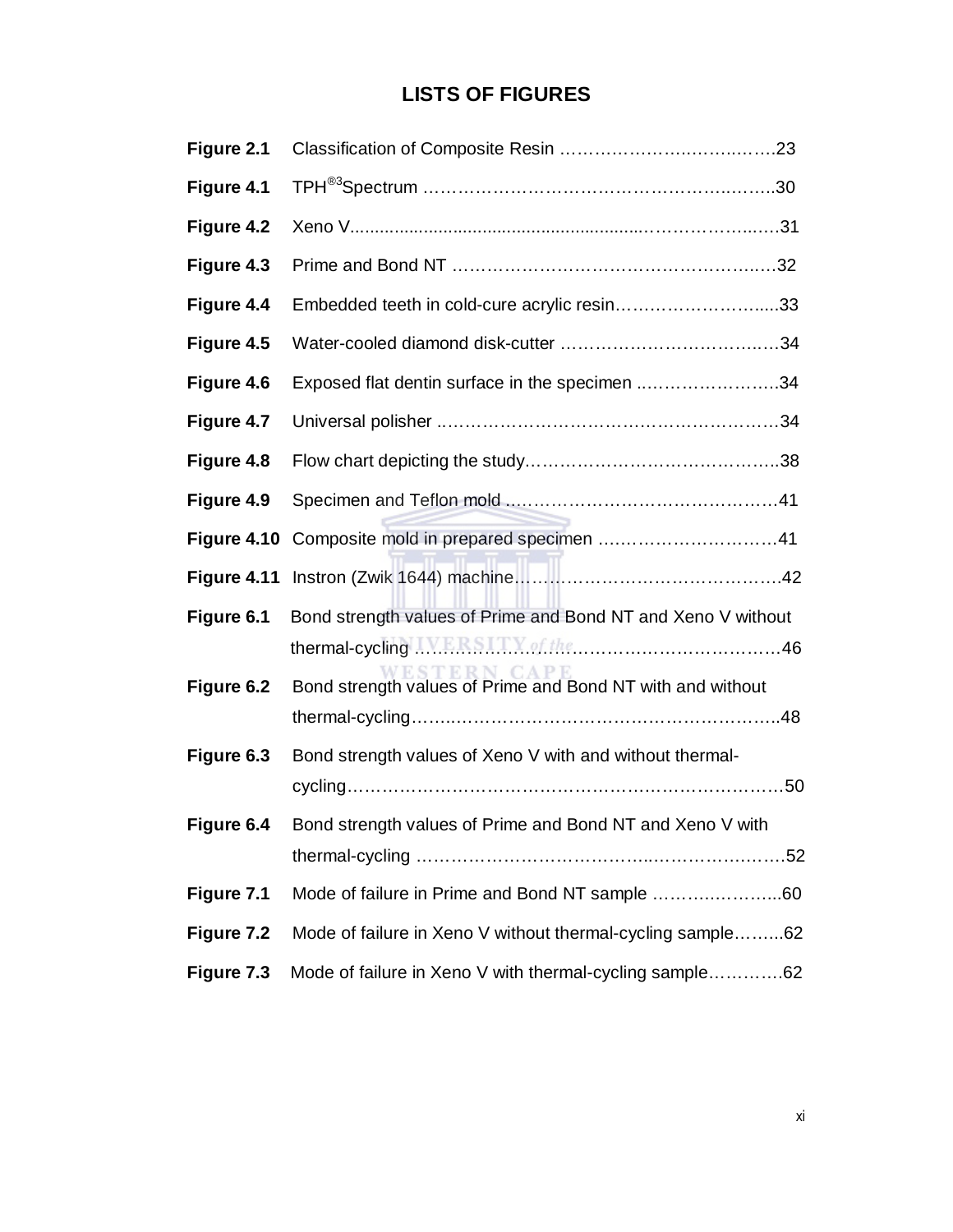# LISTS OF FIGURES

| | | |
|---|---|---|
| **Figure 2.1** | Classification of Composite Resin | 23 |
| **Figure 4.1** | TPH®3 Spectrum | 30 |
| **Figure 4.2** | Xeno V | 31 |
| **Figure 4.3** | Prime and Bond NT | 32 |
| **Figure 4.4** | Embedded teeth in cold-cure acrylic resin | 33 |
| **Figure 4.5** | Water-cooled diamond disk-cutter | 34 |
| **Figure 4.6** | Exposed flat dentin surface in the specimen | 34 |
| **Figure 4.7** | Universal polisher | 34 |
| **Figure 4.8** | Flow chart depicting the study | 38 |
| **Figure 4.9** | Specimen and Teflon mold | 41 |
| **Figure 4.10** | Composite mold in prepared specimen | 41 |
| **Figure 4.11** | Instron (Zwik 1644) machine | 42 |
| **Figure 6.1** | Bond strength values of Prime and Bond NT and Xeno V without thermal-cycling | 46 |
| **Figure 6.2** | Bond strength values of Prime and Bond NT with and without thermal-cycling | 48 |
| **Figure 6.3** | Bond strength values of Xeno V with and without thermal-cycling | 50 |
| **Figure 6.4** | Bond strength values of Prime and Bond NT and Xeno V with thermal-cycling | 52 |
| **Figure 7.1** | Mode of failure in Prime and Bond NT sample | 60 |
| **Figure 7.2** | Mode of failure in Xeno V without thermal-cycling sample | 62 |
| **Figure 7.3** | Mode of failure in Xeno V with thermal-cycling sample | 62 |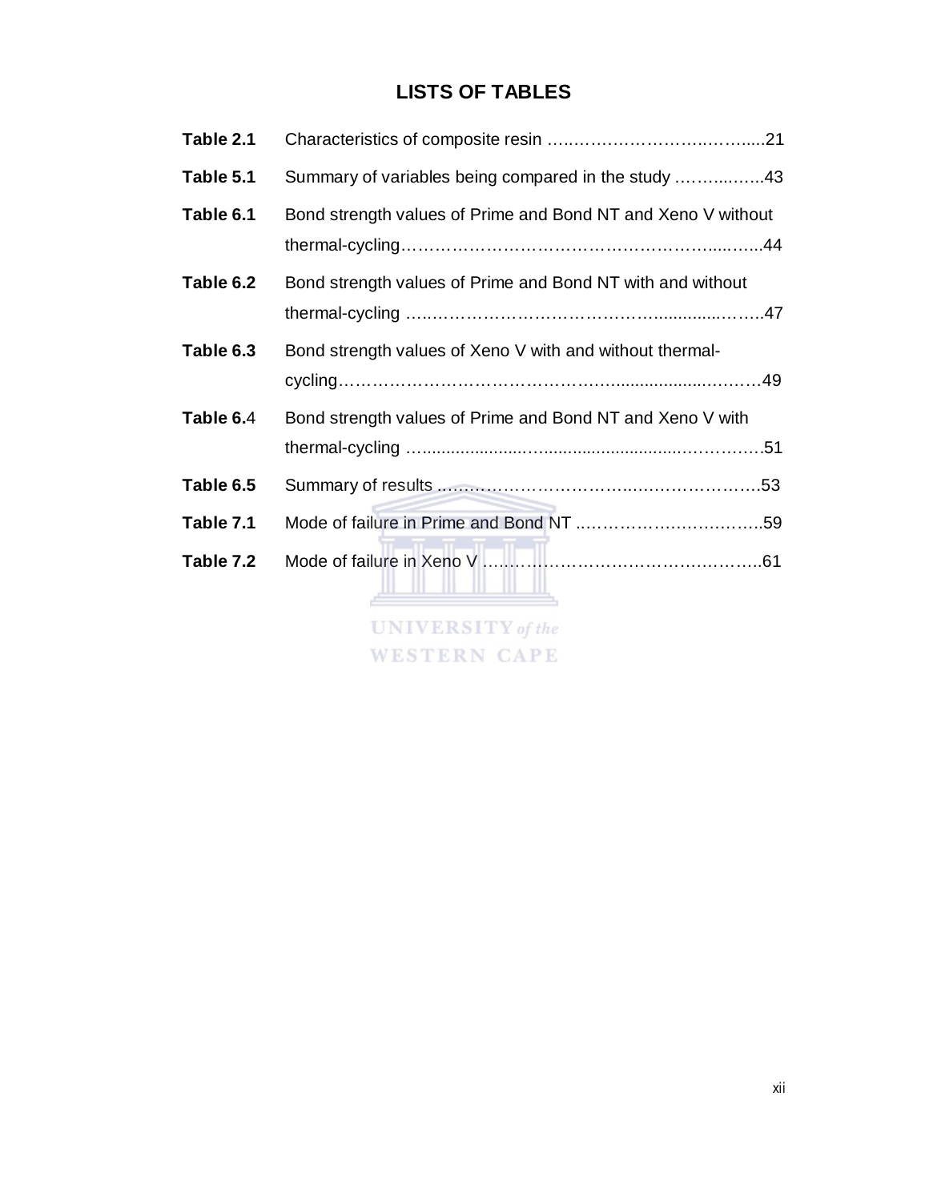# LISTS OF TABLES

**Table 2.1** Characteristics of composite resin …………………………………...21

**Table 5.1** Summary of variables being compared in the study ………..……..43

**Table 6.1** Bond strength values of Prime and Bond NT and Xeno V without thermal-cycling…………………………………………………......…...44

**Table 6.2** Bond strength values of Prime and Bond NT with and without thermal-cycling ….……………………………………..............……..47

**Table 6.3** Bond strength values of Xeno V with and without thermal-cycling…………………………………………..............…..……49

**Table 6.**4 Bond strength values of Prime and Bond NT and Xeno V with thermal-cycling …....................…...........................……………51

**Table 6.5** Summary of results ……………………………..……………………..53

**Table 7.1** Mode of failure in Prime and Bond NT ..……………….…….……..59

**Table 7.2** Mode of failure in Xeno V ………..……………………………………..61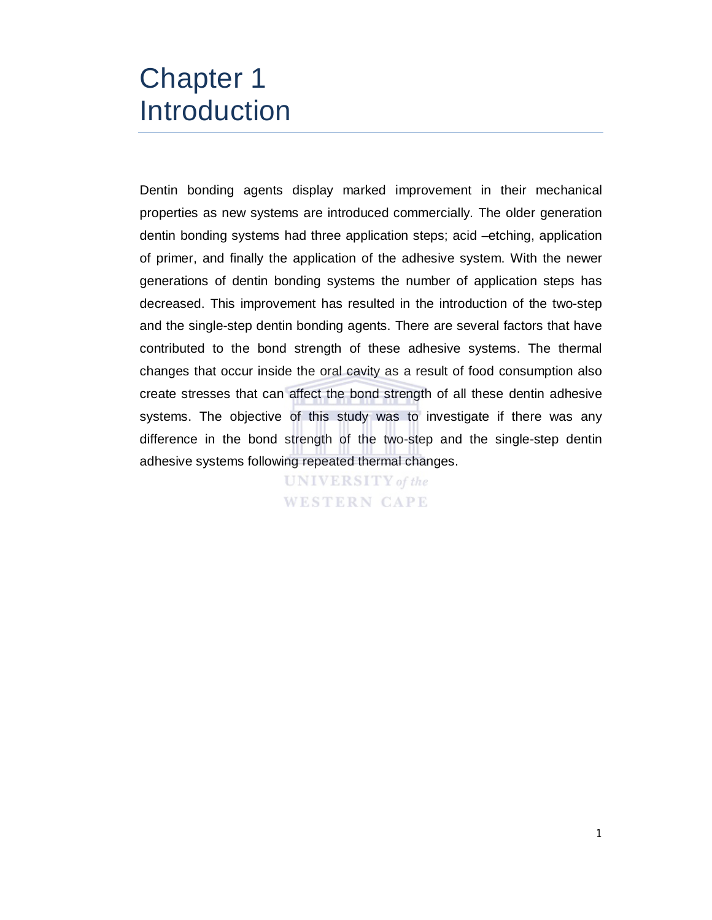# Chapter 1
# Introduction

Dentin bonding agents display marked improvement in their mechanical properties as new systems are introduced commercially. The older generation dentin bonding systems had three application steps; acid –etching, application of primer, and finally the application of the adhesive system. With the newer generations of dentin bonding systems the number of application steps has decreased. This improvement has resulted in the introduction of the two-step and the single-step dentin bonding agents. There are several factors that have contributed to the bond strength of these adhesive systems. The thermal changes that occur inside the oral cavity as a result of food consumption also create stresses that can affect the bond strength of all these dentin adhesive systems. The objective of this study was to investigate if there was any difference in the bond strength of the two-step and the single-step dentin adhesive systems following repeated thermal changes.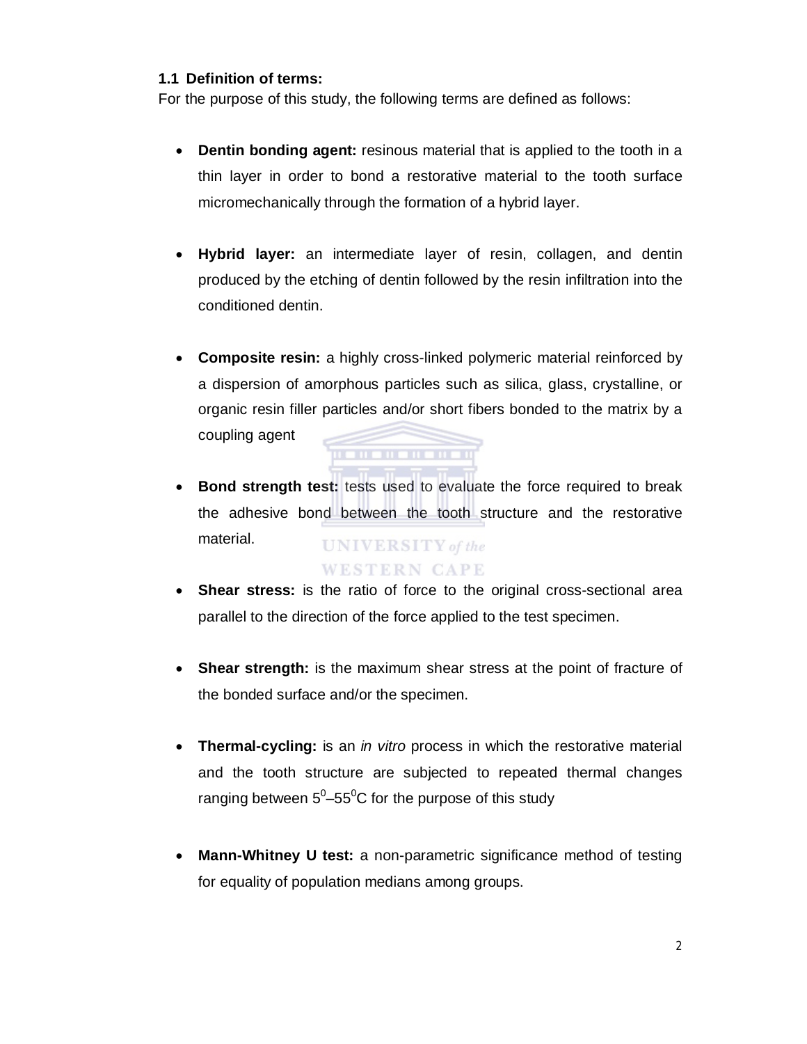### 1.1 Definition of terms:

For the purpose of this study, the following terms are defined as follows:

- **Dentin bonding agent:** resinous material that is applied to the tooth in a thin layer in order to bond a restorative material to the tooth surface micromechanically through the formation of a hybrid layer.

- **Hybrid layer:** an intermediate layer of resin, collagen, and dentin produced by the etching of dentin followed by the resin infiltration into the conditioned dentin.

- **Composite resin:** a highly cross-linked polymeric material reinforced by a dispersion of amorphous particles such as silica, glass, crystalline, or organic resin filler particles and/or short fibers bonded to the matrix by a coupling agent

- **Bond strength test:** tests used to evaluate the force required to break the adhesive bond between the tooth structure and the restorative material.

- **Shear stress:** is the ratio of force to the original cross-sectional area parallel to the direction of the force applied to the test specimen.

- **Shear strength:** is the maximum shear stress at the point of fracture of the bonded surface and/or the specimen.

- **Thermal-cycling:** is an *in vitro* process in which the restorative material and the tooth structure are subjected to repeated thermal changes ranging between $5^0$–$55^0$C for the purpose of this study

- **Mann-Whitney U test:** a non-parametric significance method of testing for equality of population medians among groups.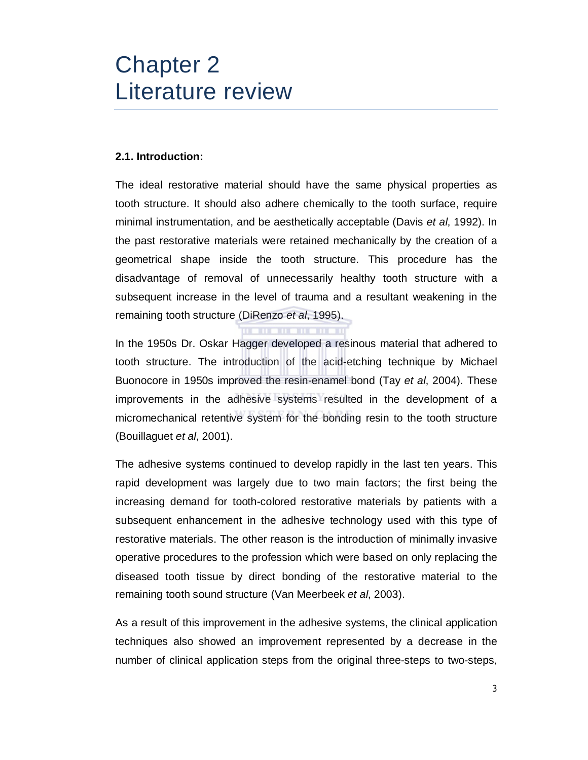# Chapter 2
# Literature review

### 2.1. Introduction:

The ideal restorative material should have the same physical properties as tooth structure. It should also adhere chemically to the tooth surface, require minimal instrumentation, and be aesthetically acceptable (Davis *et al*, 1992). In the past restorative materials were retained mechanically by the creation of a geometrical shape inside the tooth structure. This procedure has the disadvantage of removal of unnecessarily healthy tooth structure with a subsequent increase in the level of trauma and a resultant weakening in the remaining tooth structure (DiRenzo *et al*, 1995).

In the 1950s Dr. Oskar Hagger developed a resinous material that adhered to tooth structure. The introduction of the acid-etching technique by Michael Buonocore in 1950s improved the resin-enamel bond (Tay *et al*, 2004). These improvements in the adhesive systems resulted in the development of a micromechanical retentive system for the bonding resin to the tooth structure (Bouillaguet *et al*, 2001).

The adhesive systems continued to develop rapidly in the last ten years. This rapid development was largely due to two main factors; the first being the increasing demand for tooth-colored restorative materials by patients with a subsequent enhancement in the adhesive technology used with this type of restorative materials. The other reason is the introduction of minimally invasive operative procedures to the profession which were based on only replacing the diseased tooth tissue by direct bonding of the restorative material to the remaining tooth sound structure (Van Meerbeek *et al*, 2003).

As a result of this improvement in the adhesive systems, the clinical application techniques also showed an improvement represented by a decrease in the number of clinical application steps from the original three-steps to two-steps,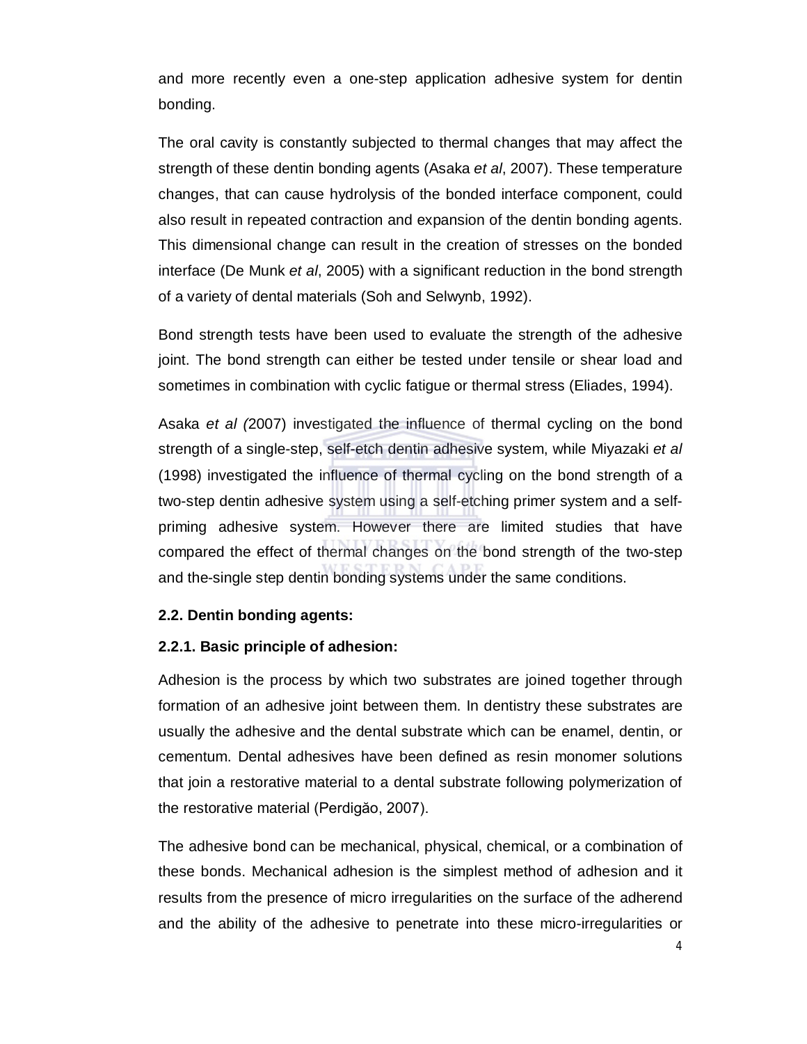and more recently even a one-step application adhesive system for dentin bonding.

The oral cavity is constantly subjected to thermal changes that may affect the strength of these dentin bonding agents (Asaka *et al*, 2007). These temperature changes, that can cause hydrolysis of the bonded interface component, could also result in repeated contraction and expansion of the dentin bonding agents. This dimensional change can result in the creation of stresses on the bonded interface (De Munk *et al*, 2005) with a significant reduction in the bond strength of a variety of dental materials (Soh and Selwynb, 1992).

Bond strength tests have been used to evaluate the strength of the adhesive joint. The bond strength can either be tested under tensile or shear load and sometimes in combination with cyclic fatigue or thermal stress (Eliades, 1994).

Asaka *et al (*2007) investigated the influence of thermal cycling on the bond strength of a single-step, self-etch dentin adhesive system, while Miyazaki *et al* (1998) investigated the influence of thermal cycling on the bond strength of a two-step dentin adhesive system using a self-etching primer system and a self-priming adhesive system. However there are limited studies that have compared the effect of thermal changes on the bond strength of the two-step and the-single step dentin bonding systems under the same conditions.

### 2.2. Dentin bonding agents:

#### 2.2.1. Basic principle of adhesion:

Adhesion is the process by which two substrates are joined together through formation of an adhesive joint between them. In dentistry these substrates are usually the adhesive and the dental substrate which can be enamel, dentin, or cementum. Dental adhesives have been defined as resin monomer solutions that join a restorative material to a dental substrate following polymerization of the restorative material (Perdigão, 2007).

The adhesive bond can be mechanical, physical, chemical, or a combination of these bonds. Mechanical adhesion is the simplest method of adhesion and it results from the presence of micro irregularities on the surface of the adherend and the ability of the adhesive to penetrate into these micro-irregularities or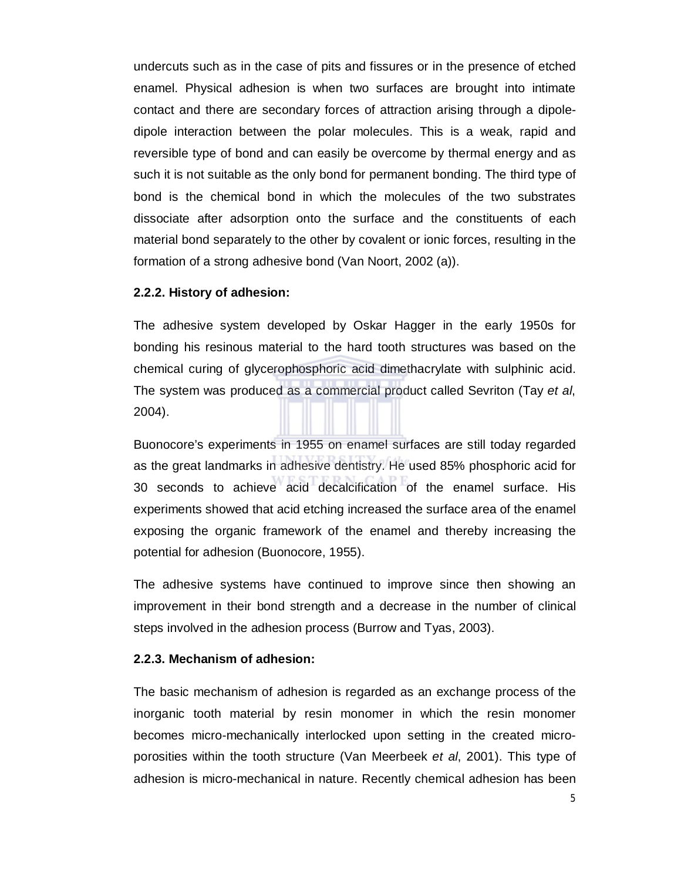undercuts such as in the case of pits and fissures or in the presence of etched enamel. Physical adhesion is when two surfaces are brought into intimate contact and there are secondary forces of attraction arising through a dipole-dipole interaction between the polar molecules. This is a weak, rapid and reversible type of bond and can easily be overcome by thermal energy and as such it is not suitable as the only bond for permanent bonding. The third type of bond is the chemical bond in which the molecules of the two substrates dissociate after adsorption onto the surface and the constituents of each material bond separately to the other by covalent or ionic forces, resulting in the formation of a strong adhesive bond (Van Noort, 2002 (a)).

### 2.2.2. History of adhesion:

The adhesive system developed by Oskar Hagger in the early 1950s for bonding his resinous material to the hard tooth structures was based on the chemical curing of glycerophosphoric acid dimethacrylate with sulphinic acid. The system was produced as a commercial product called Sevriton (Tay *et al*, 2004).

Buonocore's experiments in 1955 on enamel surfaces are still today regarded as the great landmarks in adhesive dentistry. He used 85% phosphoric acid for 30 seconds to achieve acid decalcification of the enamel surface. His experiments showed that acid etching increased the surface area of the enamel exposing the organic framework of the enamel and thereby increasing the potential for adhesion (Buonocore, 1955).

The adhesive systems have continued to improve since then showing an improvement in their bond strength and a decrease in the number of clinical steps involved in the adhesion process (Burrow and Tyas, 2003).

### 2.2.3. Mechanism of adhesion:

The basic mechanism of adhesion is regarded as an exchange process of the inorganic tooth material by resin monomer in which the resin monomer becomes micro-mechanically interlocked upon setting in the created micro-porosities within the tooth structure (Van Meerbeek *et al*, 2001). This type of adhesion is micro-mechanical in nature. Recently chemical adhesion has been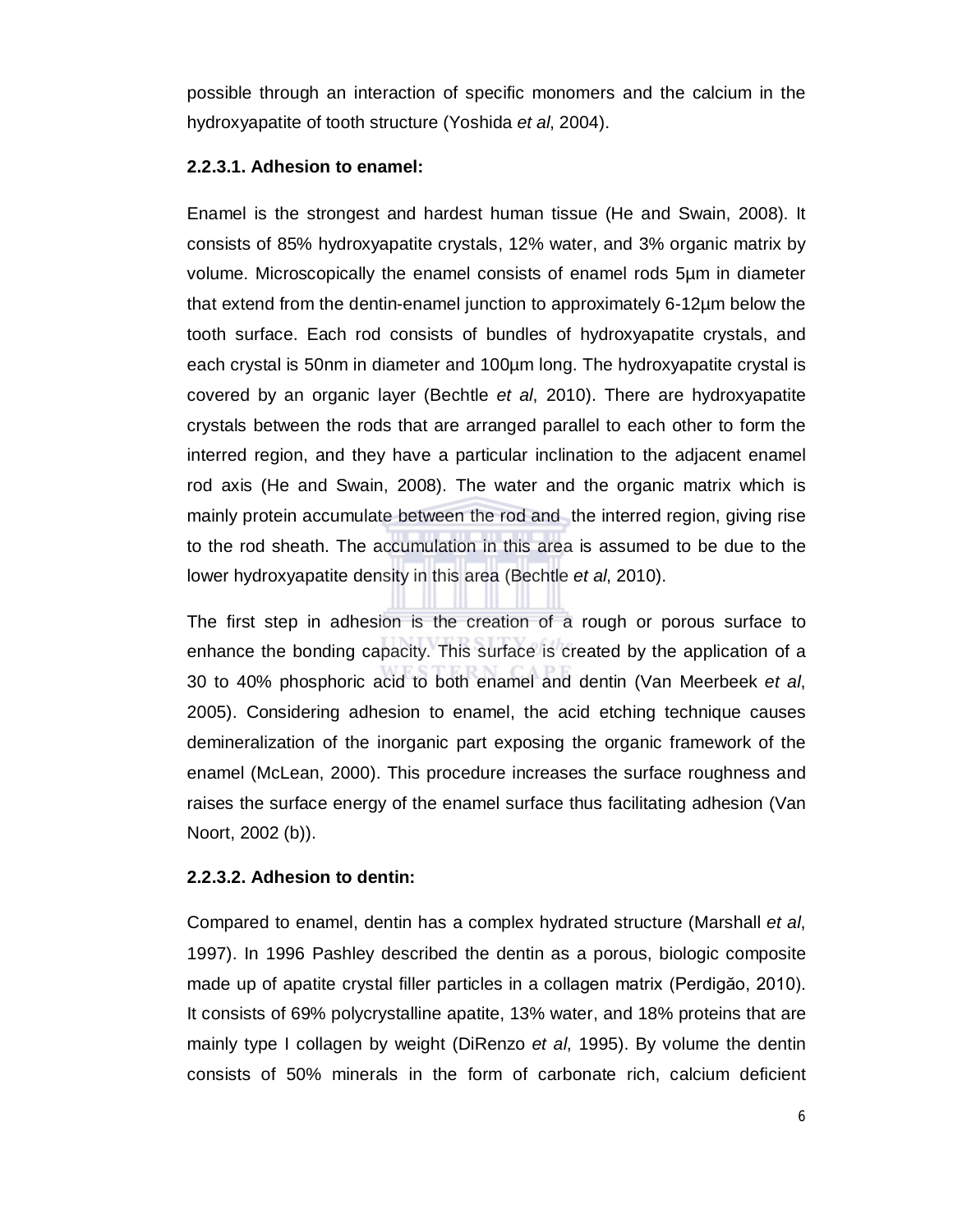possible through an interaction of specific monomers and the calcium in the hydroxyapatite of tooth structure (Yoshida *et al*, 2004).

### 2.2.3.1. Adhesion to enamel:

Enamel is the strongest and hardest human tissue (He and Swain, 2008). It consists of 85% hydroxyapatite crystals, 12% water, and 3% organic matrix by volume. Microscopically the enamel consists of enamel rods 5µm in diameter that extend from the dentin-enamel junction to approximately 6-12µm below the tooth surface. Each rod consists of bundles of hydroxyapatite crystals, and each crystal is 50nm in diameter and 100µm long. The hydroxyapatite crystal is covered by an organic layer (Bechtle *et al*, 2010). There are hydroxyapatite crystals between the rods that are arranged parallel to each other to form the interred region, and they have a particular inclination to the adjacent enamel rod axis (He and Swain, 2008). The water and the organic matrix which is mainly protein accumulate between the rod and the interred region, giving rise to the rod sheath. The accumulation in this area is assumed to be due to the lower hydroxyapatite density in this area (Bechtle *et al*, 2010).

The first step in adhesion is the creation of a rough or porous surface to enhance the bonding capacity. This surface is created by the application of a 30 to 40% phosphoric acid to both enamel and dentin (Van Meerbeek *et al*, 2005). Considering adhesion to enamel, the acid etching technique causes demineralization of the inorganic part exposing the organic framework of the enamel (McLean, 2000). This procedure increases the surface roughness and raises the surface energy of the enamel surface thus facilitating adhesion (Van Noort, 2002 (b)).

### 2.2.3.2. Adhesion to dentin:

Compared to enamel, dentin has a complex hydrated structure (Marshall *et al*, 1997). In 1996 Pashley described the dentin as a porous, biologic composite made up of apatite crystal filler particles in a collagen matrix (Perdigăo, 2010). It consists of 69% polycrystalline apatite, 13% water, and 18% proteins that are mainly type I collagen by weight (DiRenzo *et al*, 1995). By volume the dentin consists of 50% minerals in the form of carbonate rich, calcium deficient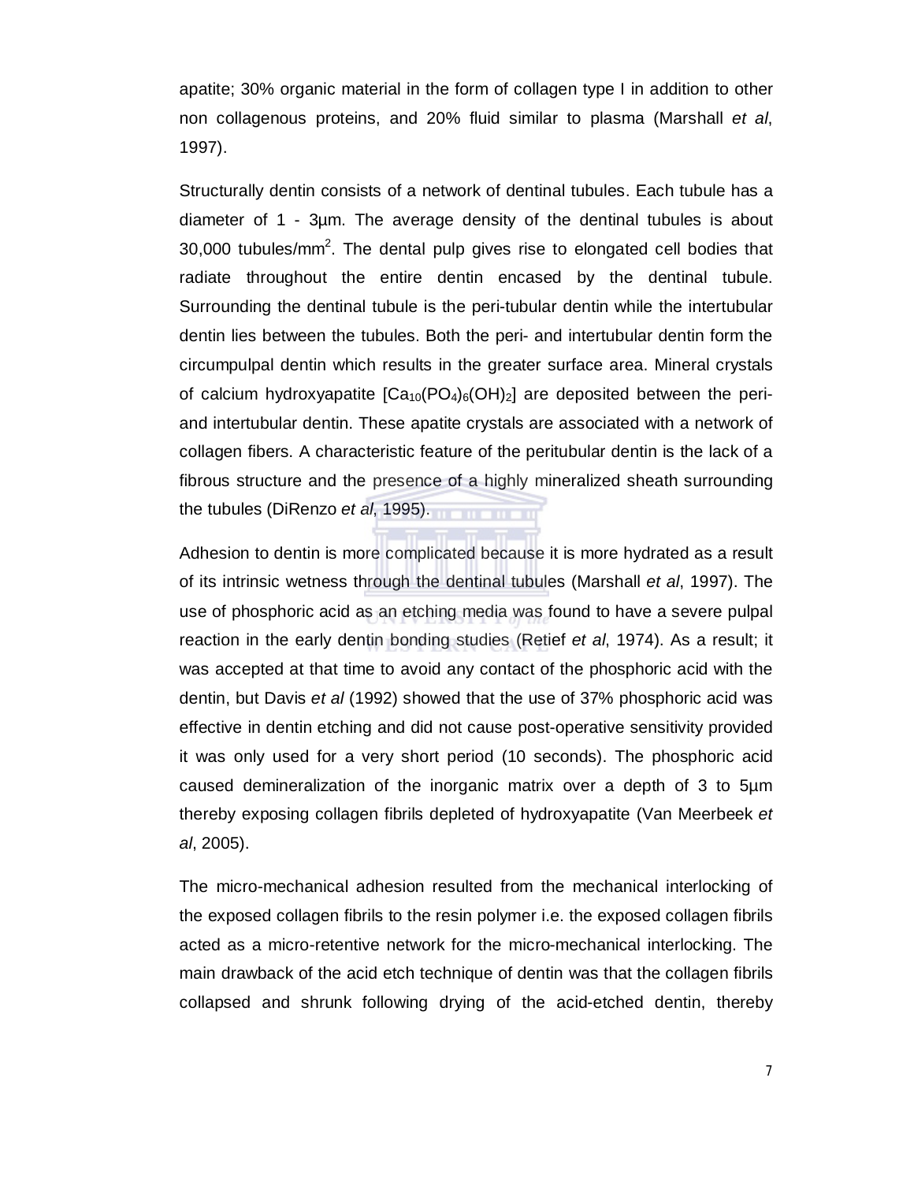apatite; 30% organic material in the form of collagen type I in addition to other non collagenous proteins, and 20% fluid similar to plasma (Marshall *et al*, 1997).

Structurally dentin consists of a network of dentinal tubules. Each tubule has a diameter of 1 - 3µm. The average density of the dentinal tubules is about 30,000 tubules/mm$^2$. The dental pulp gives rise to elongated cell bodies that radiate throughout the entire dentin encased by the dentinal tubule. Surrounding the dentinal tubule is the peri-tubular dentin while the intertubular dentin lies between the tubules. Both the peri- and intertubular dentin form the circumpulpal dentin which results in the greater surface area. Mineral crystals of calcium hydroxyapatite [$Ca_{10}(PO_4)_6(OH)_2$] are deposited between the peri- and intertubular dentin. These apatite crystals are associated with a network of collagen fibers. A characteristic feature of the peritubular dentin is the lack of a fibrous structure and the presence of a highly mineralized sheath surrounding the tubules (DiRenzo *et al*, 1995).

Adhesion to dentin is more complicated because it is more hydrated as a result of its intrinsic wetness through the dentinal tubules (Marshall *et al*, 1997). The use of phosphoric acid as an etching media was found to have a severe pulpal reaction in the early dentin bonding studies (Retief *et al*, 1974). As a result; it was accepted at that time to avoid any contact of the phosphoric acid with the dentin, but Davis *et al* (1992) showed that the use of 37% phosphoric acid was effective in dentin etching and did not cause post-operative sensitivity provided it was only used for a very short period (10 seconds). The phosphoric acid caused demineralization of the inorganic matrix over a depth of 3 to 5µm thereby exposing collagen fibrils depleted of hydroxyapatite (Van Meerbeek *et al*, 2005).

The micro-mechanical adhesion resulted from the mechanical interlocking of the exposed collagen fibrils to the resin polymer i.e. the exposed collagen fibrils acted as a micro-retentive network for the micro-mechanical interlocking. The main drawback of the acid etch technique of dentin was that the collagen fibrils collapsed and shrunk following drying of the acid-etched dentin, thereby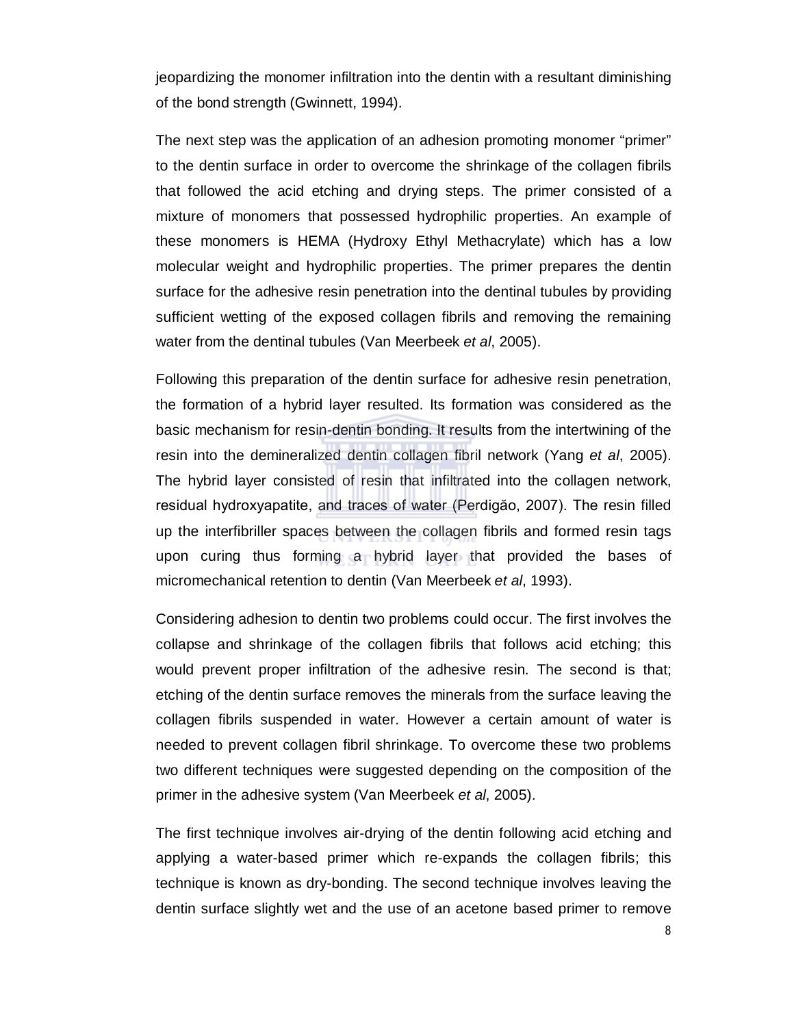jeopardizing the monomer infiltration into the dentin with a resultant diminishing of the bond strength (Gwinnett, 1994).

The next step was the application of an adhesion promoting monomer "primer" to the dentin surface in order to overcome the shrinkage of the collagen fibrils that followed the acid etching and drying steps. The primer consisted of a mixture of monomers that possessed hydrophilic properties. An example of these monomers is HEMA (Hydroxy Ethyl Methacrylate) which has a low molecular weight and hydrophilic properties. The primer prepares the dentin surface for the adhesive resin penetration into the dentinal tubules by providing sufficient wetting of the exposed collagen fibrils and removing the remaining water from the dentinal tubules (Van Meerbeek *et al*, 2005).

Following this preparation of the dentin surface for adhesive resin penetration, the formation of a hybrid layer resulted. Its formation was considered as the basic mechanism for resin-dentin bonding. It results from the intertwining of the resin into the demineralized dentin collagen fibril network (Yang *et al*, 2005). The hybrid layer consisted of resin that infiltrated into the collagen network, residual hydroxyapatite, and traces of water (Perdigăo, 2007). The resin filled up the interfibriller spaces between the collagen fibrils and formed resin tags upon curing thus forming a hybrid layer that provided the bases of micromechanical retention to dentin (Van Meerbeek *et al*, 1993).

Considering adhesion to dentin two problems could occur. The first involves the collapse and shrinkage of the collagen fibrils that follows acid etching; this would prevent proper infiltration of the adhesive resin. The second is that; etching of the dentin surface removes the minerals from the surface leaving the collagen fibrils suspended in water. However a certain amount of water is needed to prevent collagen fibril shrinkage. To overcome these two problems two different techniques were suggested depending on the composition of the primer in the adhesive system (Van Meerbeek *et al*, 2005).

The first technique involves air-drying of the dentin following acid etching and applying a water-based primer which re-expands the collagen fibrils; this technique is known as dry-bonding. The second technique involves leaving the dentin surface slightly wet and the use of an acetone based primer to remove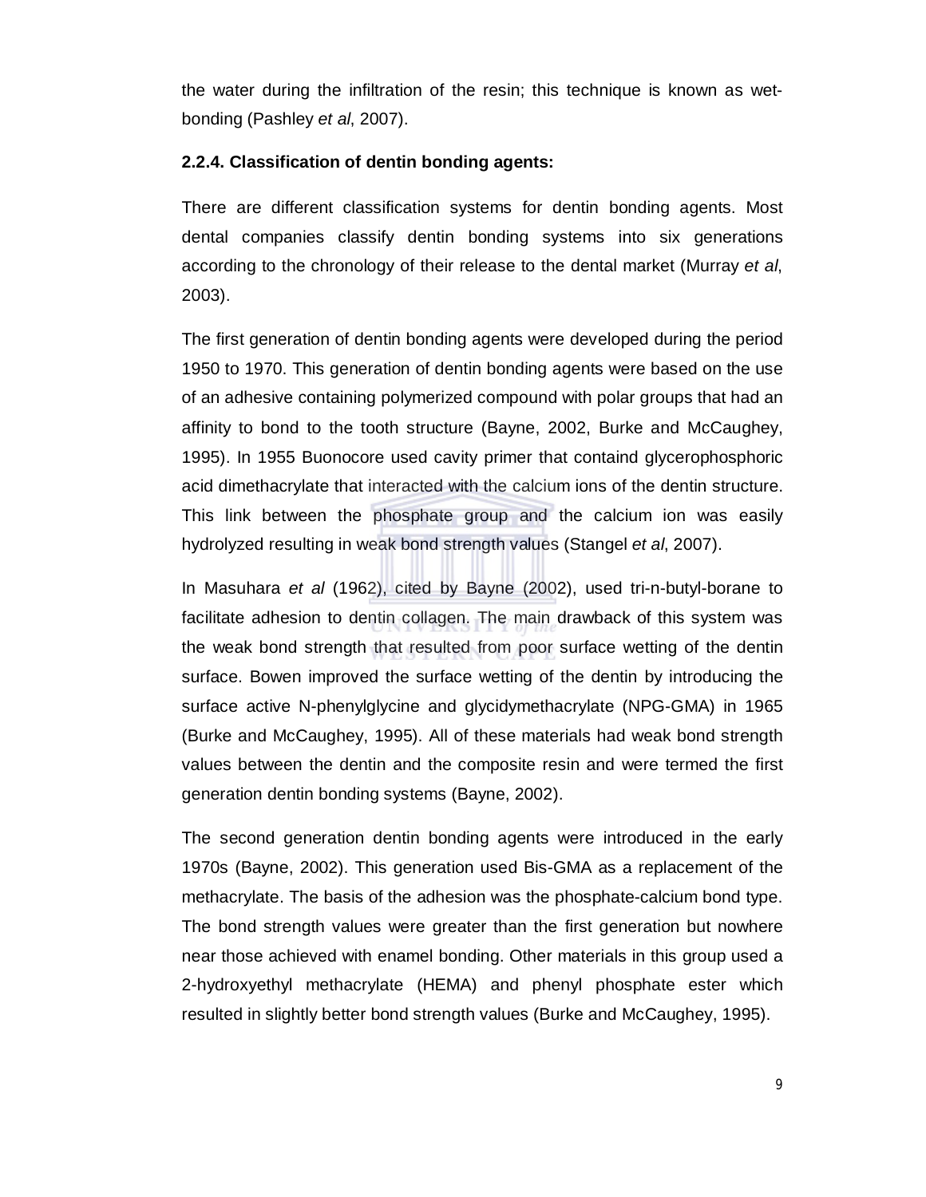the water during the infiltration of the resin; this technique is known as wet-bonding (Pashley *et al*, 2007).

### 2.2.4. Classification of dentin bonding agents:

There are different classification systems for dentin bonding agents. Most dental companies classify dentin bonding systems into six generations according to the chronology of their release to the dental market (Murray *et al*, 2003).

The first generation of dentin bonding agents were developed during the period 1950 to 1970. This generation of dentin bonding agents were based on the use of an adhesive containing polymerized compound with polar groups that had an affinity to bond to the tooth structure (Bayne, 2002, Burke and McCaughey, 1995). In 1955 Buonocore used cavity primer that containd glycerophosphoric acid dimethacrylate that interacted with the calcium ions of the dentin structure. This link between the phosphate group and the calcium ion was easily hydrolyzed resulting in weak bond strength values (Stangel *et al*, 2007).

In Masuhara *et al* (1962), cited by Bayne (2002), used tri-n-butyl-borane to facilitate adhesion to dentin collagen. The main drawback of this system was the weak bond strength that resulted from poor surface wetting of the dentin surface. Bowen improved the surface wetting of the dentin by introducing the surface active N-phenylglycine and glycidymethacrylate (NPG-GMA) in 1965 (Burke and McCaughey, 1995). All of these materials had weak bond strength values between the dentin and the composite resin and were termed the first generation dentin bonding systems (Bayne, 2002).

The second generation dentin bonding agents were introduced in the early 1970s (Bayne, 2002). This generation used Bis-GMA as a replacement of the methacrylate. The basis of the adhesion was the phosphate-calcium bond type. The bond strength values were greater than the first generation but nowhere near those achieved with enamel bonding. Other materials in this group used a 2-hydroxyethyl methacrylate (HEMA) and phenyl phosphate ester which resulted in slightly better bond strength values (Burke and McCaughey, 1995).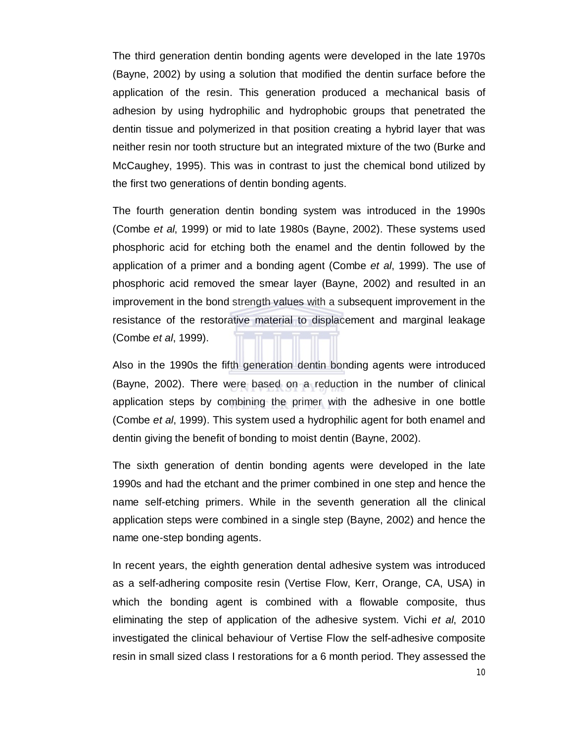The third generation dentin bonding agents were developed in the late 1970s (Bayne, 2002) by using a solution that modified the dentin surface before the application of the resin. This generation produced a mechanical basis of adhesion by using hydrophilic and hydrophobic groups that penetrated the dentin tissue and polymerized in that position creating a hybrid layer that was neither resin nor tooth structure but an integrated mixture of the two (Burke and McCaughey, 1995). This was in contrast to just the chemical bond utilized by the first two generations of dentin bonding agents.

The fourth generation dentin bonding system was introduced in the 1990s (Combe *et al*, 1999) or mid to late 1980s (Bayne, 2002). These systems used phosphoric acid for etching both the enamel and the dentin followed by the application of a primer and a bonding agent (Combe *et al*, 1999). The use of phosphoric acid removed the smear layer (Bayne, 2002) and resulted in an improvement in the bond strength values with a subsequent improvement in the resistance of the restorative material to displacement and marginal leakage (Combe *et al*, 1999).

Also in the 1990s the fifth generation dentin bonding agents were introduced (Bayne, 2002). There were based on a reduction in the number of clinical application steps by combining the primer with the adhesive in one bottle (Combe *et al*, 1999). This system used a hydrophilic agent for both enamel and dentin giving the benefit of bonding to moist dentin (Bayne, 2002).

The sixth generation of dentin bonding agents were developed in the late 1990s and had the etchant and the primer combined in one step and hence the name self-etching primers. While in the seventh generation all the clinical application steps were combined in a single step (Bayne, 2002) and hence the name one-step bonding agents.

In recent years, the eighth generation dental adhesive system was introduced as a self-adhering composite resin (Vertise Flow, Kerr, Orange, CA, USA) in which the bonding agent is combined with a flowable composite, thus eliminating the step of application of the adhesive system. Vichi *et al*, 2010 investigated the clinical behaviour of Vertise Flow the self-adhesive composite resin in small sized class I restorations for a 6 month period. They assessed the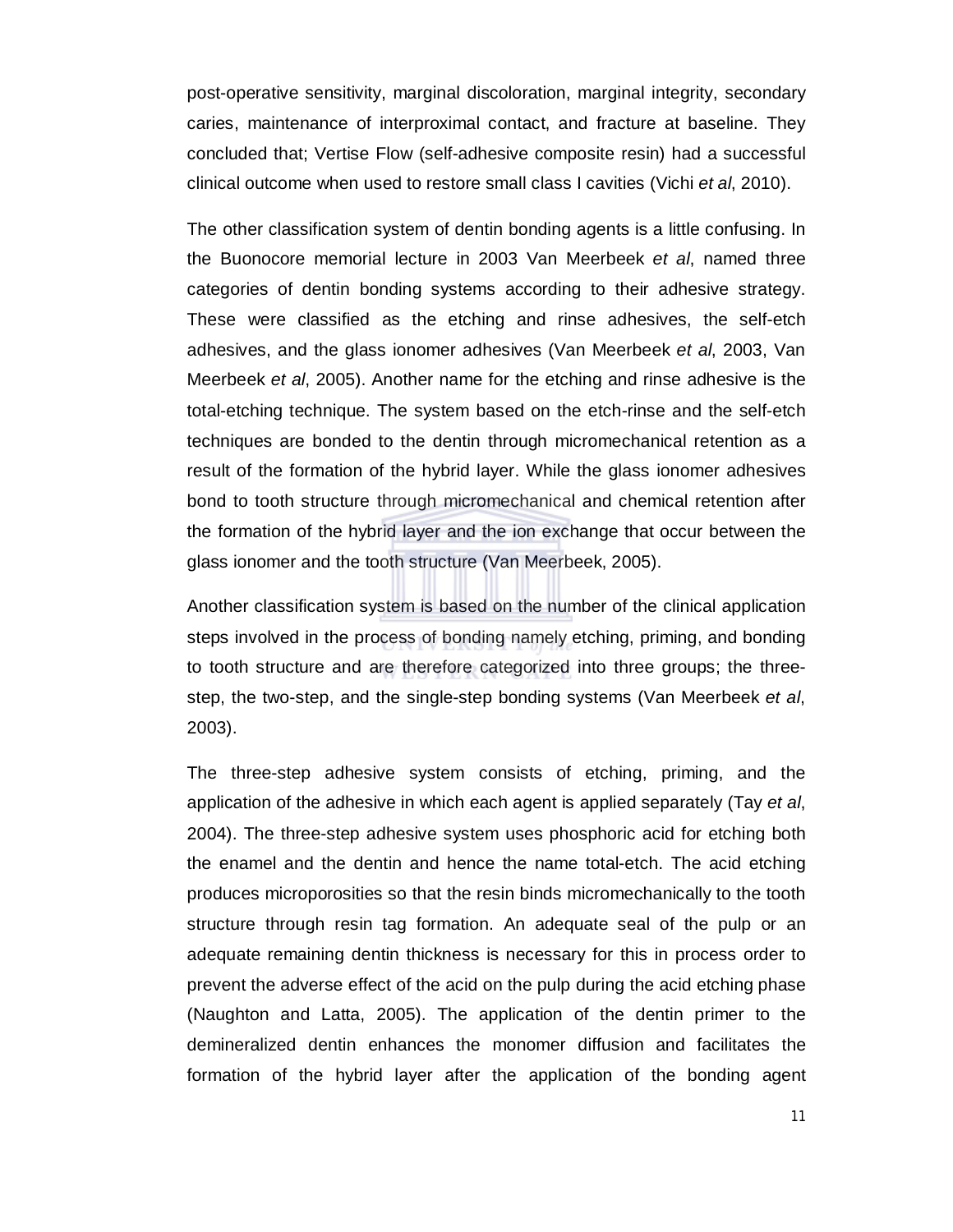post-operative sensitivity, marginal discoloration, marginal integrity, secondary caries, maintenance of interproximal contact, and fracture at baseline. They concluded that; Vertise Flow (self-adhesive composite resin) had a successful clinical outcome when used to restore small class I cavities (Vichi *et al*, 2010).

The other classification system of dentin bonding agents is a little confusing. In the Buonocore memorial lecture in 2003 Van Meerbeek *et al*, named three categories of dentin bonding systems according to their adhesive strategy. These were classified as the etching and rinse adhesives, the self-etch adhesives, and the glass ionomer adhesives (Van Meerbeek *et al*, 2003, Van Meerbeek *et al*, 2005). Another name for the etching and rinse adhesive is the total-etching technique. The system based on the etch-rinse and the self-etch techniques are bonded to the dentin through micromechanical retention as a result of the formation of the hybrid layer. While the glass ionomer adhesives bond to tooth structure through micromechanical and chemical retention after the formation of the hybrid layer and the ion exchange that occur between the glass ionomer and the tooth structure (Van Meerbeek, 2005).

Another classification system is based on the number of the clinical application steps involved in the process of bonding namely etching, priming, and bonding to tooth structure and are therefore categorized into three groups; the three-step, the two-step, and the single-step bonding systems (Van Meerbeek *et al*, 2003).

The three-step adhesive system consists of etching, priming, and the application of the adhesive in which each agent is applied separately (Tay *et al*, 2004). The three-step adhesive system uses phosphoric acid for etching both the enamel and the dentin and hence the name total-etch. The acid etching produces microporosities so that the resin binds micromechanically to the tooth structure through resin tag formation. An adequate seal of the pulp or an adequate remaining dentin thickness is necessary for this in process order to prevent the adverse effect of the acid on the pulp during the acid etching phase (Naughton and Latta, 2005). The application of the dentin primer to the demineralized dentin enhances the monomer diffusion and facilitates the formation of the hybrid layer after the application of the bonding agent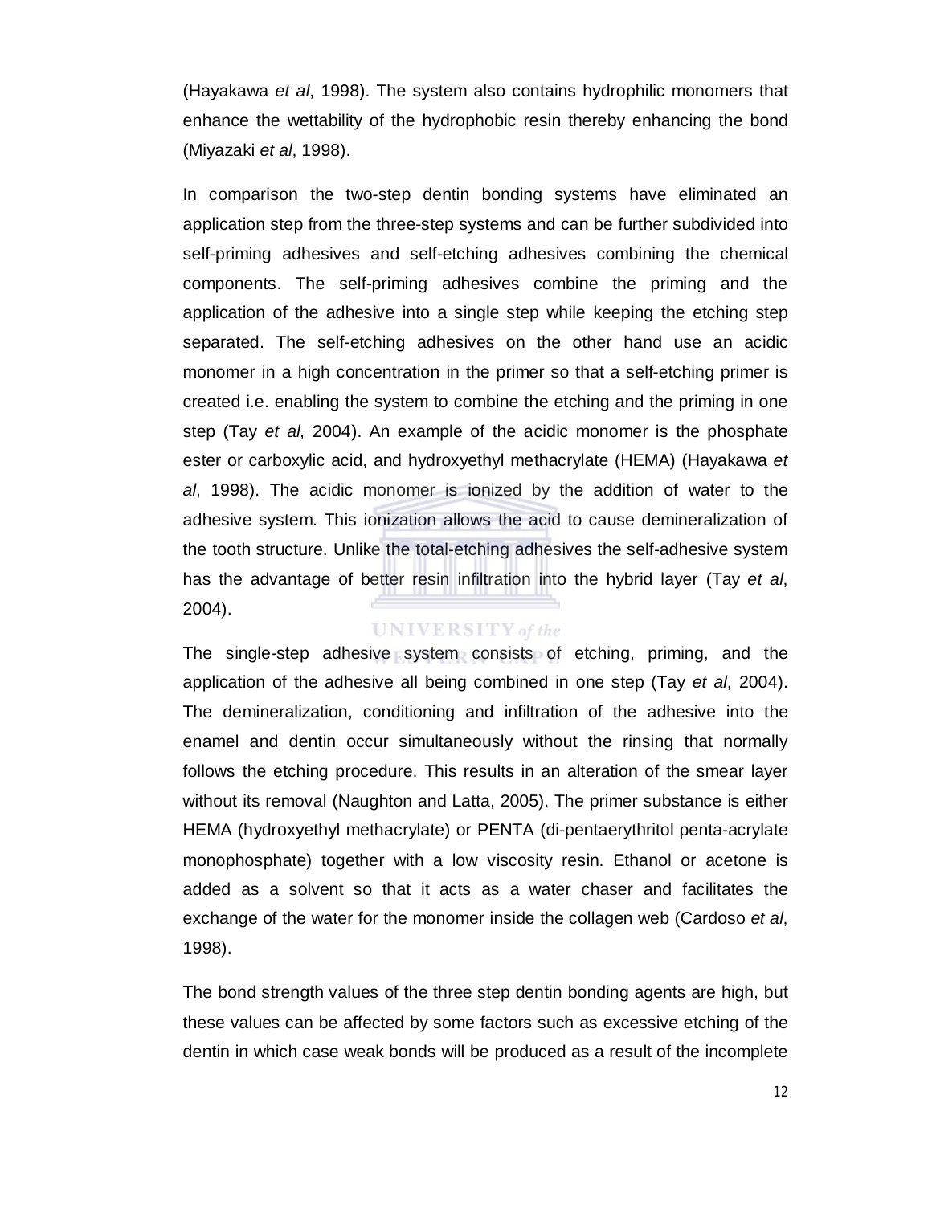(Hayakawa *et al*, 1998). The system also contains hydrophilic monomers that enhance the wettability of the hydrophobic resin thereby enhancing the bond (Miyazaki *et al*, 1998).

In comparison the two-step dentin bonding systems have eliminated an application step from the three-step systems and can be further subdivided into self-priming adhesives and self-etching adhesives combining the chemical components. The self-priming adhesives combine the priming and the application of the adhesive into a single step while keeping the etching step separated. The self-etching adhesives on the other hand use an acidic monomer in a high concentration in the primer so that a self-etching primer is created i.e. enabling the system to combine the etching and the priming in one step (Tay *et al*, 2004). An example of the acidic monomer is the phosphate ester or carboxylic acid, and hydroxyethyl methacrylate (HEMA) (Hayakawa *et al*, 1998). The acidic monomer is ionized by the addition of water to the adhesive system. This ionization allows the acid to cause demineralization of the tooth structure. Unlike the total-etching adhesives the self-adhesive system has the advantage of better resin infiltration into the hybrid layer (Tay *et al*, 2004).

The single-step adhesive system consists of etching, priming, and the application of the adhesive all being combined in one step (Tay *et al*, 2004). The demineralization, conditioning and infiltration of the adhesive into the enamel and dentin occur simultaneously without the rinsing that normally follows the etching procedure. This results in an alteration of the smear layer without its removal (Naughton and Latta, 2005). The primer substance is either HEMA (hydroxyethyl methacrylate) or PENTA (di-pentaerythritol penta-acrylate monophosphate) together with a low viscosity resin. Ethanol or acetone is added as a solvent so that it acts as a water chaser and facilitates the exchange of the water for the monomer inside the collagen web (Cardoso *et al*, 1998).

The bond strength values of the three step dentin bonding agents are high, but these values can be affected by some factors such as excessive etching of the dentin in which case weak bonds will be produced as a result of the incomplete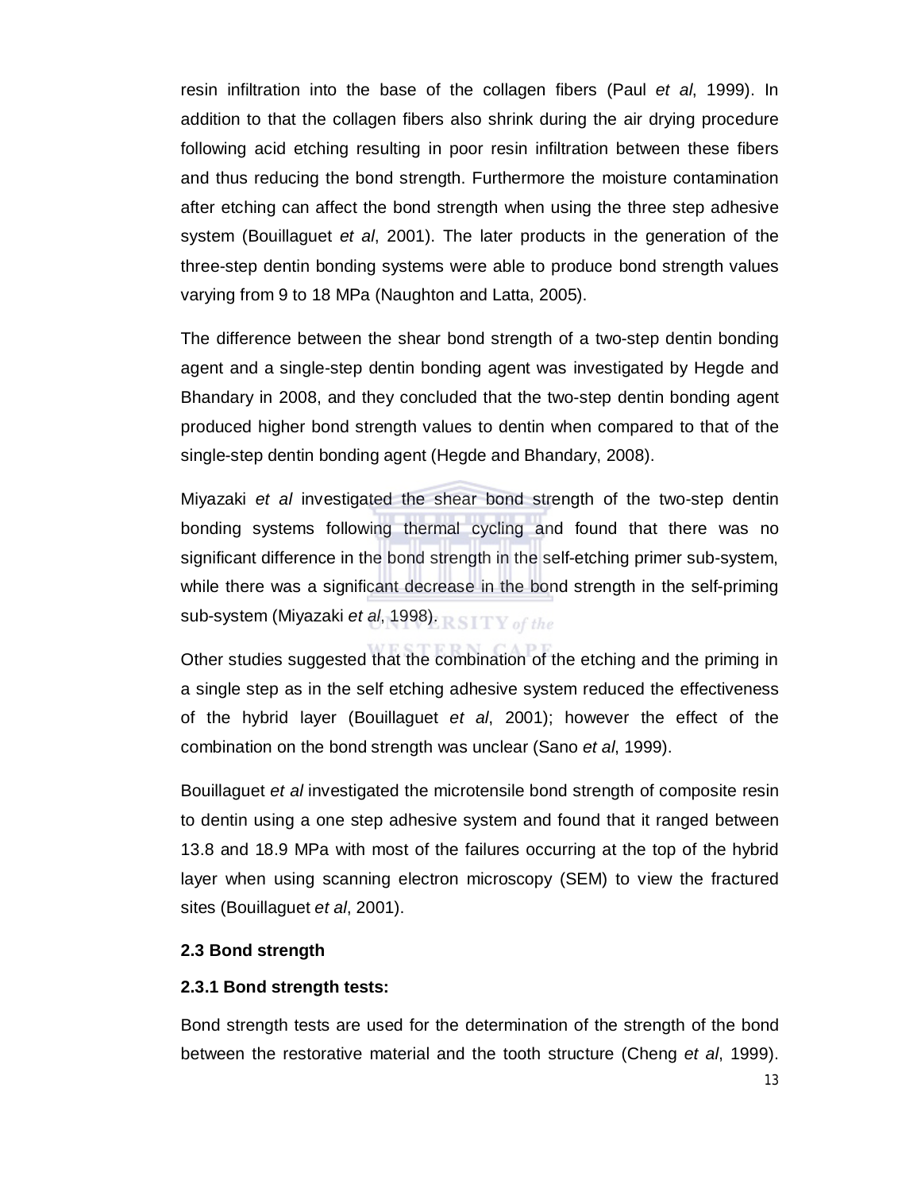resin infiltration into the base of the collagen fibers (Paul *et al*, 1999). In addition to that the collagen fibers also shrink during the air drying procedure following acid etching resulting in poor resin infiltration between these fibers and thus reducing the bond strength. Furthermore the moisture contamination after etching can affect the bond strength when using the three step adhesive system (Bouillaguet *et al*, 2001). The later products in the generation of the three-step dentin bonding systems were able to produce bond strength values varying from 9 to 18 MPa (Naughton and Latta, 2005).

The difference between the shear bond strength of a two-step dentin bonding agent and a single-step dentin bonding agent was investigated by Hegde and Bhandary in 2008, and they concluded that the two-step dentin bonding agent produced higher bond strength values to dentin when compared to that of the single-step dentin bonding agent (Hegde and Bhandary, 2008).

Miyazaki *et al* investigated the shear bond strength of the two-step dentin bonding systems following thermal cycling and found that there was no significant difference in the bond strength in the self-etching primer sub-system, while there was a significant decrease in the bond strength in the self-priming sub-system (Miyazaki *et al*, 1998).

Other studies suggested that the combination of the etching and the priming in a single step as in the self etching adhesive system reduced the effectiveness of the hybrid layer (Bouillaguet *et al*, 2001); however the effect of the combination on the bond strength was unclear (Sano *et al*, 1999).

Bouillaguet *et al* investigated the microtensile bond strength of composite resin to dentin using a one step adhesive system and found that it ranged between 13.8 and 18.9 MPa with most of the failures occurring at the top of the hybrid layer when using scanning electron microscopy (SEM) to view the fractured sites (Bouillaguet *et al*, 2001).

## 2.3 Bond strength

### 2.3.1 Bond strength tests:

Bond strength tests are used for the determination of the strength of the bond between the restorative material and the tooth structure (Cheng *et al*, 1999).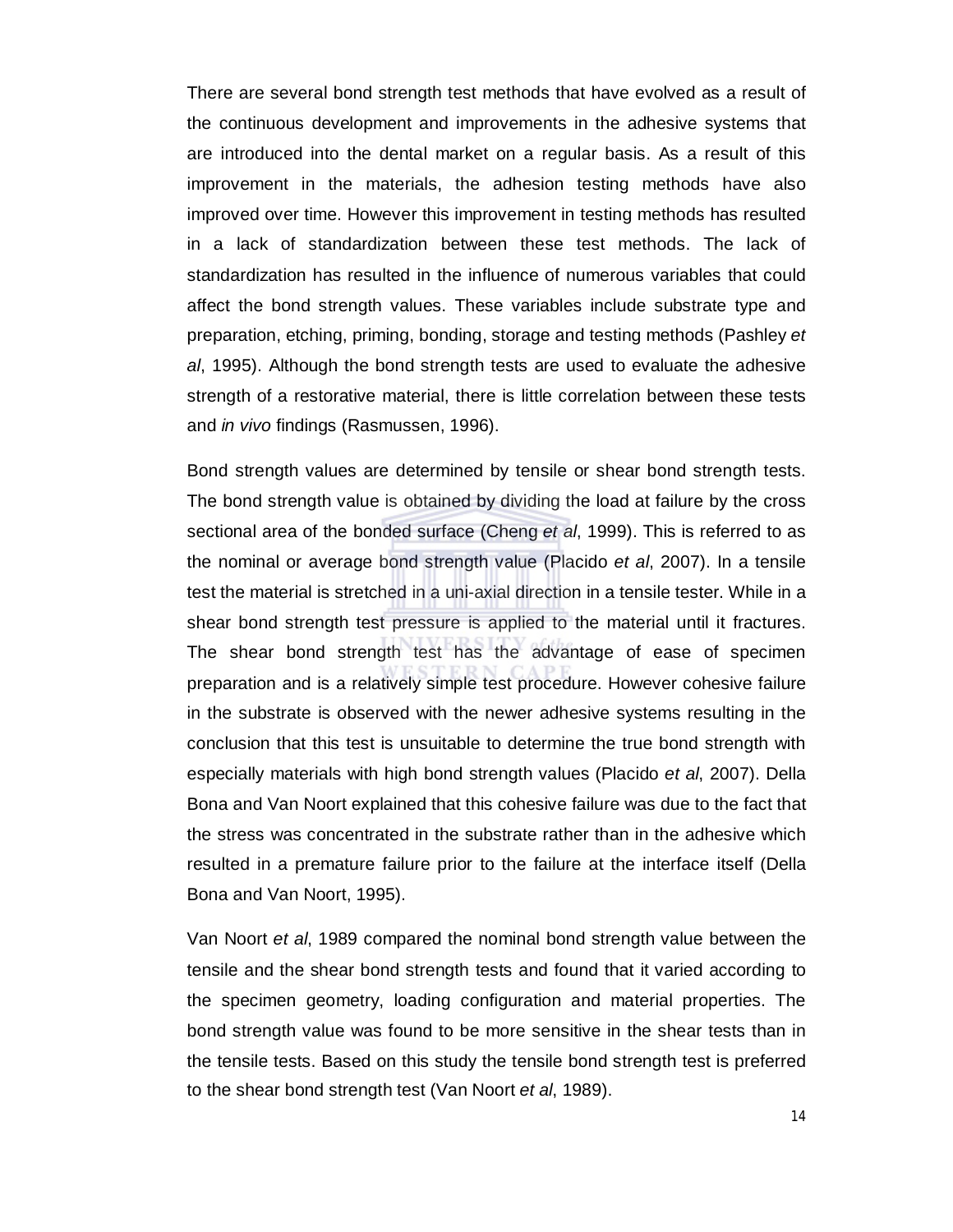There are several bond strength test methods that have evolved as a result of the continuous development and improvements in the adhesive systems that are introduced into the dental market on a regular basis. As a result of this improvement in the materials, the adhesion testing methods have also improved over time. However this improvement in testing methods has resulted in a lack of standardization between these test methods. The lack of standardization has resulted in the influence of numerous variables that could affect the bond strength values. These variables include substrate type and preparation, etching, priming, bonding, storage and testing methods (Pashley *et al*, 1995). Although the bond strength tests are used to evaluate the adhesive strength of a restorative material, there is little correlation between these tests and *in vivo* findings (Rasmussen, 1996).

Bond strength values are determined by tensile or shear bond strength tests. The bond strength value is obtained by dividing the load at failure by the cross sectional area of the bonded surface (Cheng *et al*, 1999). This is referred to as the nominal or average bond strength value (Placido *et al*, 2007). In a tensile test the material is stretched in a uni-axial direction in a tensile tester. While in a shear bond strength test pressure is applied to the material until it fractures. The shear bond strength test has the advantage of ease of specimen preparation and is a relatively simple test procedure. However cohesive failure in the substrate is observed with the newer adhesive systems resulting in the conclusion that this test is unsuitable to determine the true bond strength with especially materials with high bond strength values (Placido *et al*, 2007). Della Bona and Van Noort explained that this cohesive failure was due to the fact that the stress was concentrated in the substrate rather than in the adhesive which resulted in a premature failure prior to the failure at the interface itself (Della Bona and Van Noort, 1995).

Van Noort *et al*, 1989 compared the nominal bond strength value between the tensile and the shear bond strength tests and found that it varied according to the specimen geometry, loading configuration and material properties. The bond strength value was found to be more sensitive in the shear tests than in the tensile tests. Based on this study the tensile bond strength test is preferred to the shear bond strength test (Van Noort *et al*, 1989).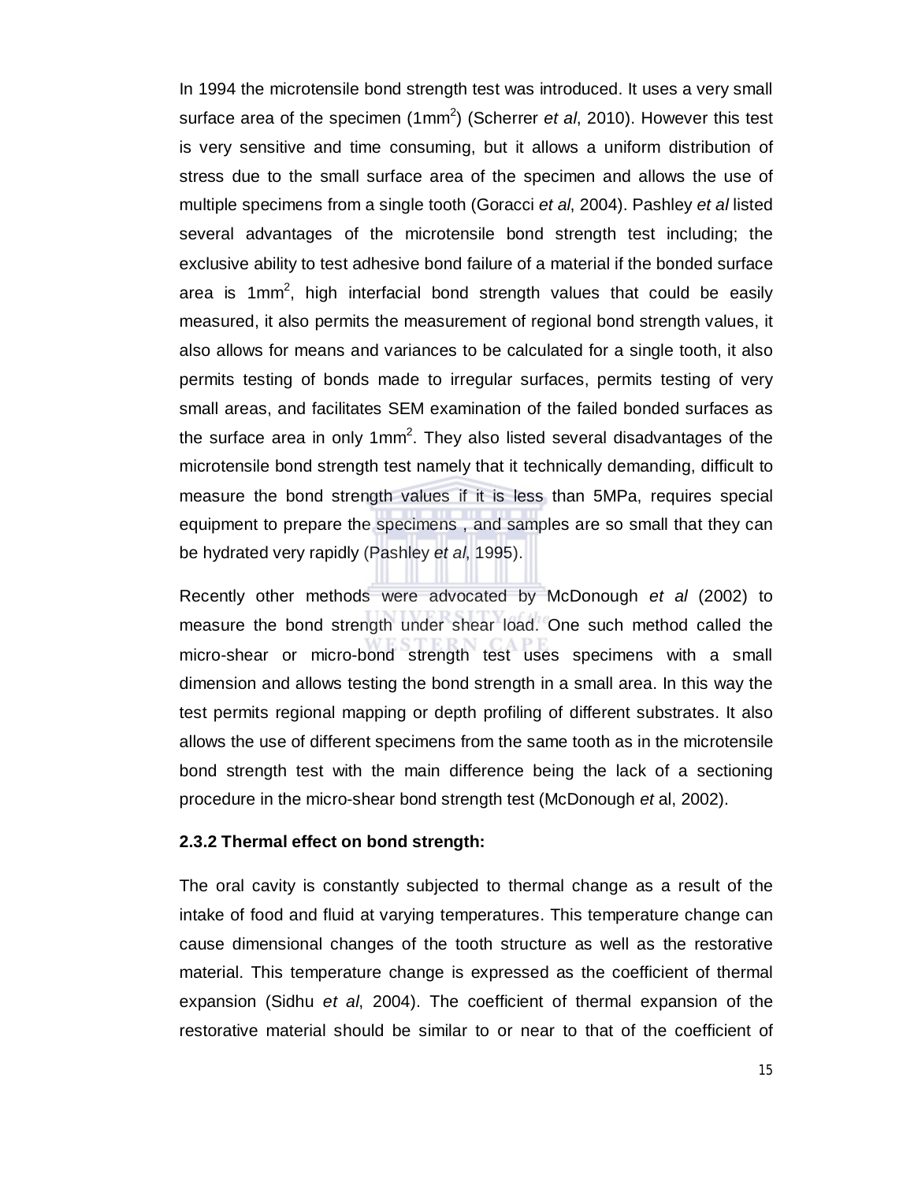In 1994 the microtensile bond strength test was introduced. It uses a very small surface area of the specimen ($1mm^2$) (Scherrer *et al*, 2010). However this test is very sensitive and time consuming, but it allows a uniform distribution of stress due to the small surface area of the specimen and allows the use of multiple specimens from a single tooth (Goracci *et al*, 2004). Pashley *et al* listed several advantages of the microtensile bond strength test including; the exclusive ability to test adhesive bond failure of a material if the bonded surface area is $1mm^2$, high interfacial bond strength values that could be easily measured, it also permits the measurement of regional bond strength values, it also allows for means and variances to be calculated for a single tooth, it also permits testing of bonds made to irregular surfaces, permits testing of very small areas, and facilitates SEM examination of the failed bonded surfaces as the surface area in only $1mm^2$. They also listed several disadvantages of the microtensile bond strength test namely that it technically demanding, difficult to measure the bond strength values if it is less than 5MPa, requires special equipment to prepare the specimens , and samples are so small that they can be hydrated very rapidly (Pashley *et al*, 1995).

Recently other methods were advocated by McDonough *et al* (2002) to measure the bond strength under shear load. One such method called the micro-shear or micro-bond strength test uses specimens with a small dimension and allows testing the bond strength in a small area. In this way the test permits regional mapping or depth profiling of different substrates. It also allows the use of different specimens from the same tooth as in the microtensile bond strength test with the main difference being the lack of a sectioning procedure in the micro-shear bond strength test (McDonough *et* al, 2002).

### 2.3.2 Thermal effect on bond strength:

The oral cavity is constantly subjected to thermal change as a result of the intake of food and fluid at varying temperatures. This temperature change can cause dimensional changes of the tooth structure as well as the restorative material. This temperature change is expressed as the coefficient of thermal expansion (Sidhu *et al*, 2004). The coefficient of thermal expansion of the restorative material should be similar to or near to that of the coefficient of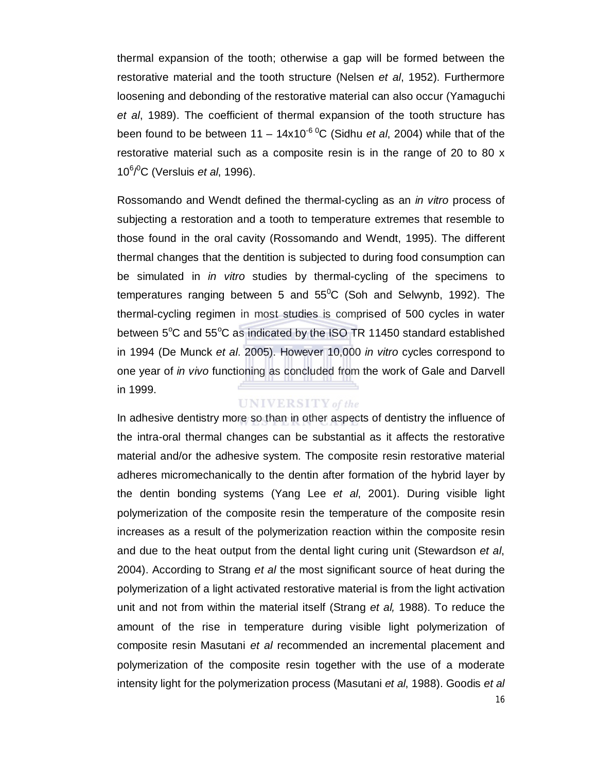thermal expansion of the tooth; otherwise a gap will be formed between the restorative material and the tooth structure (Nelsen *et al*, 1952). Furthermore loosening and debonding of the restorative material can also occur (Yamaguchi *et al*, 1989). The coefficient of thermal expansion of the tooth structure has been found to be between 11 – $14x10^{-6}\ ^{0}C$ (Sidhu *et al*, 2004) while that of the restorative material such as a composite resin is in the range of 20 to 80 x $10^{6}/^{0}C$ (Versluis *et al*, 1996).

Rossomando and Wendt defined the thermal-cycling as an *in vitro* process of subjecting a restoration and a tooth to temperature extremes that resemble to those found in the oral cavity (Rossomando and Wendt, 1995). The different thermal changes that the dentition is subjected to during food consumption can be simulated in *in vitro* studies by thermal-cycling of the specimens to temperatures ranging between 5 and $55^{0}C$ (Soh and Selwynb, 1992). The thermal-cycling regimen in most studies is comprised of 500 cycles in water between $5^{o}C$ and $55^{o}C$ as indicated by the ISO TR 11450 standard established in 1994 (De Munck *et al*. 2005). However 10,000 *in vitro* cycles correspond to one year of *in vivo* functioning as concluded from the work of Gale and Darvell in 1999.

In adhesive dentistry more so than in other aspects of dentistry the influence of the intra-oral thermal changes can be substantial as it affects the restorative material and/or the adhesive system. The composite resin restorative material adheres micromechanically to the dentin after formation of the hybrid layer by the dentin bonding systems (Yang Lee *et al*, 2001). During visible light polymerization of the composite resin the temperature of the composite resin increases as a result of the polymerization reaction within the composite resin and due to the heat output from the dental light curing unit (Stewardson *et al*, 2004). According to Strang *et al* the most significant source of heat during the polymerization of a light activated restorative material is from the light activation unit and not from within the material itself (Strang *et al,* 1988). To reduce the amount of the rise in temperature during visible light polymerization of composite resin Masutani *et al* recommended an incremental placement and polymerization of the composite resin together with the use of a moderate intensity light for the polymerization process (Masutani *et al*, 1988). Goodis *et al*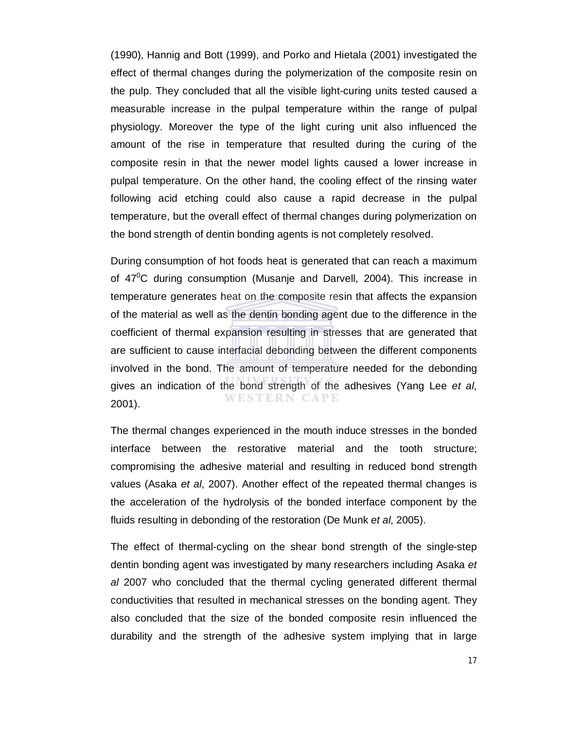(1990), Hannig and Bott (1999), and Porko and Hietala (2001) investigated the effect of thermal changes during the polymerization of the composite resin on the pulp. They concluded that all the visible light-curing units tested caused a measurable increase in the pulpal temperature within the range of pulpal physiology. Moreover the type of the light curing unit also influenced the amount of the rise in temperature that resulted during the curing of the composite resin in that the newer model lights caused a lower increase in pulpal temperature. On the other hand, the cooling effect of the rinsing water following acid etching could also cause a rapid decrease in the pulpal temperature, but the overall effect of thermal changes during polymerization on the bond strength of dentin bonding agents is not completely resolved.

During consumption of hot foods heat is generated that can reach a maximum of $47^0$C during consumption (Musanje and Darvell, 2004). This increase in temperature generates heat on the composite resin that affects the expansion of the material as well as the dentin bonding agent due to the difference in the coefficient of thermal expansion resulting in stresses that are generated that are sufficient to cause interfacial debonding between the different components involved in the bond. The amount of temperature needed for the debonding gives an indication of the bond strength of the adhesives (Yang Lee *et al*, 2001).

The thermal changes experienced in the mouth induce stresses in the bonded interface between the restorative material and the tooth structure; compromising the adhesive material and resulting in reduced bond strength values (Asaka *et al*, 2007). Another effect of the repeated thermal changes is the acceleration of the hydrolysis of the bonded interface component by the fluids resulting in debonding of the restoration (De Munk *et al*, 2005).

The effect of thermal-cycling on the shear bond strength of the single-step dentin bonding agent was investigated by many researchers including Asaka *et al* 2007 who concluded that the thermal cycling generated different thermal conductivities that resulted in mechanical stresses on the bonding agent. They also concluded that the size of the bonded composite resin influenced the durability and the strength of the adhesive system implying that in large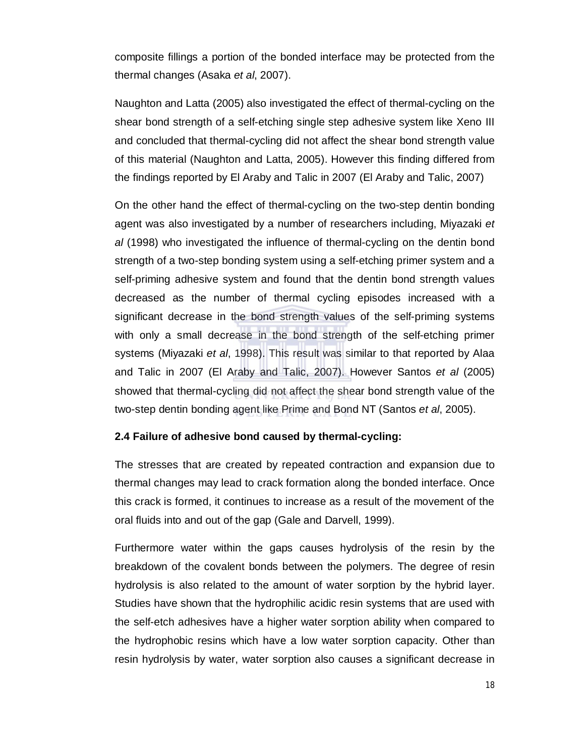composite fillings a portion of the bonded interface may be protected from the thermal changes (Asaka *et al*, 2007).

Naughton and Latta (2005) also investigated the effect of thermal-cycling on the shear bond strength of a self-etching single step adhesive system like Xeno III and concluded that thermal-cycling did not affect the shear bond strength value of this material (Naughton and Latta, 2005). However this finding differed from the findings reported by El Araby and Talic in 2007 (El Araby and Talic, 2007)

On the other hand the effect of thermal-cycling on the two-step dentin bonding agent was also investigated by a number of researchers including, Miyazaki *et al* (1998) who investigated the influence of thermal-cycling on the dentin bond strength of a two-step bonding system using a self-etching primer system and a self-priming adhesive system and found that the dentin bond strength values decreased as the number of thermal cycling episodes increased with a significant decrease in the bond strength values of the self-priming systems with only a small decrease in the bond strength of the self-etching primer systems (Miyazaki *et al*, 1998). This result was similar to that reported by Alaa and Talic in 2007 (El Araby and Talic, 2007). However Santos *et al* (2005) showed that thermal-cycling did not affect the shear bond strength value of the two-step dentin bonding agent like Prime and Bond NT (Santos *et al*, 2005).

**2.4 Failure of adhesive bond caused by thermal-cycling:**

The stresses that are created by repeated contraction and expansion due to thermal changes may lead to crack formation along the bonded interface. Once this crack is formed, it continues to increase as a result of the movement of the oral fluids into and out of the gap (Gale and Darvell, 1999).

Furthermore water within the gaps causes hydrolysis of the resin by the breakdown of the covalent bonds between the polymers. The degree of resin hydrolysis is also related to the amount of water sorption by the hybrid layer. Studies have shown that the hydrophilic acidic resin systems that are used with the self-etch adhesives have a higher water sorption ability when compared to the hydrophobic resins which have a low water sorption capacity. Other than resin hydrolysis by water, water sorption also causes a significant decrease in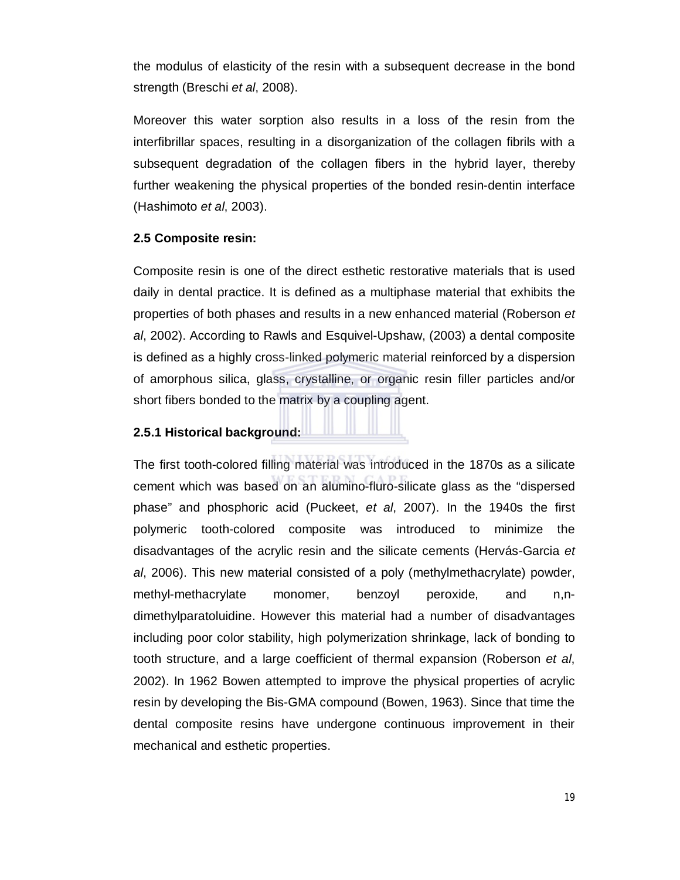the modulus of elasticity of the resin with a subsequent decrease in the bond strength (Breschi *et al*, 2008).

Moreover this water sorption also results in a loss of the resin from the interfibrillar spaces, resulting in a disorganization of the collagen fibrils with a subsequent degradation of the collagen fibers in the hybrid layer, thereby further weakening the physical properties of the bonded resin-dentin interface (Hashimoto *et al*, 2003).

### 2.5 Composite resin:

Composite resin is one of the direct esthetic restorative materials that is used daily in dental practice. It is defined as a multiphase material that exhibits the properties of both phases and results in a new enhanced material (Roberson *et al*, 2002). According to Rawls and Esquivel-Upshaw, (2003) a dental composite is defined as a highly cross-linked polymeric material reinforced by a dispersion of amorphous silica, glass, crystalline, or organic resin filler particles and/or short fibers bonded to the matrix by a coupling agent.

#### 2.5.1 Historical background:

The first tooth-colored filling material was introduced in the 1870s as a silicate cement which was based on an alumino-fluro-silicate glass as the “dispersed phase” and phosphoric acid (Puckeet, *et al*, 2007). In the 1940s the first polymeric tooth-colored composite was introduced to minimize the disadvantages of the acrylic resin and the silicate cements (Hervás-Garcia *et al*, 2006). This new material consisted of a poly (methylmethacrylate) powder, methyl-methacrylate monomer, benzoyl peroxide, and n,n-dimethylparatoluidine. However this material had a number of disadvantages including poor color stability, high polymerization shrinkage, lack of bonding to tooth structure, and a large coefficient of thermal expansion (Roberson *et al*, 2002). In 1962 Bowen attempted to improve the physical properties of acrylic resin by developing the Bis-GMA compound (Bowen, 1963). Since that time the dental composite resins have undergone continuous improvement in their mechanical and esthetic properties.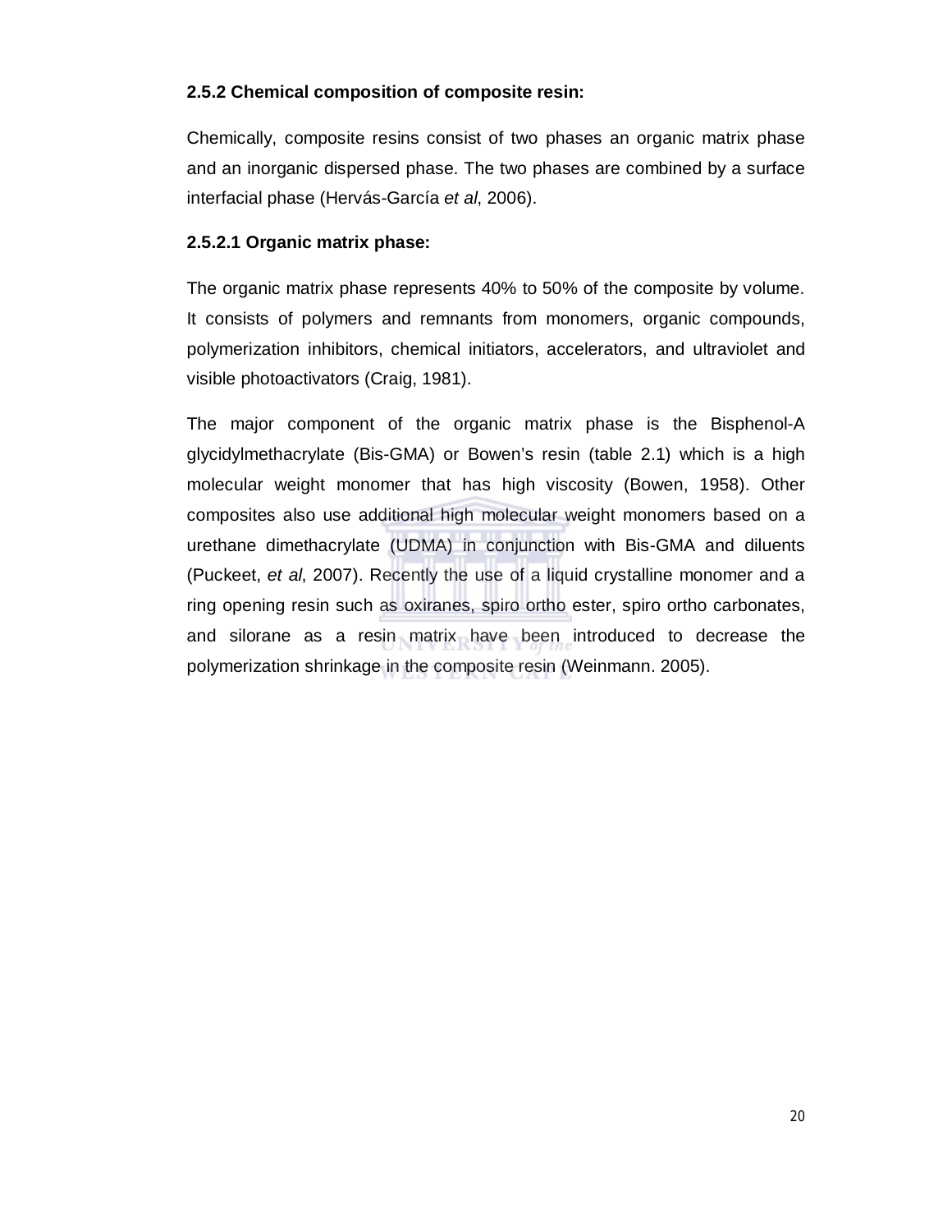### 2.5.2 Chemical composition of composite resin:

Chemically, composite resins consist of two phases an organic matrix phase and an inorganic dispersed phase. The two phases are combined by a surface interfacial phase (Hervás-García *et al*, 2006).

#### 2.5.2.1 Organic matrix phase:

The organic matrix phase represents 40% to 50% of the composite by volume. It consists of polymers and remnants from monomers, organic compounds, polymerization inhibitors, chemical initiators, accelerators, and ultraviolet and visible photoactivators (Craig, 1981).

The major component of the organic matrix phase is the Bisphenol-A glycidylmethacrylate (Bis-GMA) or Bowen's resin (table 2.1) which is a high molecular weight monomer that has high viscosity (Bowen, 1958). Other composites also use additional high molecular weight monomers based on a urethane dimethacrylate (UDMA) in conjunction with Bis-GMA and diluents (Puckeet, *et al*, 2007). Recently the use of a liquid crystalline monomer and a ring opening resin such as oxiranes, spiro ortho ester, spiro ortho carbonates, and silorane as a resin matrix have been introduced to decrease the polymerization shrinkage in the composite resin (Weinmann. 2005).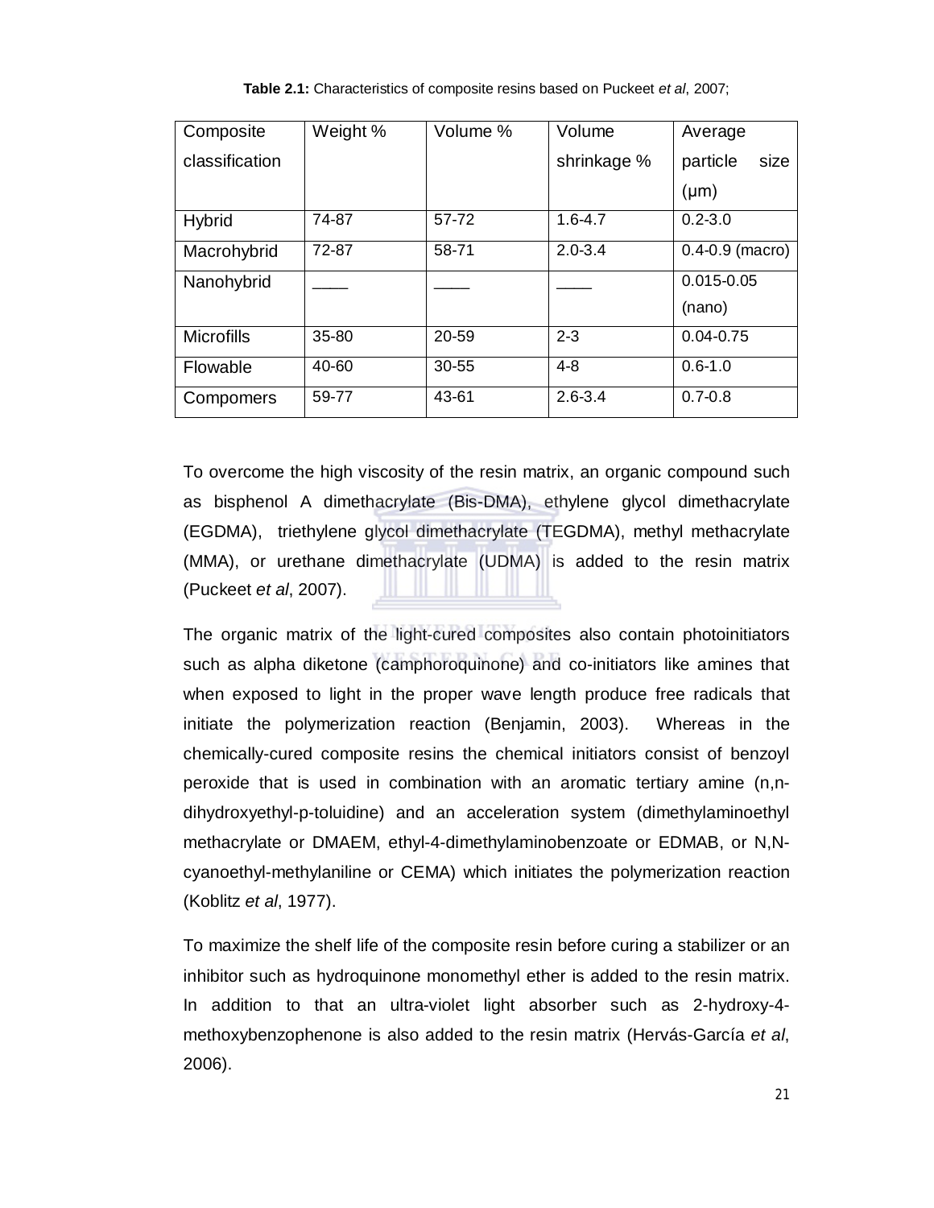**Table 2.1:** Characteristics of composite resins based on Puckeet *et al*, 2007;

| Composite classification | Weight % | Volume % | Volume shrinkage % | Average particle size (μm) |
|---|---|---|---|---|
| Hybrid | 74-87 | 57-72 | 1.6-4.7 | 0.2-3.0 |
| Macrohybrid | 72-87 | 58-71 | 2.0-3.4 | 0.4-0.9 (macro) |
| Nanohybrid | ____ | ____ | ____ | 0.015-0.05 (nano) |
| Microfills | 35-80 | 20-59 | 2-3 | 0.04-0.75 |
| Flowable | 40-60 | 30-55 | 4-8 | 0.6-1.0 |
| Compomers | 59-77 | 43-61 | 2.6-3.4 | 0.7-0.8 |

To overcome the high viscosity of the resin matrix, an organic compound such as bisphenol A dimethacrylate (Bis-DMA), ethylene glycol dimethacrylate (EGDMA), triethylene glycol dimethacrylate (TEGDMA), methyl methacrylate (MMA), or urethane dimethacrylate (UDMA) is added to the resin matrix (Puckeet *et al*, 2007).

The organic matrix of the light-cured composites also contain photoinitiators such as alpha diketone (camphoroquinone) and co-initiators like amines that when exposed to light in the proper wave length produce free radicals that initiate the polymerization reaction (Benjamin, 2003). Whereas in the chemically-cured composite resins the chemical initiators consist of benzoyl peroxide that is used in combination with an aromatic tertiary amine (n,n-dihydroxyethyl-p-toluidine) and an acceleration system (dimethylaminoethyl methacrylate or DMAEM, ethyl-4-dimethylaminobenzoate or EDMAB, or N,N-cyanoethyl-methylaniline or CEMA) which initiates the polymerization reaction (Koblitz *et al*, 1977).

To maximize the shelf life of the composite resin before curing a stabilizer or an inhibitor such as hydroquinone monomethyl ether is added to the resin matrix. In addition to that an ultra-violet light absorber such as 2-hydroxy-4-methoxybenzophenone is also added to the resin matrix (Hervás-García *et al*, 2006).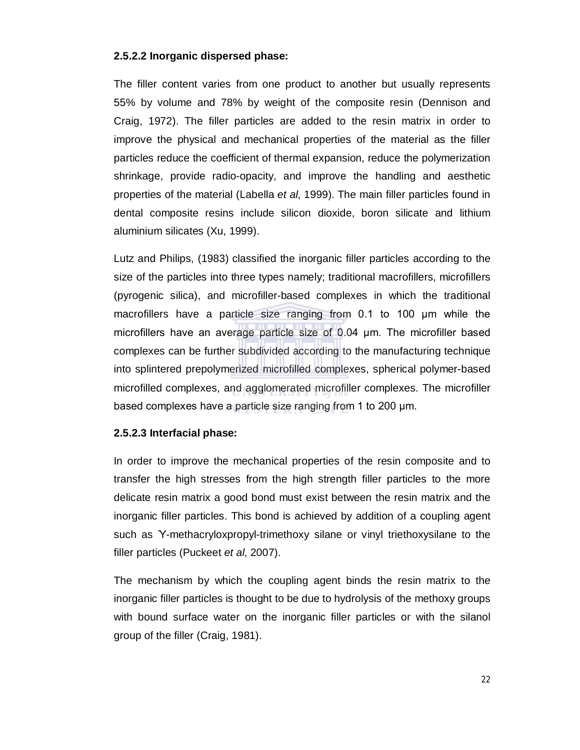#### 2.5.2.2 Inorganic dispersed phase:

The filler content varies from one product to another but usually represents 55% by volume and 78% by weight of the composite resin (Dennison and Craig, 1972). The filler particles are added to the resin matrix in order to improve the physical and mechanical properties of the material as the filler particles reduce the coefficient of thermal expansion, reduce the polymerization shrinkage, provide radio-opacity, and improve the handling and aesthetic properties of the material (Labella *et al*, 1999). The main filler particles found in dental composite resins include silicon dioxide, boron silicate and lithium aluminium silicates (Xu, 1999).

Lutz and Philips, (1983) classified the inorganic filler particles according to the size of the particles into three types namely; traditional macrofillers, microfillers (pyrogenic silica), and microfiller-based complexes in which the traditional macrofillers have a particle size ranging from 0.1 to 100 µm while the microfillers have an average particle size of 0.04 µm. The microfiller based complexes can be further subdivided according to the manufacturing technique into splintered prepolymerized microfilled complexes, spherical polymer-based microfilled complexes, and agglomerated microfiller complexes. The microfiller based complexes have a particle size ranging from 1 to 200 µm.

#### 2.5.2.3 Interfacial phase:

In order to improve the mechanical properties of the resin composite and to transfer the high stresses from the high strength filler particles to the more delicate resin matrix a good bond must exist between the resin matrix and the inorganic filler particles. This bond is achieved by addition of a coupling agent such as ϒ-methacryloxpropyl-trimethoxy silane or vinyl triethoxysilane to the filler particles (Puckeet *et al*, 2007).

The mechanism by which the coupling agent binds the resin matrix to the inorganic filler particles is thought to be due to hydrolysis of the methoxy groups with bound surface water on the inorganic filler particles or with the silanol group of the filler (Craig, 1981).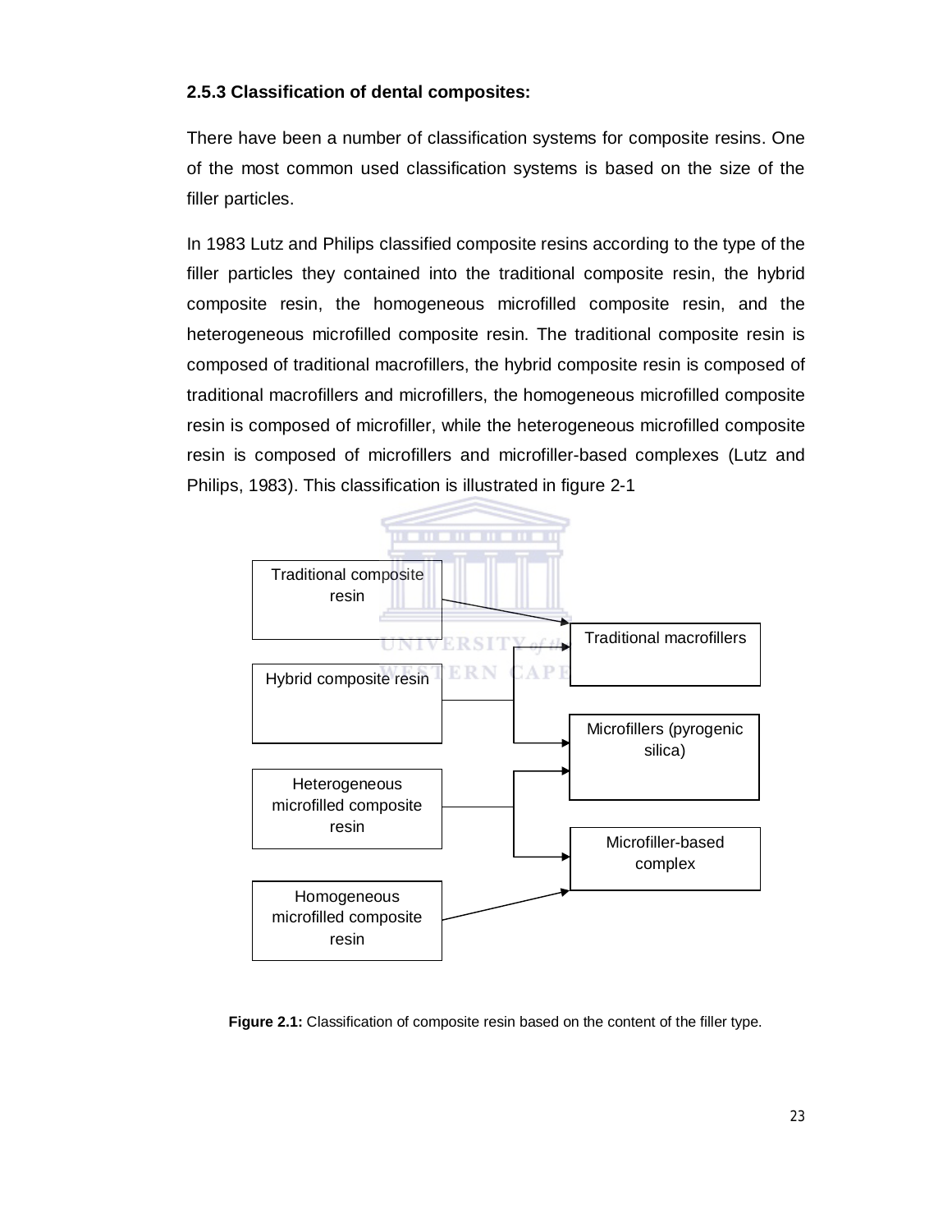### 2.5.3 Classification of dental composites:

There have been a number of classification systems for composite resins. One of the most common used classification systems is based on the size of the filler particles.

In 1983 Lutz and Philips classified composite resins according to the type of the filler particles they contained into the traditional composite resin, the hybrid composite resin, the homogeneous microfilled composite resin, and the heterogeneous microfilled composite resin. The traditional composite resin is composed of traditional macrofillers, the hybrid composite resin is composed of traditional macrofillers and microfillers, the homogeneous microfilled composite resin is composed of microfiller, while the heterogeneous microfilled composite resin is composed of microfillers and microfiller-based complexes (Lutz and Philips, 1983). This classification is illustrated in figure 2-1

Traditional composite resin

Hybrid composite resin

Heterogeneous microfilled composite resin

Homogeneous microfilled composite resin

Traditional macrofillers

Microfillers (pyrogenic silica)

Microfiller-based complex

**Figure 2.1:** Classification of composite resin based on the content of the filler type.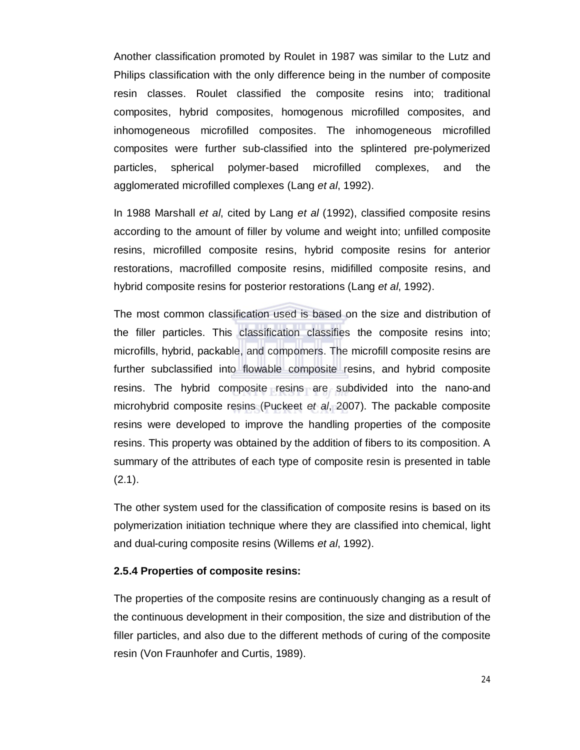Another classification promoted by Roulet in 1987 was similar to the Lutz and Philips classification with the only difference being in the number of composite resin classes. Roulet classified the composite resins into; traditional composites, hybrid composites, homogenous microfilled composites, and inhomogeneous microfilled composites. The inhomogeneous microfilled composites were further sub-classified into the splintered pre-polymerized particles, spherical polymer-based microfilled complexes, and the agglomerated microfilled complexes (Lang *et al*, 1992).

In 1988 Marshall *et al*, cited by Lang *et al* (1992), classified composite resins according to the amount of filler by volume and weight into; unfilled composite resins, microfilled composite resins, hybrid composite resins for anterior restorations, macrofilled composite resins, midifilled composite resins, and hybrid composite resins for posterior restorations (Lang *et al*, 1992).

The most common classification used is based on the size and distribution of the filler particles. This classification classifies the composite resins into; microfills, hybrid, packable, and compomers. The microfill composite resins are further subclassified into flowable composite resins, and hybrid composite resins. The hybrid composite resins are subdivided into the nano-and microhybrid composite resins (Puckeet *et al*, 2007). The packable composite resins were developed to improve the handling properties of the composite resins. This property was obtained by the addition of fibers to its composition. A summary of the attributes of each type of composite resin is presented in table (2.1).

The other system used for the classification of composite resins is based on its polymerization initiation technique where they are classified into chemical, light and dual-curing composite resins (Willems *et al*, 1992).

**2.5.4 Properties of composite resins:**

The properties of the composite resins are continuously changing as a result of the continuous development in their composition, the size and distribution of the filler particles, and also due to the different methods of curing of the composite resin (Von Fraunhofer and Curtis, 1989).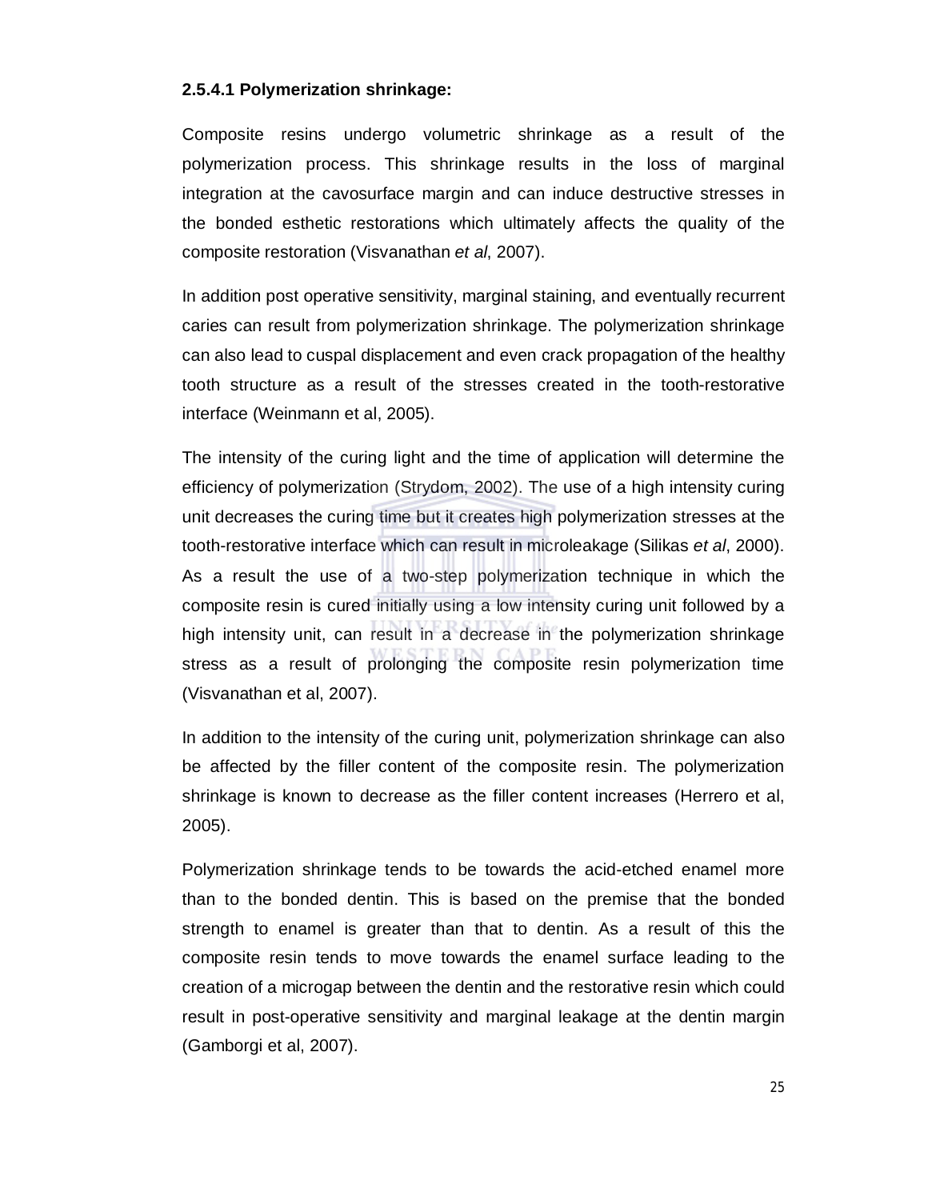#### 2.5.4.1 Polymerization shrinkage:

Composite resins undergo volumetric shrinkage as a result of the polymerization process. This shrinkage results in the loss of marginal integration at the cavosurface margin and can induce destructive stresses in the bonded esthetic restorations which ultimately affects the quality of the composite restoration (Visvanathan *et al*, 2007).

In addition post operative sensitivity, marginal staining, and eventually recurrent caries can result from polymerization shrinkage. The polymerization shrinkage can also lead to cuspal displacement and even crack propagation of the healthy tooth structure as a result of the stresses created in the tooth-restorative interface (Weinmann et al, 2005).

The intensity of the curing light and the time of application will determine the efficiency of polymerization (Strydom, 2002). The use of a high intensity curing unit decreases the curing time but it creates high polymerization stresses at the tooth-restorative interface which can result in microleakage (Silikas *et al*, 2000). As a result the use of a two-step polymerization technique in which the composite resin is cured initially using a low intensity curing unit followed by a high intensity unit, can result in a decrease in the polymerization shrinkage stress as a result of prolonging the composite resin polymerization time (Visvanathan et al, 2007).

In addition to the intensity of the curing unit, polymerization shrinkage can also be affected by the filler content of the composite resin. The polymerization shrinkage is known to decrease as the filler content increases (Herrero et al, 2005).

Polymerization shrinkage tends to be towards the acid-etched enamel more than to the bonded dentin. This is based on the premise that the bonded strength to enamel is greater than that to dentin. As a result of this the composite resin tends to move towards the enamel surface leading to the creation of a microgap between the dentin and the restorative resin which could result in post-operative sensitivity and marginal leakage at the dentin margin (Gamborgi et al, 2007).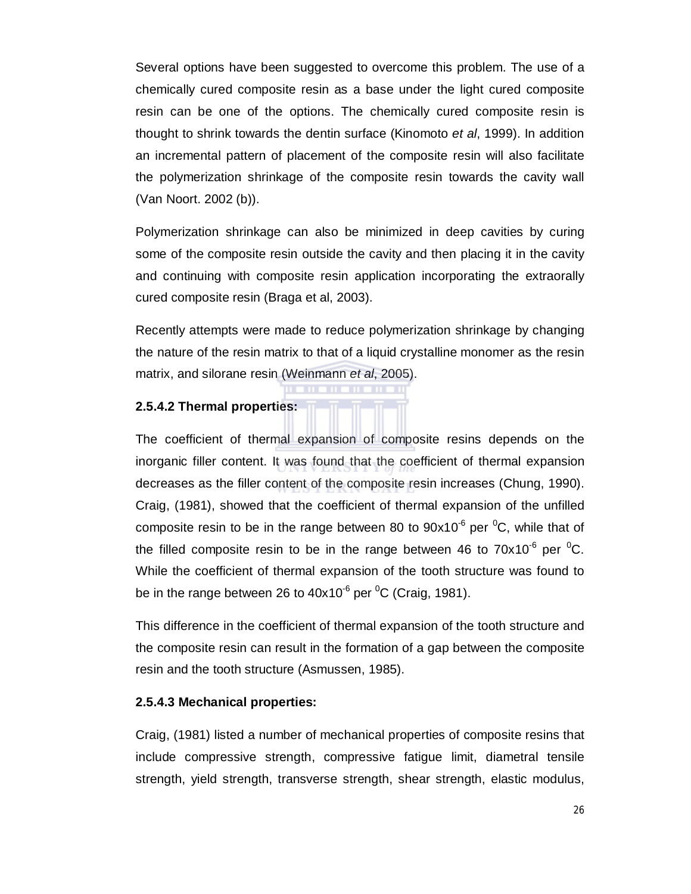Several options have been suggested to overcome this problem. The use of a chemically cured composite resin as a base under the light cured composite resin can be one of the options. The chemically cured composite resin is thought to shrink towards the dentin surface (Kinomoto *et al*, 1999). In addition an incremental pattern of placement of the composite resin will also facilitate the polymerization shrinkage of the composite resin towards the cavity wall (Van Noort. 2002 (b)).

Polymerization shrinkage can also be minimized in deep cavities by curing some of the composite resin outside the cavity and then placing it in the cavity and continuing with composite resin application incorporating the extraorally cured composite resin (Braga et al, 2003).

Recently attempts were made to reduce polymerization shrinkage by changing the nature of the resin matrix to that of a liquid crystalline monomer as the resin matrix, and silorane resin (Weinmann *et al*, 2005).

**2.5.4.2 Thermal properties:**

The coefficient of thermal expansion of composite resins depends on the inorganic filler content. It was found that the coefficient of thermal expansion decreases as the filler content of the composite resin increases (Chung, 1990). Craig, (1981), showed that the coefficient of thermal expansion of the unfilled composite resin to be in the range between 80 to $90x10^{-6}$ per $^{0}C$, while that of the filled composite resin to be in the range between 46 to $70x10^{-6}$ per $^{0}C$. While the coefficient of thermal expansion of the tooth structure was found to be in the range between 26 to $40x10^{-6}$ per $^{0}C$ (Craig, 1981).

This difference in the coefficient of thermal expansion of the tooth structure and the composite resin can result in the formation of a gap between the composite resin and the tooth structure (Asmussen, 1985).

**2.5.4.3 Mechanical properties:**

Craig, (1981) listed a number of mechanical properties of composite resins that include compressive strength, compressive fatigue limit, diametral tensile strength, yield strength, transverse strength, shear strength, elastic modulus,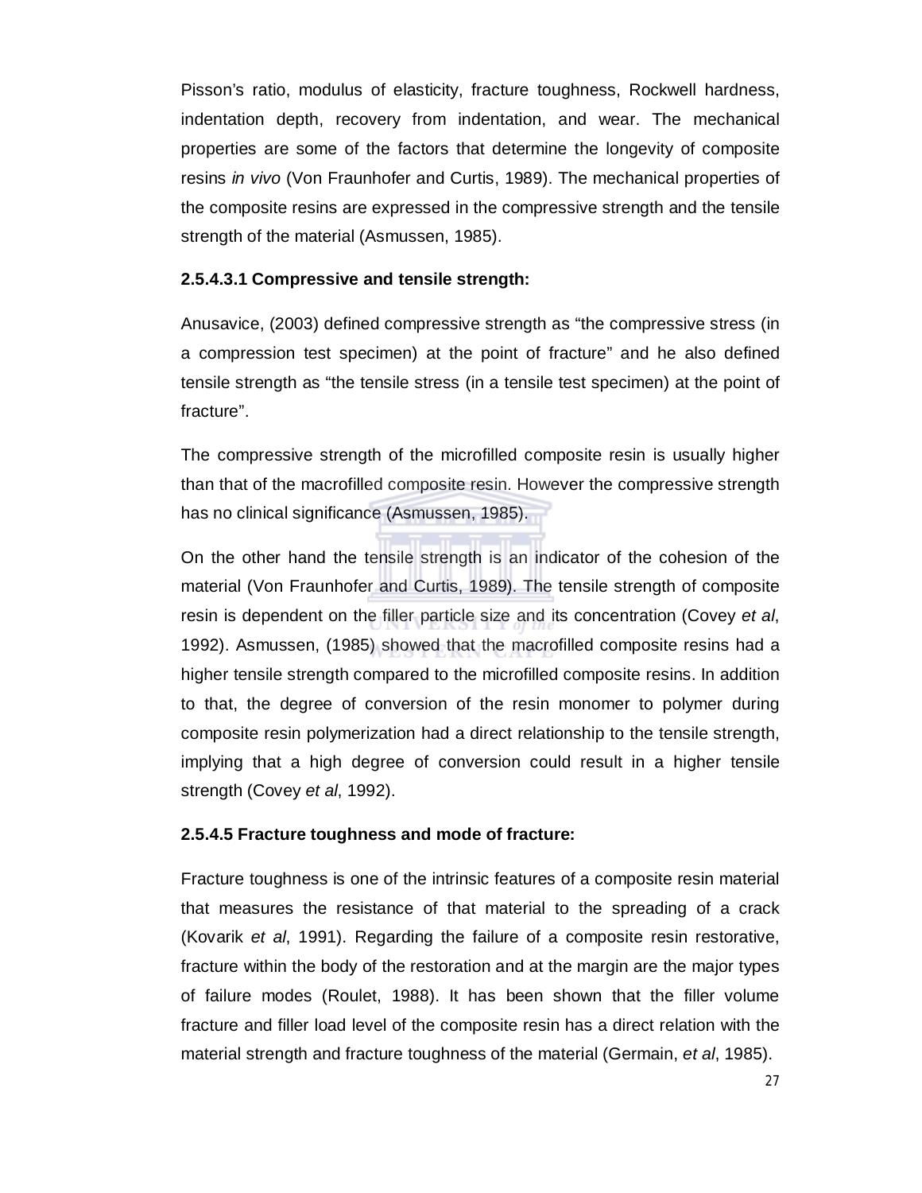Pisson's ratio, modulus of elasticity, fracture toughness, Rockwell hardness, indentation depth, recovery from indentation, and wear. The mechanical properties are some of the factors that determine the longevity of composite resins *in vivo* (Von Fraunhofer and Curtis, 1989). The mechanical properties of the composite resins are expressed in the compressive strength and the tensile strength of the material (Asmussen, 1985).

#### 2.5.4.3.1 Compressive and tensile strength:

Anusavice, (2003) defined compressive strength as "the compressive stress (in a compression test specimen) at the point of fracture" and he also defined tensile strength as "the tensile stress (in a tensile test specimen) at the point of fracture".

The compressive strength of the microfilled composite resin is usually higher than that of the macrofilled composite resin. However the compressive strength has no clinical significance (Asmussen, 1985).

On the other hand the tensile strength is an indicator of the cohesion of the material (Von Fraunhofer and Curtis, 1989). The tensile strength of composite resin is dependent on the filler particle size and its concentration (Covey *et al*, 1992). Asmussen, (1985) showed that the macrofilled composite resins had a higher tensile strength compared to the microfilled composite resins. In addition to that, the degree of conversion of the resin monomer to polymer during composite resin polymerization had a direct relationship to the tensile strength, implying that a high degree of conversion could result in a higher tensile strength (Covey *et al*, 1992).

#### 2.5.4.5 Fracture toughness and mode of fracture:

Fracture toughness is one of the intrinsic features of a composite resin material that measures the resistance of that material to the spreading of a crack (Kovarik *et al*, 1991). Regarding the failure of a composite resin restorative, fracture within the body of the restoration and at the margin are the major types of failure modes (Roulet, 1988). It has been shown that the filler volume fracture and filler load level of the composite resin has a direct relation with the material strength and fracture toughness of the material (Germain, *et al*, 1985).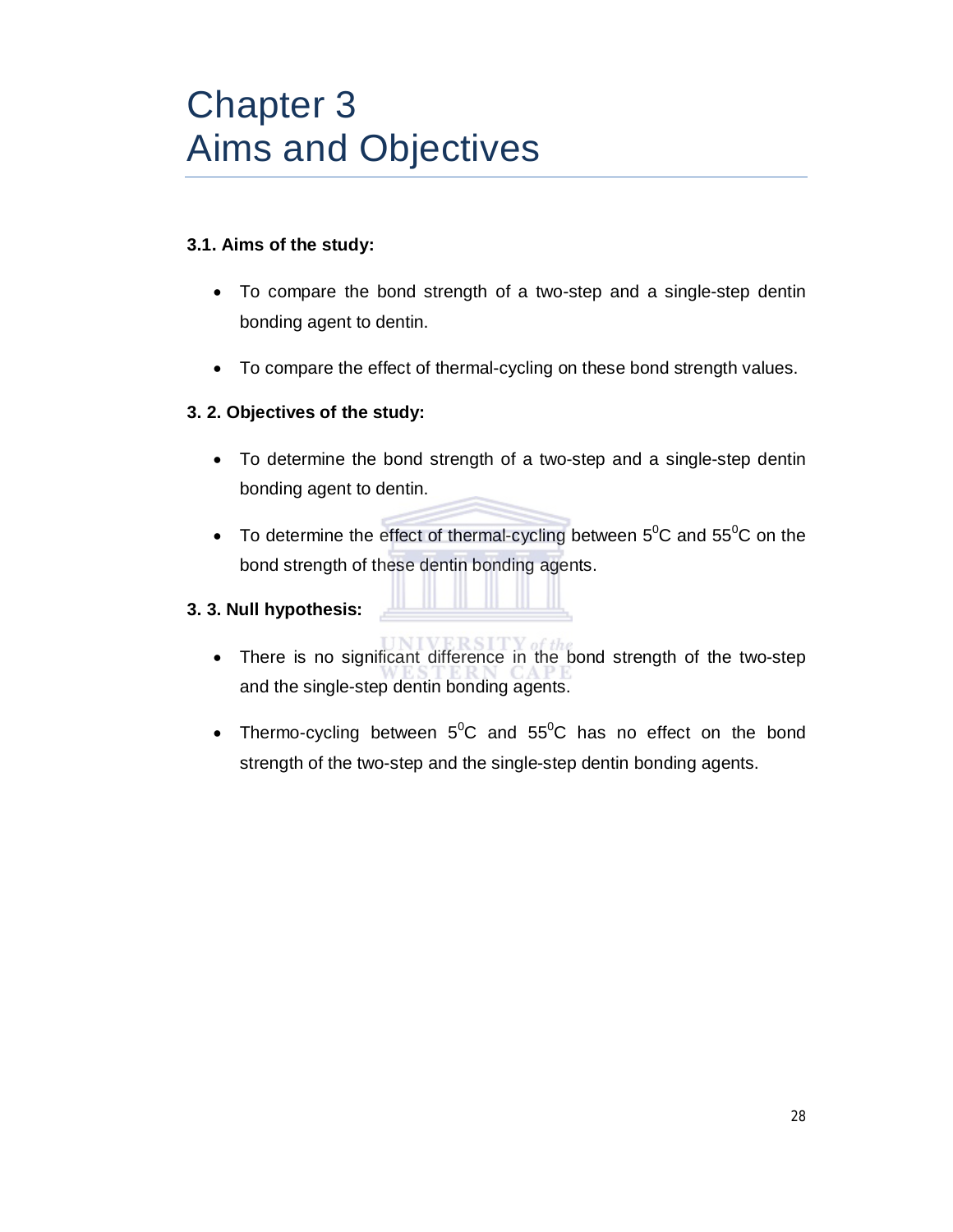# Chapter 3
# Aims and Objectives

**3.1. Aims of the study:**

- To compare the bond strength of a two-step and a single-step dentin bonding agent to dentin.
- To compare the effect of thermal-cycling on these bond strength values.

**3. 2. Objectives of the study:**

- To determine the bond strength of a two-step and a single-step dentin bonding agent to dentin.
- To determine the effect of thermal-cycling between $5^0$C and $55^0$C on the bond strength of these dentin bonding agents.

**3. 3. Null hypothesis:**

- There is no significant difference in the bond strength of the two-step and the single-step dentin bonding agents.
- Thermo-cycling between $5^0$C and $55^0$C has no effect on the bond strength of the two-step and the single-step dentin bonding agents.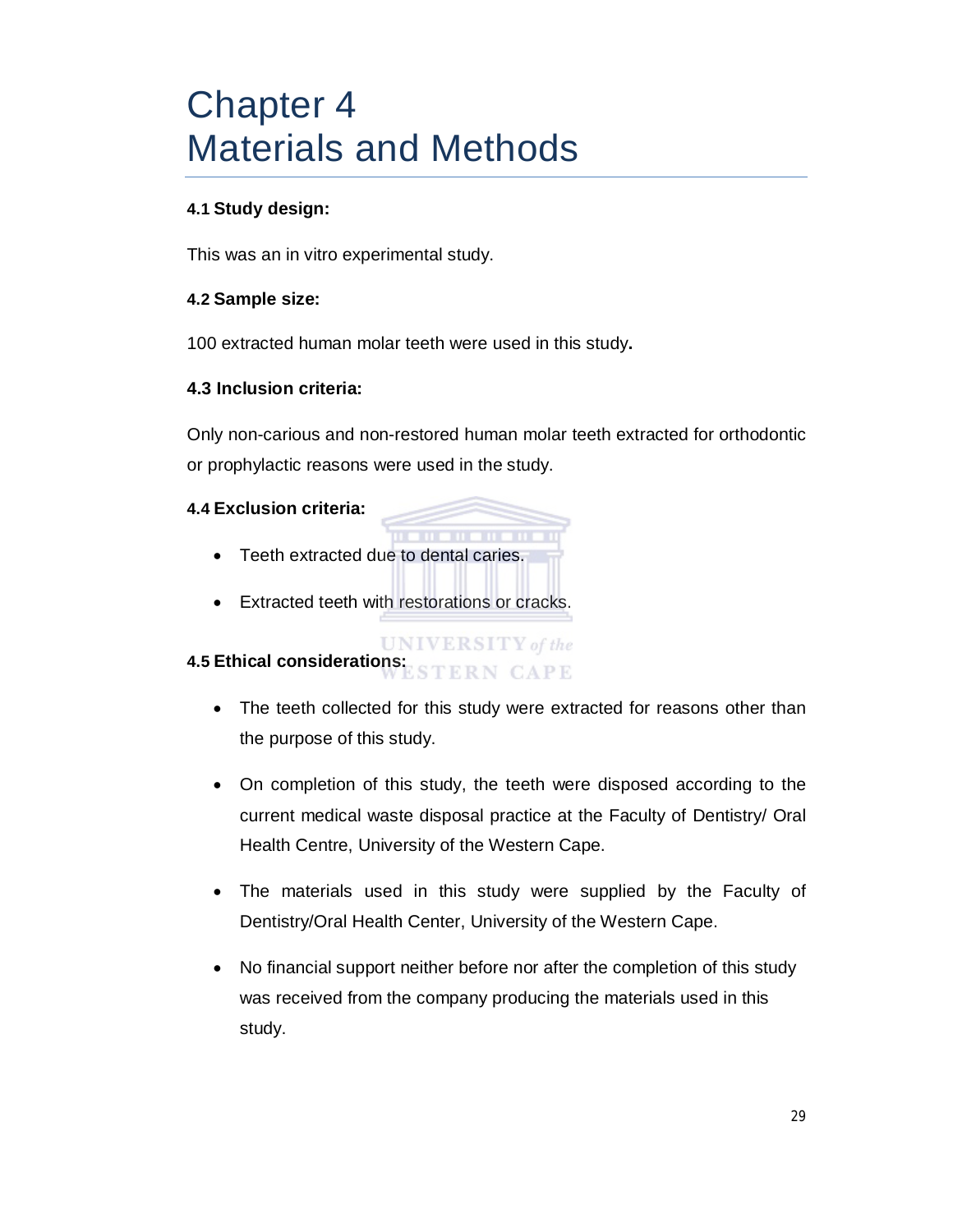# Chapter 4
# Materials and Methods

**4.1 Study design:**

This was an in vitro experimental study.

**4.2 Sample size:**

100 extracted human molar teeth were used in this study**.**

**4.3 Inclusion criteria:**

Only non-carious and non-restored human molar teeth extracted for orthodontic or prophylactic reasons were used in the study.

**4.4 Exclusion criteria:**

- Teeth extracted due to dental caries.
- Extracted teeth with restorations or cracks.

**4.5 Ethical considerations:**

- The teeth collected for this study were extracted for reasons other than the purpose of this study.
- On completion of this study, the teeth were disposed according to the current medical waste disposal practice at the Faculty of Dentistry/ Oral Health Centre, University of the Western Cape.
- The materials used in this study were supplied by the Faculty of Dentistry/Oral Health Center, University of the Western Cape.
- No financial support neither before nor after the completion of this study was received from the company producing the materials used in this study.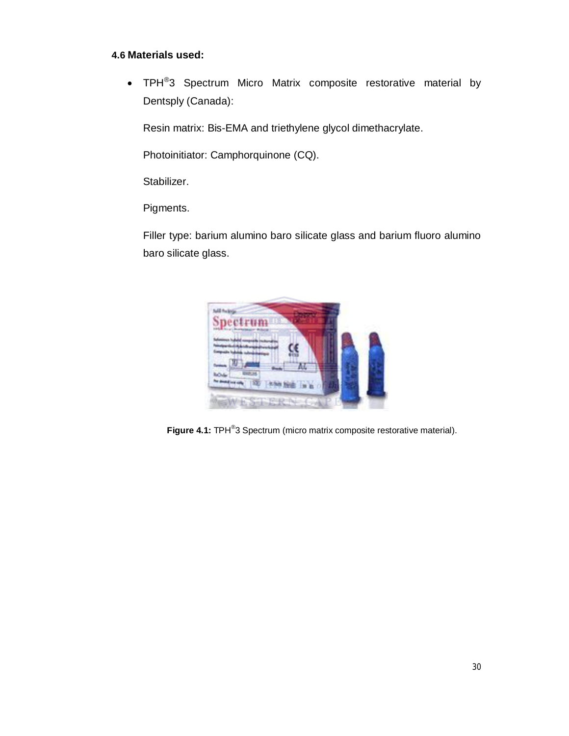### 4.6 Materials used:

- TPH®3 Spectrum Micro Matrix composite restorative material by Dentsply (Canada):

  Resin matrix: Bis-EMA and triethylene glycol dimethacrylate.

  Photoinitiator: Camphorquinone (CQ).

  Stabilizer.

  Pigments.

  Filler type: barium alumino baro silicate glass and barium fluoro alumino baro silicate glass.

**Figure 4.1:** TPH®3 Spectrum (micro matrix composite restorative material).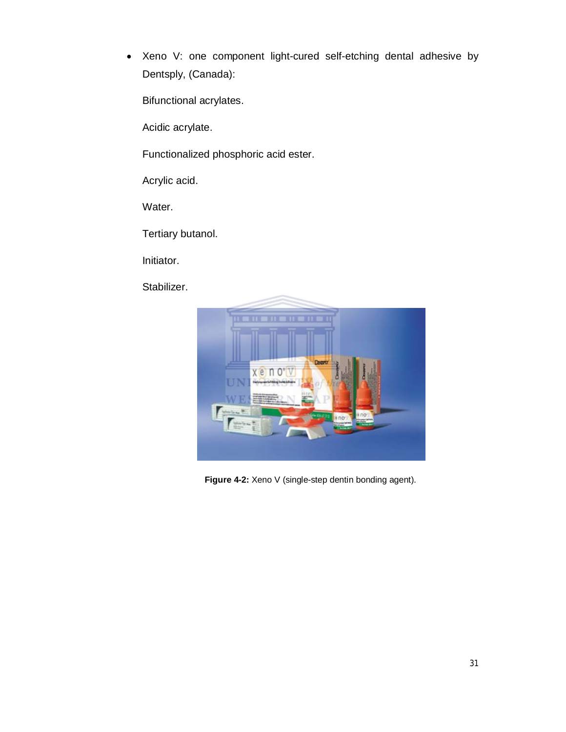- Xeno V: one component light-cured self-etching dental adhesive by Dentsply, (Canada):

  Bifunctional acrylates.

  Acidic acrylate.

  Functionalized phosphoric acid ester.

  Acrylic acid.

  Water.

  Tertiary butanol.

  Initiator.

  Stabilizer.

**Figure 4-2:** Xeno V (single-step dentin bonding agent).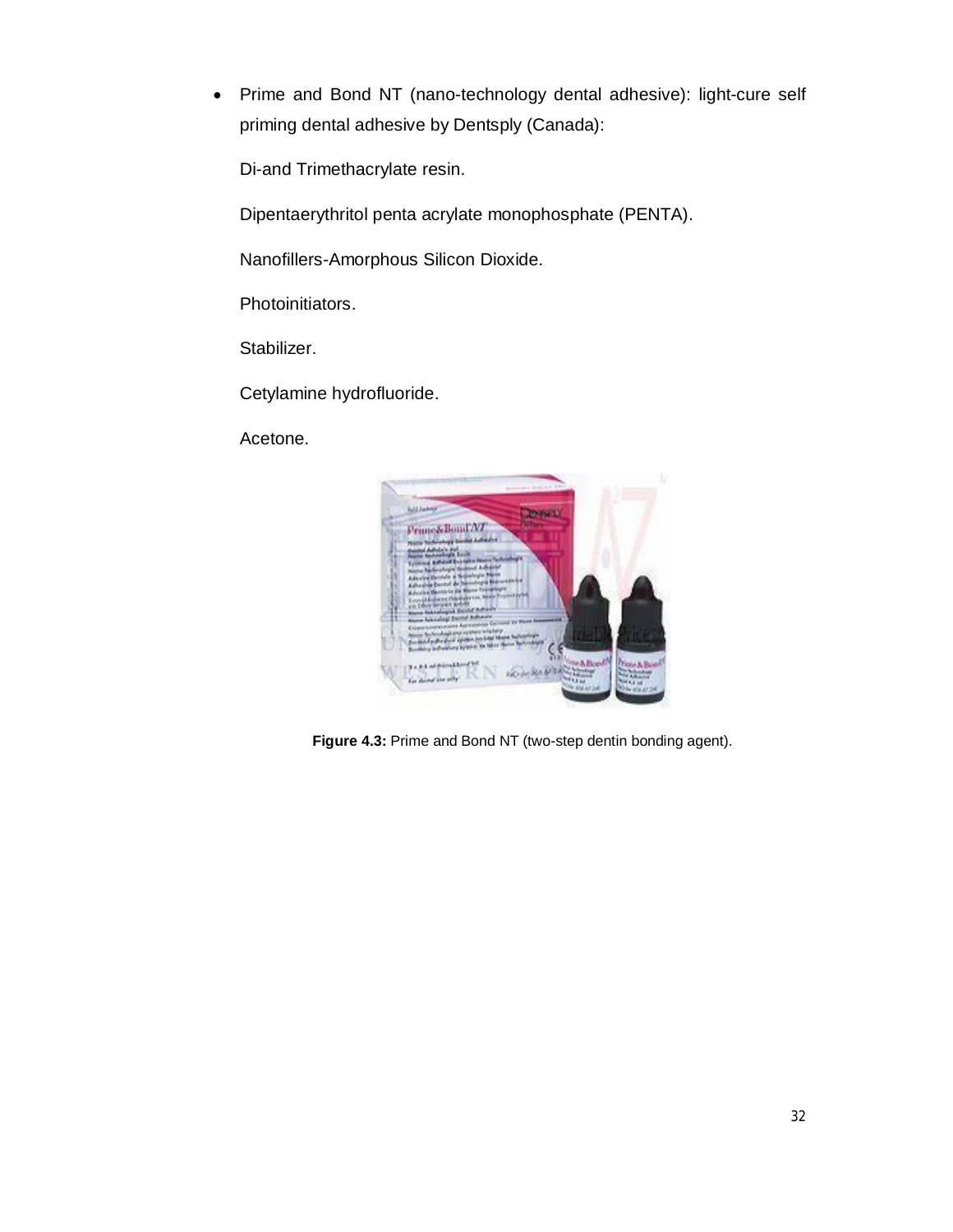- Prime and Bond NT (nano-technology dental adhesive): light-cure self priming dental adhesive by Dentsply (Canada):

  Di-and Trimethacrylate resin.

  Dipentaerythritol penta acrylate monophosphate (PENTA).

  Nanofillers-Amorphous Silicon Dioxide.

  Photoinitiators.

  Stabilizer.

  Cetylamine hydrofluoride.

  Acetone.

**Figure 4.3:** Prime and Bond NT (two-step dentin bonding agent).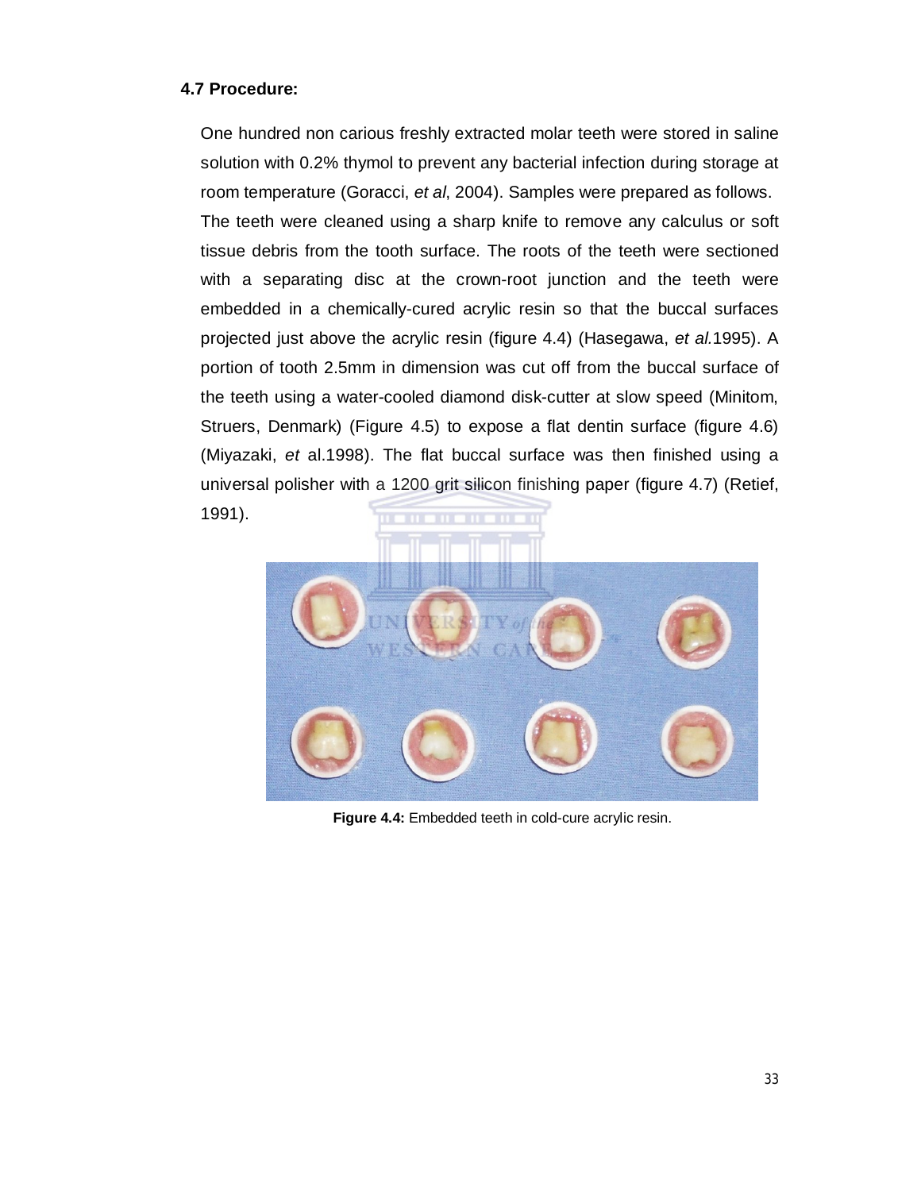### 4.7 Procedure:

One hundred non carious freshly extracted molar teeth were stored in saline solution with 0.2% thymol to prevent any bacterial infection during storage at room temperature (Goracci, *et al*, 2004). Samples were prepared as follows. The teeth were cleaned using a sharp knife to remove any calculus or soft tissue debris from the tooth surface. The roots of the teeth were sectioned with a separating disc at the crown-root junction and the teeth were embedded in a chemically-cured acrylic resin so that the buccal surfaces projected just above the acrylic resin (figure 4.4) (Hasegawa, *et al.*1995). A portion of tooth 2.5mm in dimension was cut off from the buccal surface of the teeth using a water-cooled diamond disk-cutter at slow speed (Minitom, Struers, Denmark) (Figure 4.5) to expose a flat dentin surface (figure 4.6) (Miyazaki, *et* al.1998). The flat buccal surface was then finished using a universal polisher with a 1200 grit silicon finishing paper (figure 4.7) (Retief, 1991).

**Figure 4.4:** Embedded teeth in cold-cure acrylic resin.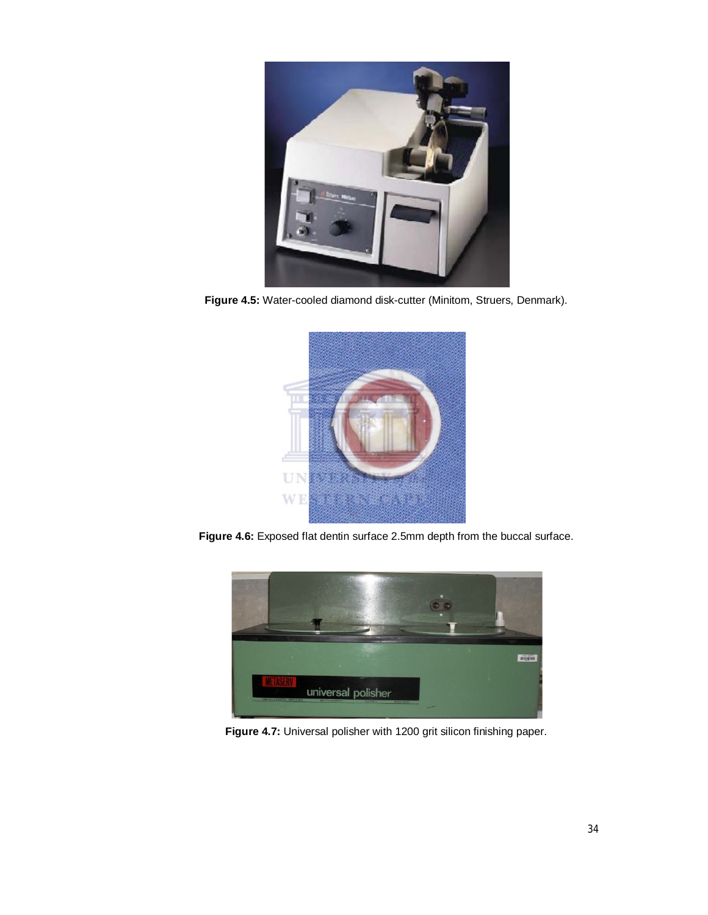**Figure 4.5:** Water-cooled diamond disk-cutter (Minitom, Struers, Denmark).

**Figure 4.6:** Exposed flat dentin surface 2.5mm depth from the buccal surface.

**Figure 4.7:** Universal polisher with 1200 grit silicon finishing paper.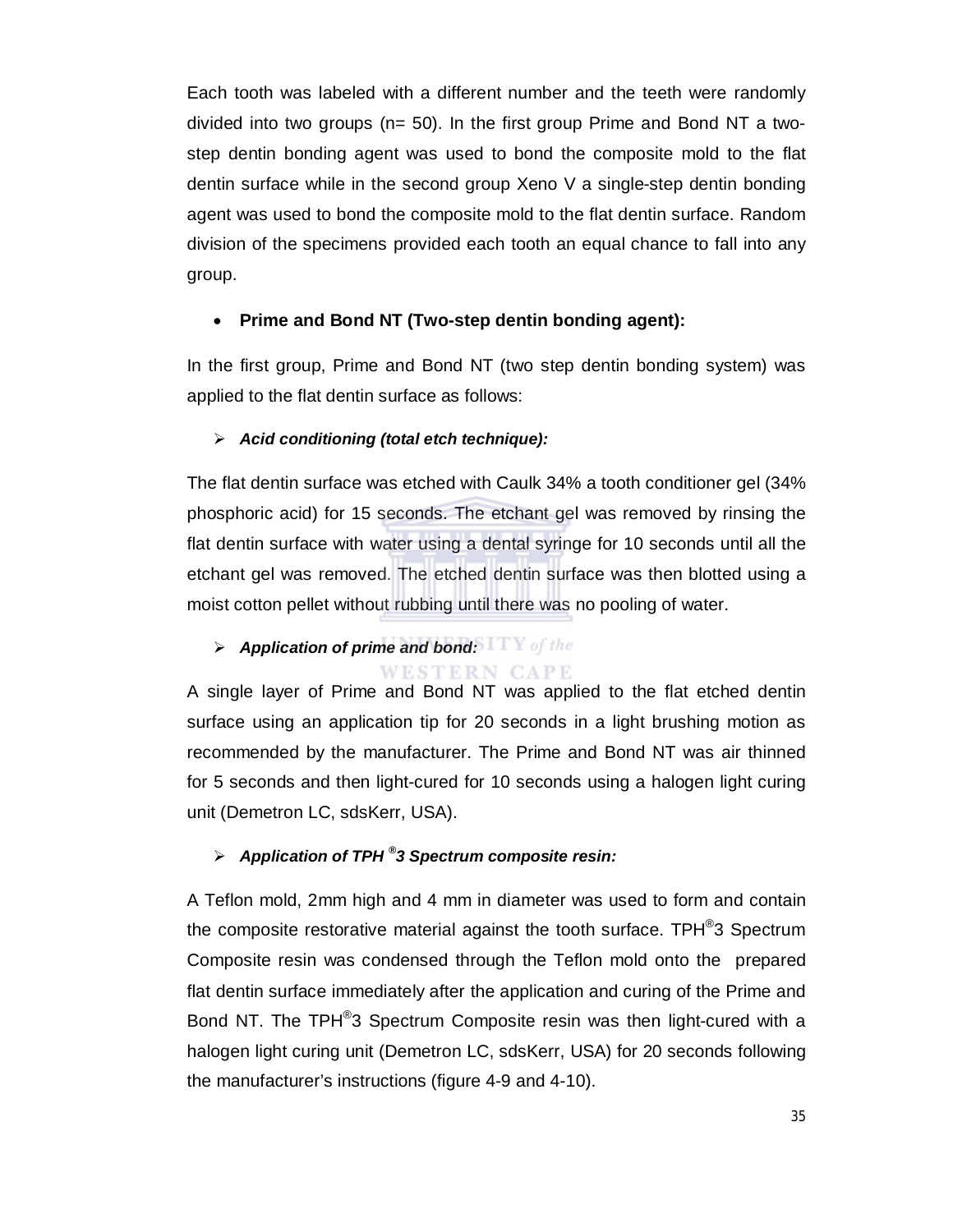Each tooth was labeled with a different number and the teeth were randomly divided into two groups (n= 50). In the first group Prime and Bond NT a two-step dentin bonding agent was used to bond the composite mold to the flat dentin surface while in the second group Xeno V a single-step dentin bonding agent was used to bond the composite mold to the flat dentin surface. Random division of the specimens provided each tooth an equal chance to fall into any group.

- **Prime and Bond NT (Two-step dentin bonding agent):**

In the first group, Prime and Bond NT (two step dentin bonding system) was applied to the flat dentin surface as follows:

- ***Acid conditioning (total etch technique):***

The flat dentin surface was etched with Caulk 34% a tooth conditioner gel (34% phosphoric acid) for 15 seconds. The etchant gel was removed by rinsing the flat dentin surface with water using a dental syringe for 10 seconds until all the etchant gel was removed. The etched dentin surface was then blotted using a moist cotton pellet without rubbing until there was no pooling of water.

- ***Application of prime and bond:***

A single layer of Prime and Bond NT was applied to the flat etched dentin surface using an application tip for 20 seconds in a light brushing motion as recommended by the manufacturer. The Prime and Bond NT was air thinned for 5 seconds and then light-cured for 10 seconds using a halogen light curing unit (Demetron LC, sdsKerr, USA).

- ***Application of TPH ®3 Spectrum composite resin:***

A Teflon mold, 2mm high and 4 mm in diameter was used to form and contain the composite restorative material against the tooth surface. TPH®3 Spectrum Composite resin was condensed through the Teflon mold onto the prepared flat dentin surface immediately after the application and curing of the Prime and Bond NT. The TPH®3 Spectrum Composite resin was then light-cured with a halogen light curing unit (Demetron LC, sdsKerr, USA) for 20 seconds following the manufacturer's instructions (figure 4-9 and 4-10).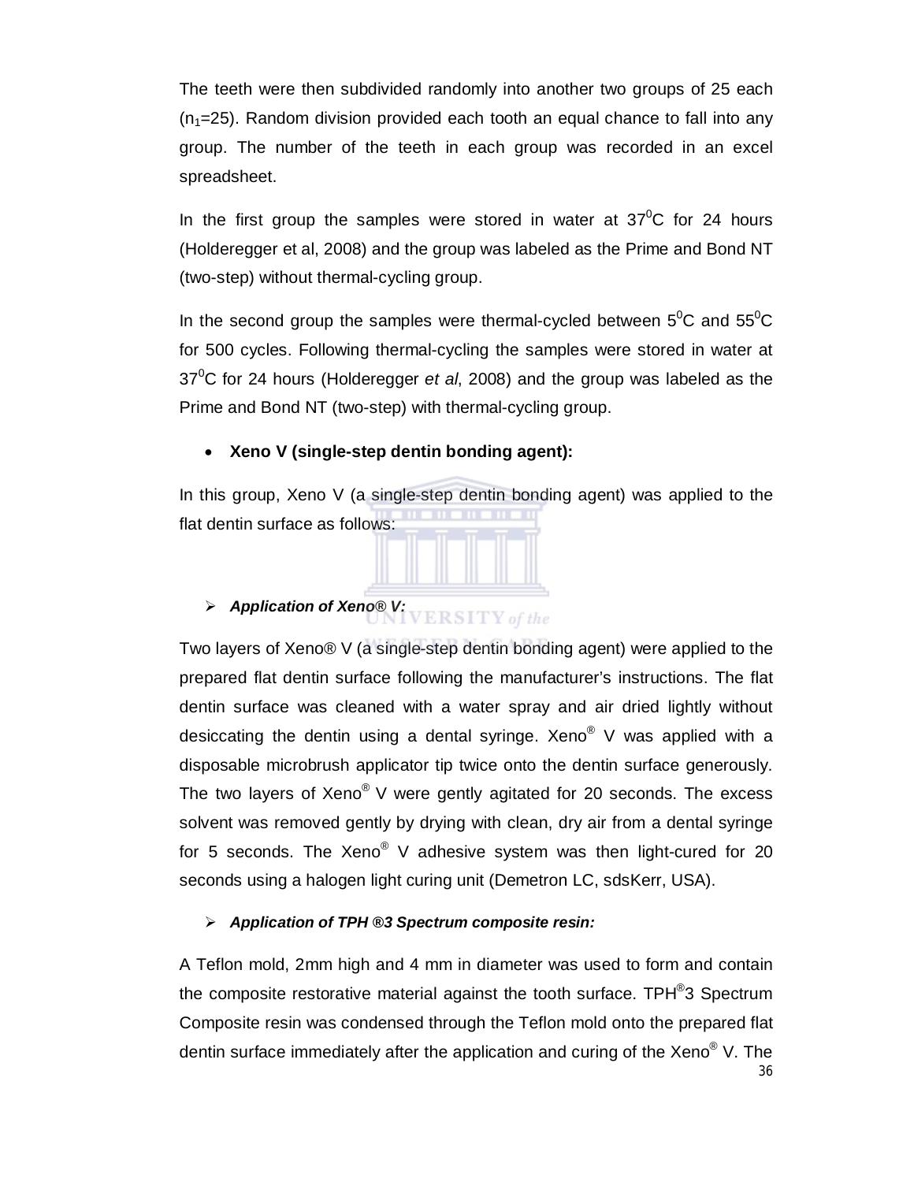The teeth were then subdivided randomly into another two groups of 25 each ($n_1$=25). Random division provided each tooth an equal chance to fall into any group. The number of the teeth in each group was recorded in an excel spreadsheet.

In the first group the samples were stored in water at $37^0$C for 24 hours (Holderegger et al, 2008) and the group was labeled as the Prime and Bond NT (two-step) without thermal-cycling group.

In the second group the samples were thermal-cycled between $5^0$C and $55^0$C for 500 cycles. Following thermal-cycling the samples were stored in water at $37^0$C for 24 hours (Holderegger *et al*, 2008) and the group was labeled as the Prime and Bond NT (two-step) with thermal-cycling group.

- **Xeno V (single-step dentin bonding agent):**

In this group, Xeno V (a single-step dentin bonding agent) was applied to the flat dentin surface as follows:

- ***Application of Xeno® V:***

Two layers of Xeno® V (a single-step dentin bonding agent) were applied to the prepared flat dentin surface following the manufacturer's instructions. The flat dentin surface was cleaned with a water spray and air dried lightly without desiccating the dentin using a dental syringe. Xeno® V was applied with a disposable microbrush applicator tip twice onto the dentin surface generously. The two layers of Xeno® V were gently agitated for 20 seconds. The excess solvent was removed gently by drying with clean, dry air from a dental syringe for 5 seconds. The Xeno® V adhesive system was then light-cured for 20 seconds using a halogen light curing unit (Demetron LC, sdsKerr, USA).

- ***Application of TPH ®3 Spectrum composite resin:***

A Teflon mold, 2mm high and 4 mm in diameter was used to form and contain the composite restorative material against the tooth surface. TPH®3 Spectrum Composite resin was condensed through the Teflon mold onto the prepared flat dentin surface immediately after the application and curing of the Xeno® V. The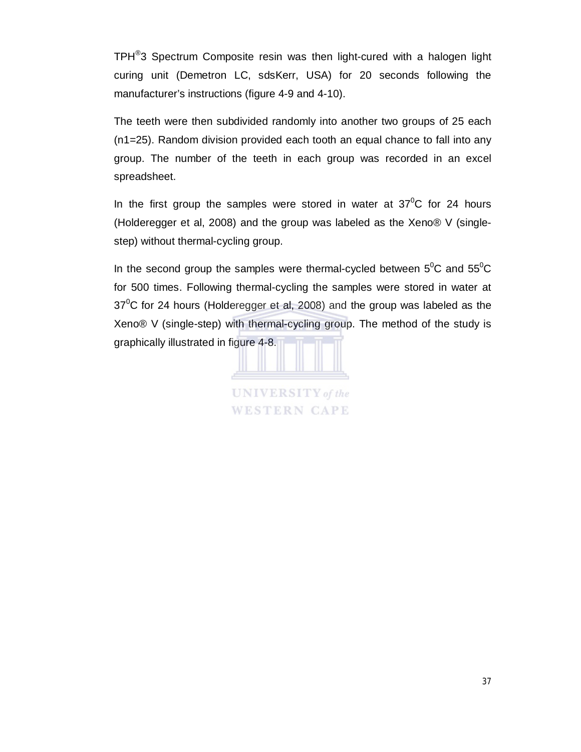TPH®3 Spectrum Composite resin was then light-cured with a halogen light curing unit (Demetron LC, sdsKerr, USA) for 20 seconds following the manufacturer's instructions (figure 4-9 and 4-10).

The teeth were then subdivided randomly into another two groups of 25 each ($n_1$=25). Random division provided each tooth an equal chance to fall into any group. The number of the teeth in each group was recorded in an excel spreadsheet.

In the first group the samples were stored in water at $37^0$C for 24 hours (Holderegger et al, 2008) and the group was labeled as the Xeno® V (single-step) without thermal-cycling group.

In the second group the samples were thermal-cycled between $5^0$C and $55^0$C for 500 times. Following thermal-cycling the samples were stored in water at $37^0$C for 24 hours (Holderegger et al, 2008) and the group was labeled as the Xeno® V (single-step) with thermal-cycling group. The method of the study is graphically illustrated in figure 4-8.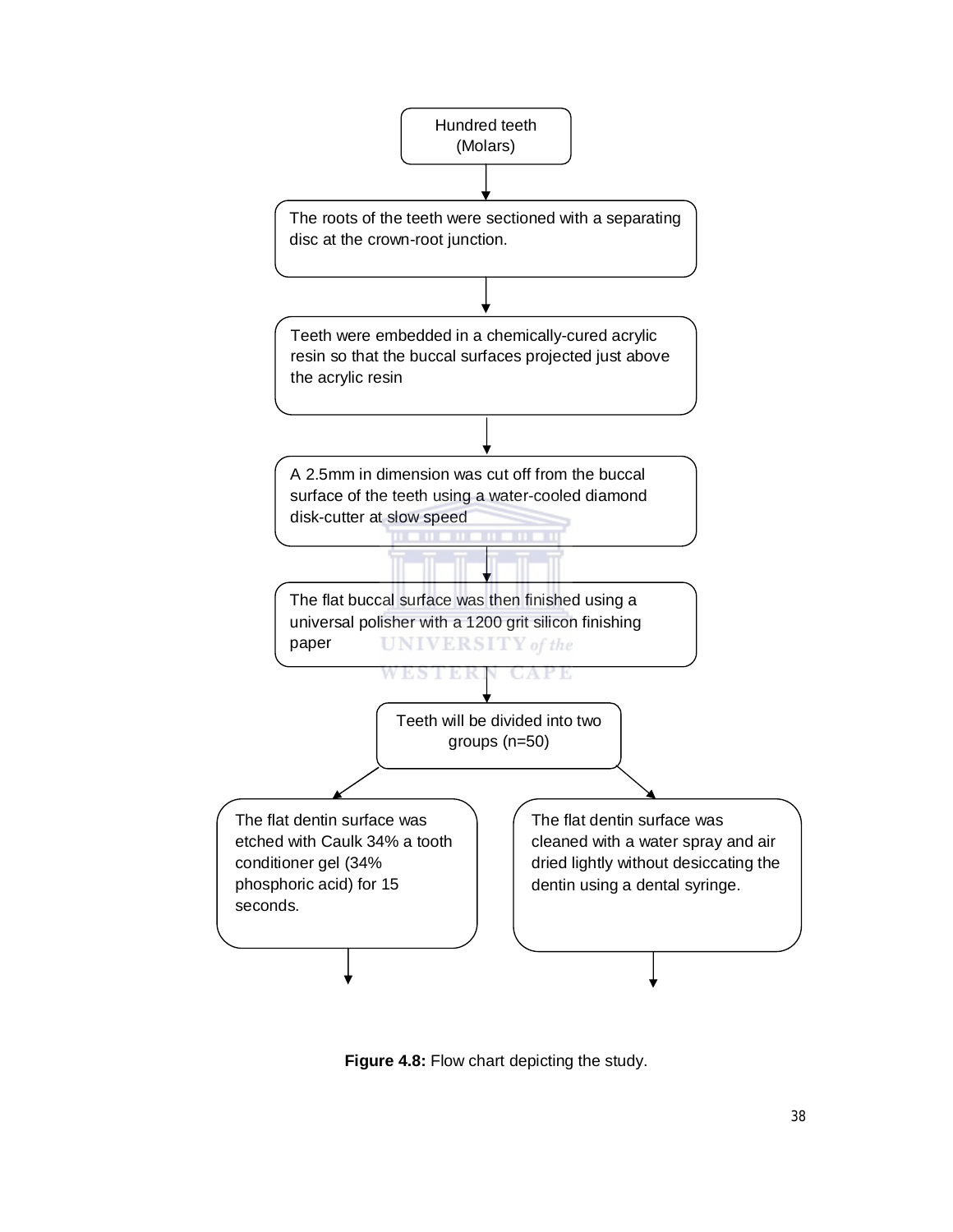Hundred teeth (Molars)

↓

The roots of the teeth were sectioned with a separating disc at the crown-root junction.

↓

Teeth were embedded in a chemically-cured acrylic resin so that the buccal surfaces projected just above the acrylic resin

↓

A 2.5mm in dimension was cut off from the buccal surface of the teeth using a water-cooled diamond disk-cutter at slow speed

↓

The flat buccal surface was then finished using a universal polisher with a 1200 grit silicon finishing paper

↓

Teeth will be divided into two groups (n=50)

↙ ↘

| | |
|---|---|
| The flat dentin surface was etched with Caulk 34% a tooth conditioner gel (34% phosphoric acid) for 15 seconds. | The flat dentin surface was cleaned with a water spray and air dried lightly without desiccating the dentin using a dental syringe. |
| ↓ | ↓ |

**Figure 4.8:** Flow chart depicting the study.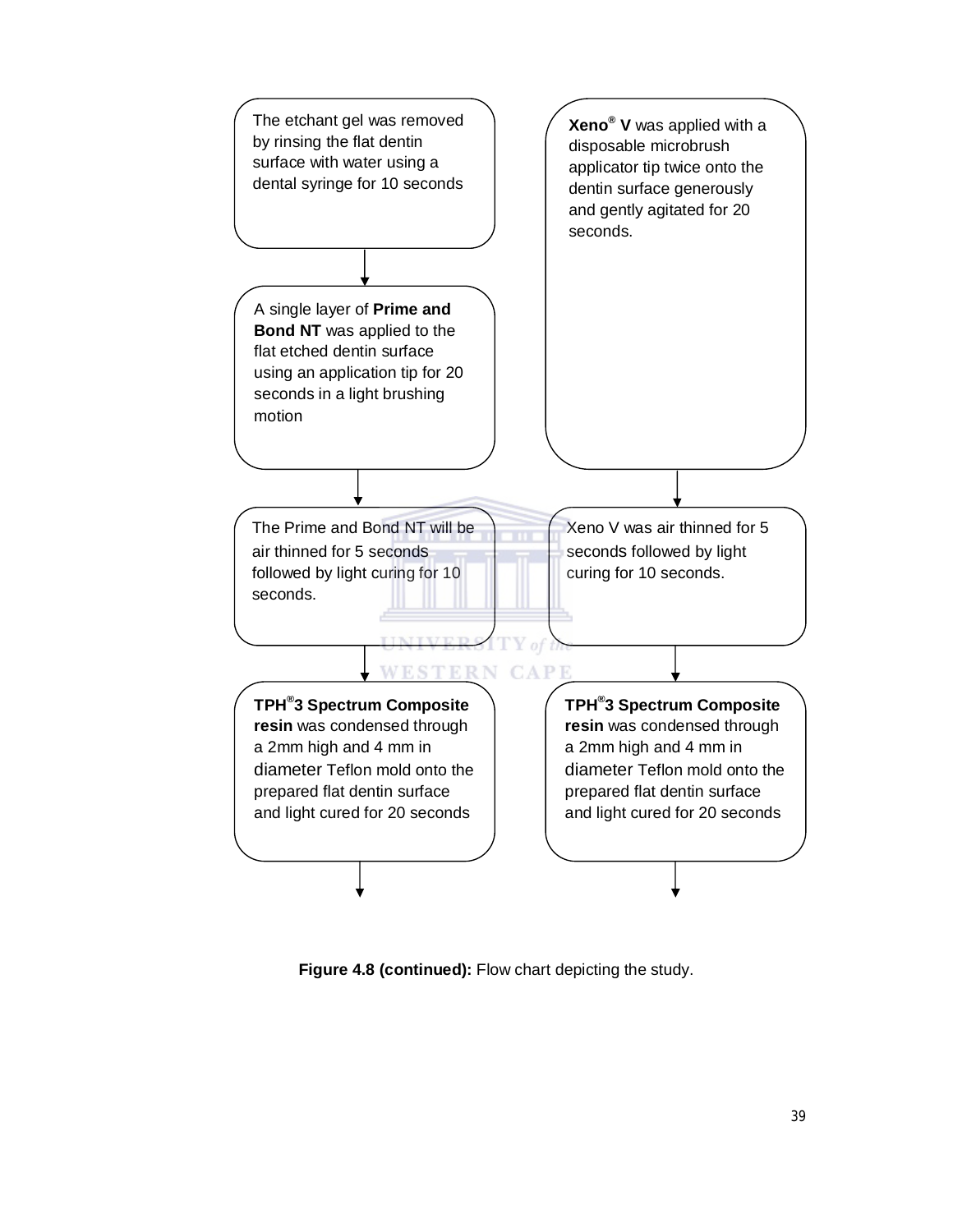The etchant gel was removed by rinsing the flat dentin surface with water using a dental syringe for 10 seconds

↓

A single layer of **Prime and Bond NT** was applied to the flat etched dentin surface using an application tip for 20 seconds in a light brushing motion

↓

The Prime and Bond NT will be air thinned for 5 seconds followed by light curing for 10 seconds.

↓

**TPH®3 Spectrum Composite resin** was condensed through a 2mm high and 4 mm in diameter Teflon mold onto the prepared flat dentin surface and light cured for 20 seconds

↓

**Xeno® V** was applied with a disposable microbrush applicator tip twice onto the dentin surface generously and gently agitated for 20 seconds.

↓

Xeno V was air thinned for 5 seconds followed by light curing for 10 seconds.

↓

**TPH®3 Spectrum Composite resin** was condensed through a 2mm high and 4 mm in diameter Teflon mold onto the prepared flat dentin surface and light cured for 20 seconds

↓

**Figure 4.8 (continued):** Flow chart depicting the study.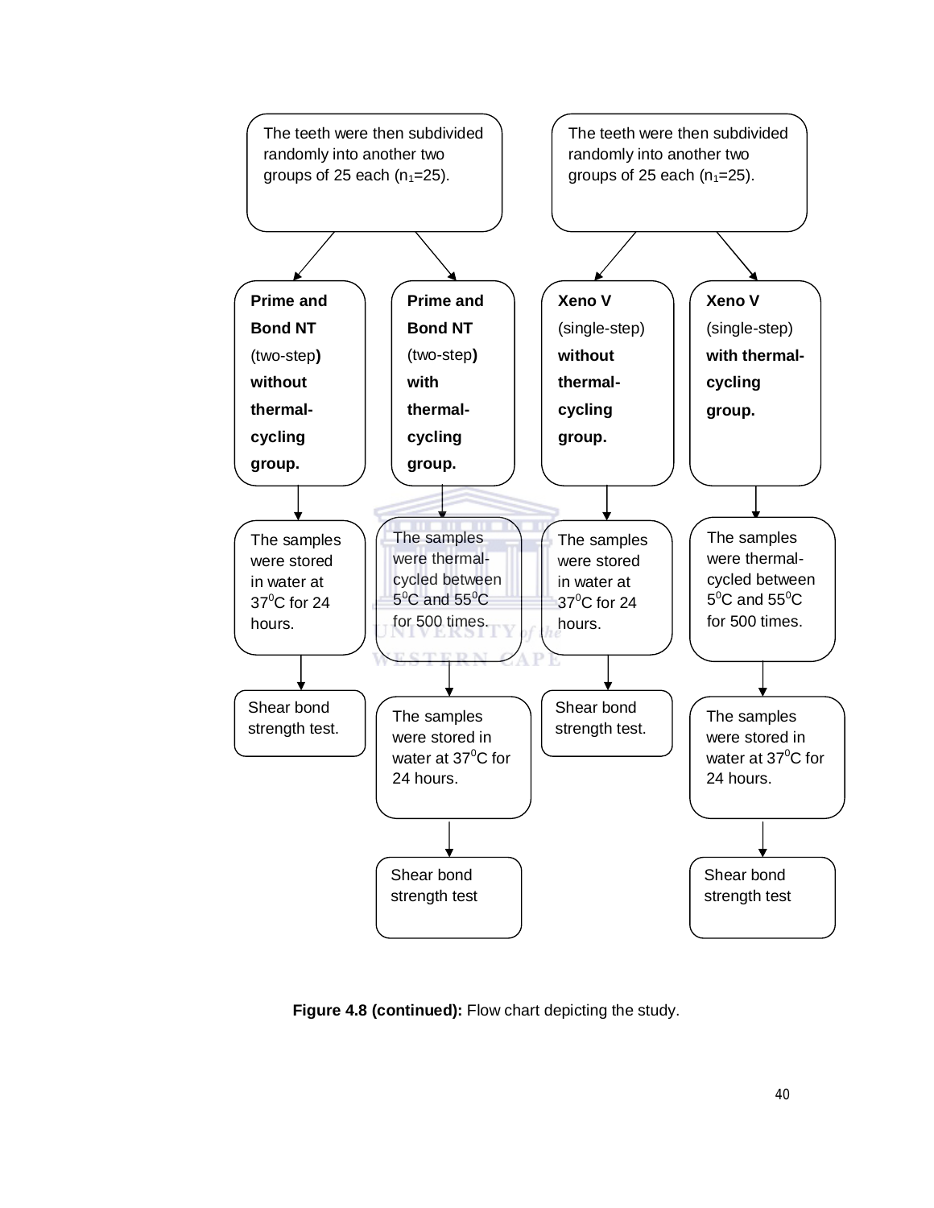The teeth were then subdivided randomly into another two groups of 25 each ($n_1$=25).

- **Prime and Bond NT** (two-step**)** **without thermal-cycling group.**
  - The samples were stored in water at 37$^0$C for 24 hours.
  - Shear bond strength test.
- **Prime and Bond NT** (two-step**)** **with thermal-cycling group.**
  - The samples were thermal-cycled between 5$^0$C and 55$^0$C for 500 times.
  - The samples were stored in water at 37$^0$C for 24 hours.
  - Shear bond strength test

The teeth were then subdivided randomly into another two groups of 25 each ($n_1$=25).

- **Xeno V** (single-step) **without thermal-cycling group.**
  - The samples were stored in water at 37$^0$C for 24 hours.
  - Shear bond strength test.
- **Xeno V** (single-step) **with thermal-cycling group.**
  - The samples were thermal-cycled between 5$^0$C and 55$^0$C for 500 times.
  - The samples were stored in water at 37$^0$C for 24 hours.
  - Shear bond strength test

**Figure 4.8 (continued):** Flow chart depicting the study.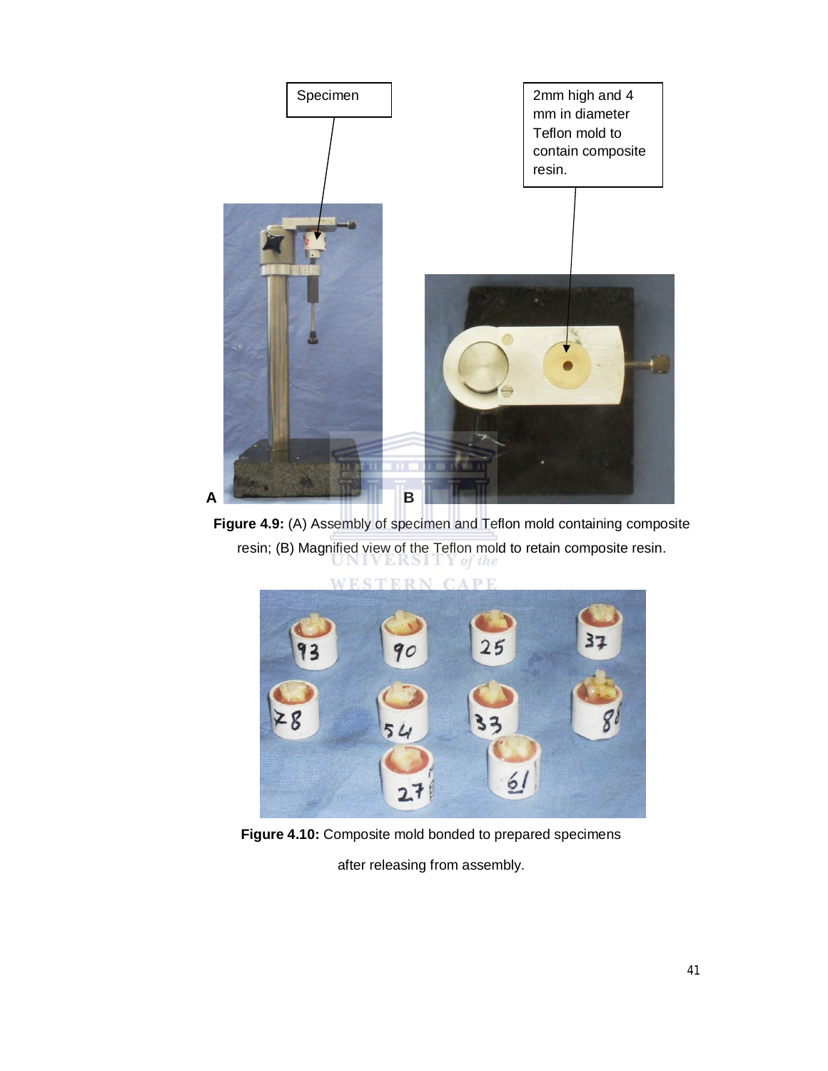Specimen

2mm high and 4 mm in diameter Teflon mold to contain composite resin.

A

B

**Figure 4.9:** (A) Assembly of specimen and Teflon mold containing composite resin; (B) Magnified view of the Teflon mold to retain composite resin.

**Figure 4.10:** Composite mold bonded to prepared specimens after releasing from assembly.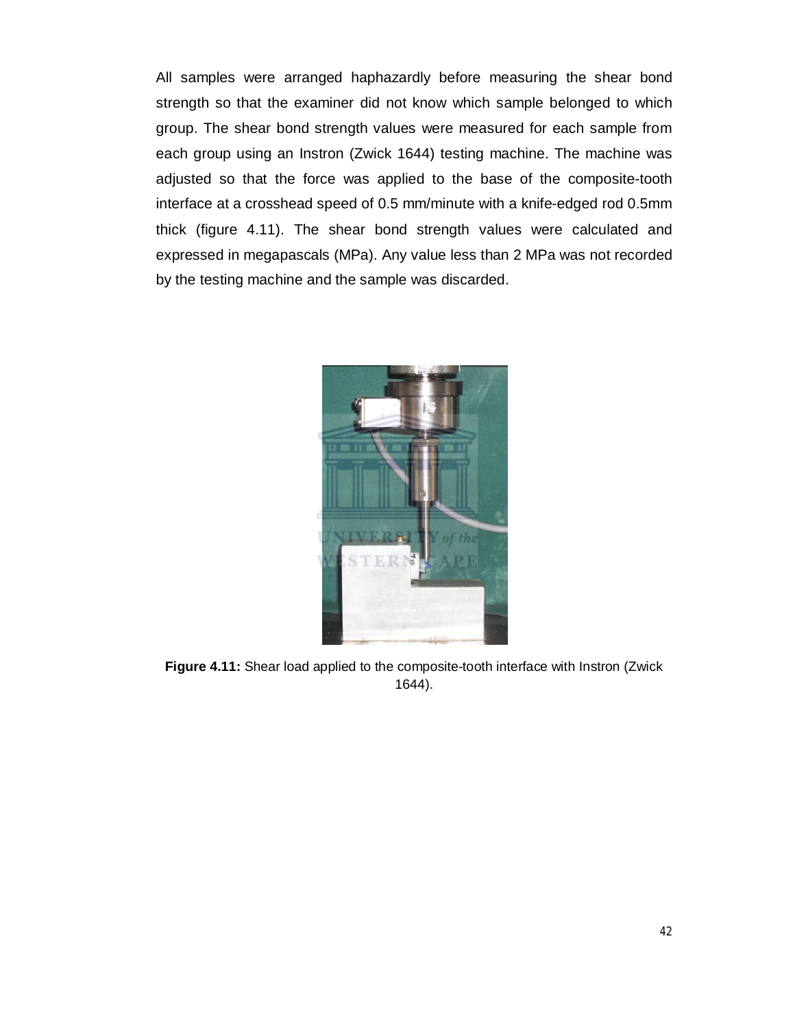All samples were arranged haphazardly before measuring the shear bond strength so that the examiner did not know which sample belonged to which group. The shear bond strength values were measured for each sample from each group using an Instron (Zwick 1644) testing machine. The machine was adjusted so that the force was applied to the base of the composite-tooth interface at a crosshead speed of 0.5 mm/minute with a knife-edged rod 0.5mm thick (figure 4.11). The shear bond strength values were calculated and expressed in megapascals (MPa). Any value less than 2 MPa was not recorded by the testing machine and the sample was discarded.

**Figure 4.11:** Shear load applied to the composite-tooth interface with Instron (Zwick 1644).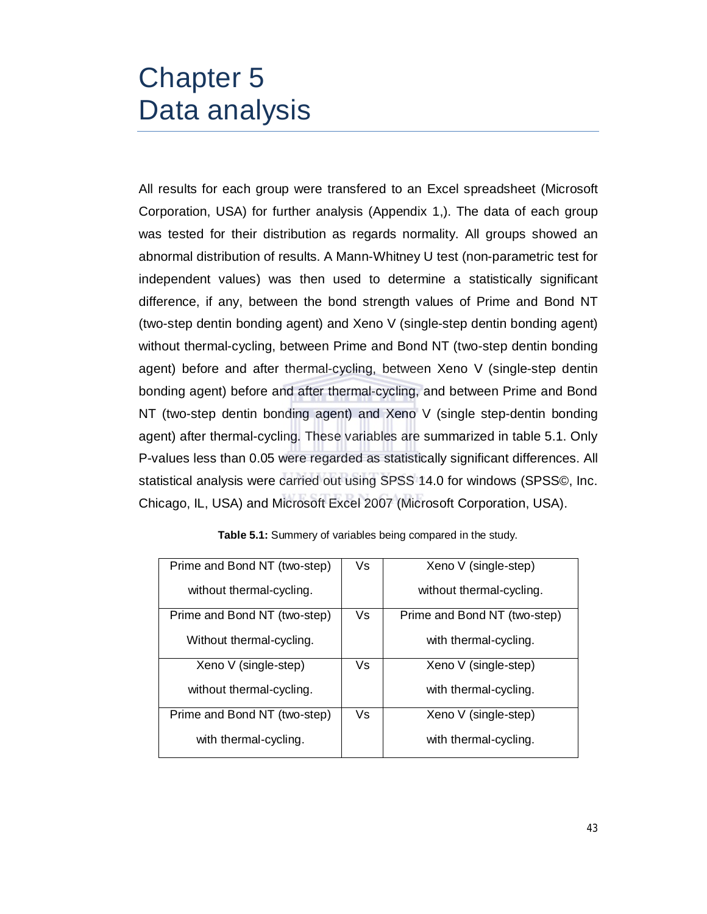# Chapter 5
# Data analysis

All results for each group were transfered to an Excel spreadsheet (Microsoft Corporation, USA) for further analysis (Appendix 1,). The data of each group was tested for their distribution as regards normality. All groups showed an abnormal distribution of results. A Mann-Whitney U test (non-parametric test for independent values) was then used to determine a statistically significant difference, if any, between the bond strength values of Prime and Bond NT (two-step dentin bonding agent) and Xeno V (single-step dentin bonding agent) without thermal-cycling, between Prime and Bond NT (two-step dentin bonding agent) before and after thermal-cycling, between Xeno V (single-step dentin bonding agent) before and after thermal-cycling, and between Prime and Bond NT (two-step dentin bonding agent) and Xeno V (single step-dentin bonding agent) after thermal-cycling. These variables are summarized in table 5.1. Only P-values less than 0.05 were regarded as statistically significant differences. All statistical analysis were carried out using SPSS 14.0 for windows (SPSS©, Inc. Chicago, IL, USA) and Microsoft Excel 2007 (Microsoft Corporation, USA).

**Table 5.1:** Summery of variables being compared in the study.

| | | |
|---|---|---|
| Prime and Bond NT (two-step) without thermal-cycling. | Vs | Xeno V (single-step) without thermal-cycling. |
| Prime and Bond NT (two-step) Without thermal-cycling. | Vs | Prime and Bond NT (two-step) with thermal-cycling. |
| Xeno V (single-step) without thermal-cycling. | Vs | Xeno V (single-step) with thermal-cycling. |
| Prime and Bond NT (two-step) with thermal-cycling. | Vs | Xeno V (single-step) with thermal-cycling. |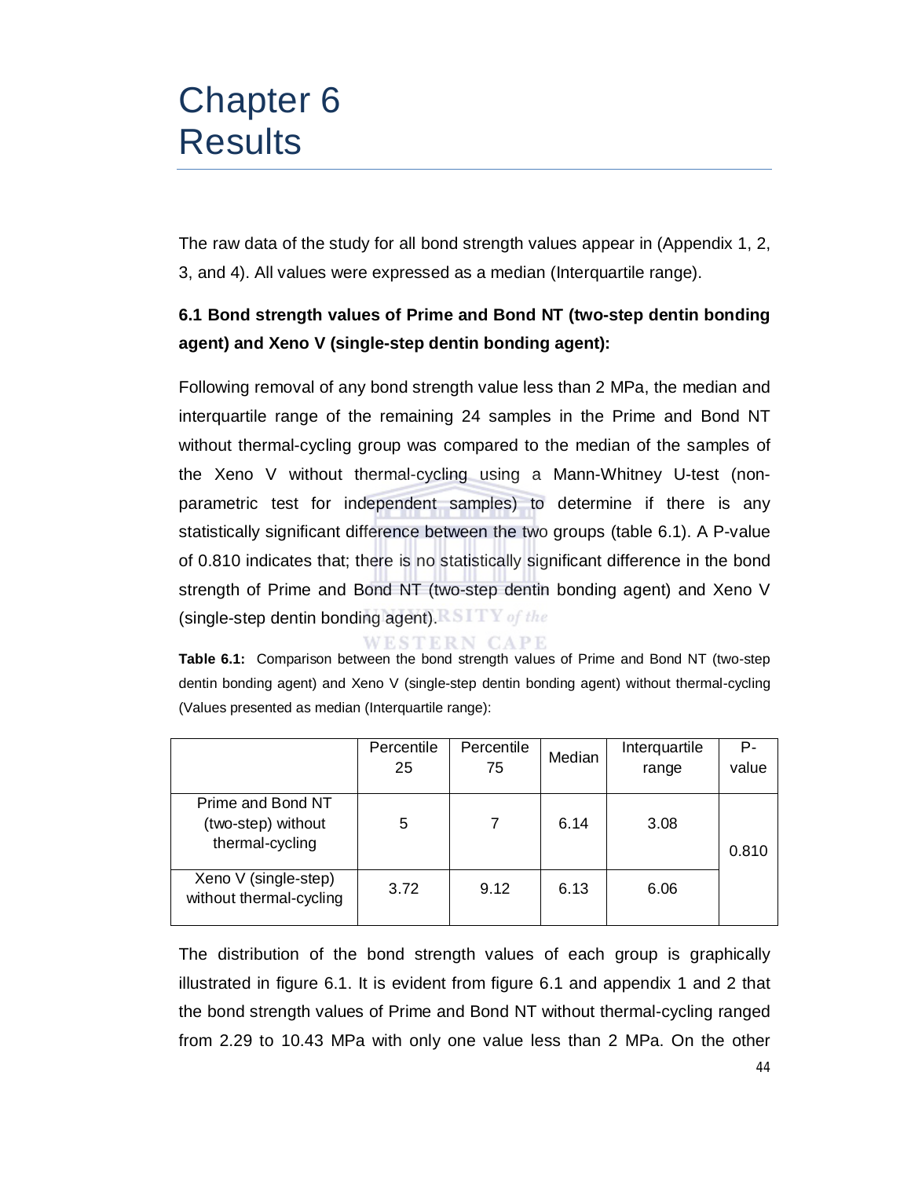# Chapter 6
# Results

The raw data of the study for all bond strength values appear in (Appendix 1, 2, 3, and 4). All values were expressed as a median (Interquartile range).

### 6.1 Bond strength values of Prime and Bond NT (two-step dentin bonding agent) and Xeno V (single-step dentin bonding agent):

Following removal of any bond strength value less than 2 MPa, the median and interquartile range of the remaining 24 samples in the Prime and Bond NT without thermal-cycling group was compared to the median of the samples of the Xeno V without thermal-cycling using a Mann-Whitney U-test (non-parametric test for independent samples) to determine if there is any statistically significant difference between the two groups (table 6.1). A P-value of 0.810 indicates that; there is no statistically significant difference in the bond strength of Prime and Bond NT (two-step dentin bonding agent) and Xeno V (single-step dentin bonding agent).

**Table 6.1:** Comparison between the bond strength values of Prime and Bond NT (two-step dentin bonding agent) and Xeno V (single-step dentin bonding agent) without thermal-cycling (Values presented as median (Interquartile range):

| | Percentile 25 | Percentile 75 | Median | Interquartile range | P-value |
|---|---|---|---|---|---|
| Prime and Bond NT (two-step) without thermal-cycling | 5 | 7 | 6.14 | 3.08 | 0.810 |
| Xeno V (single-step) without thermal-cycling | 3.72 | 9.12 | 6.13 | 6.06 | |

The distribution of the bond strength values of each group is graphically illustrated in figure 6.1. It is evident from figure 6.1 and appendix 1 and 2 that the bond strength values of Prime and Bond NT without thermal-cycling ranged from 2.29 to 10.43 MPa with only one value less than 2 MPa. On the other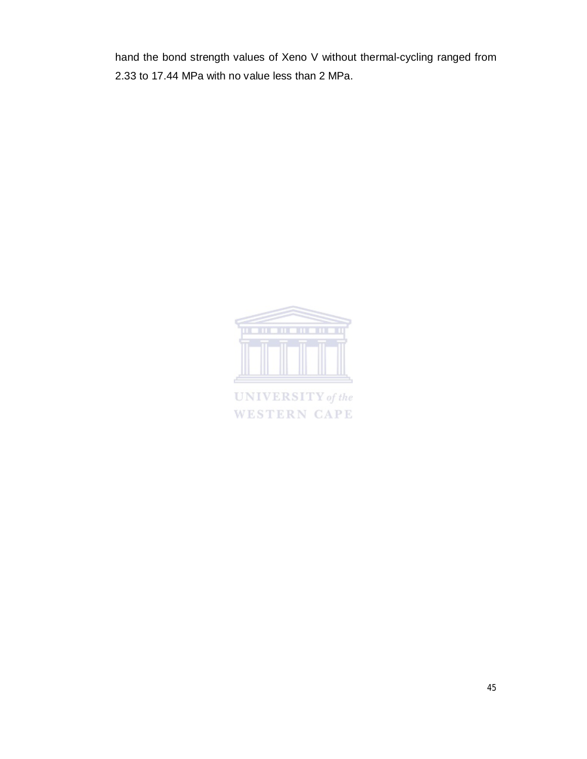hand the bond strength values of Xeno V without thermal-cycling ranged from 2.33 to 17.44 MPa with no value less than 2 MPa.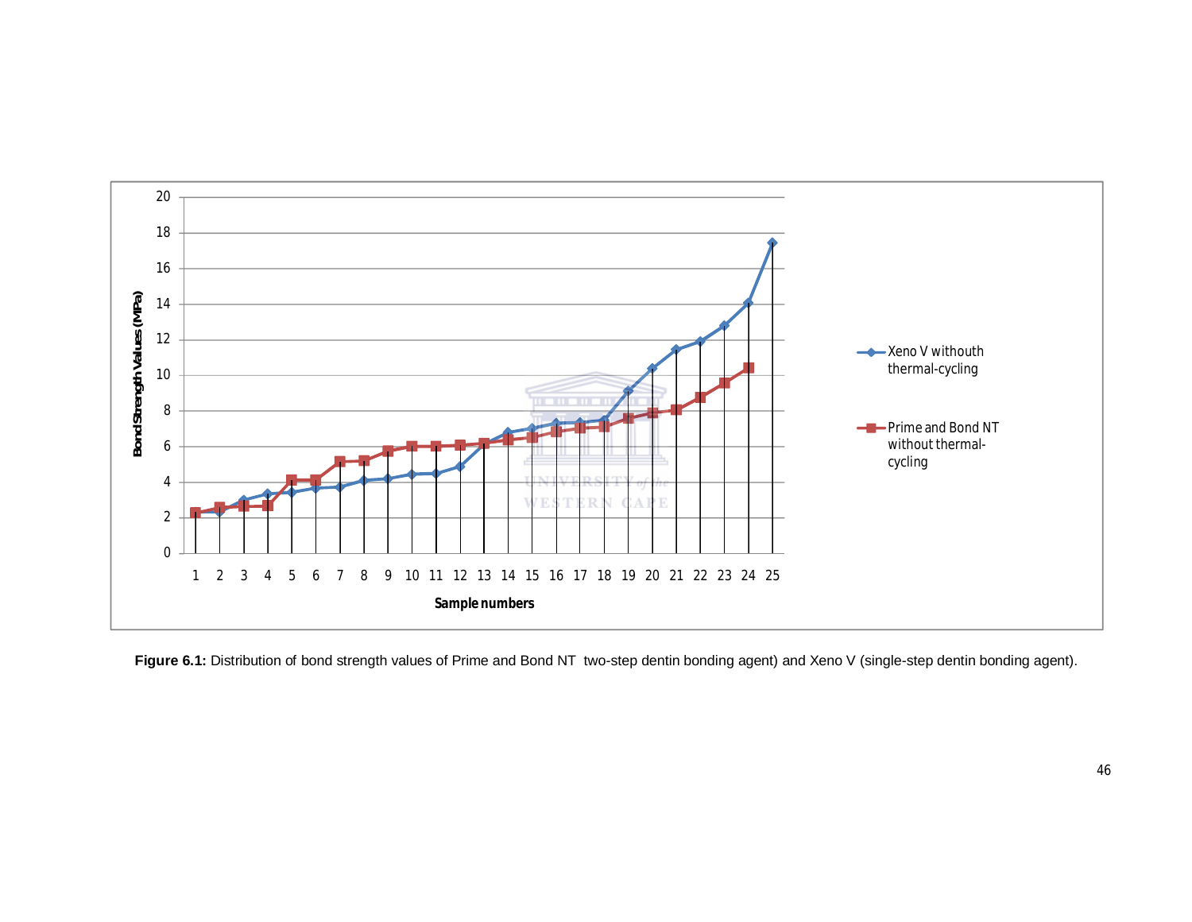**Figure 6.1:** Distribution of bond strength values of Prime and Bond NT two-step dentin bonding agent) and Xeno V (single-step dentin bonding agent).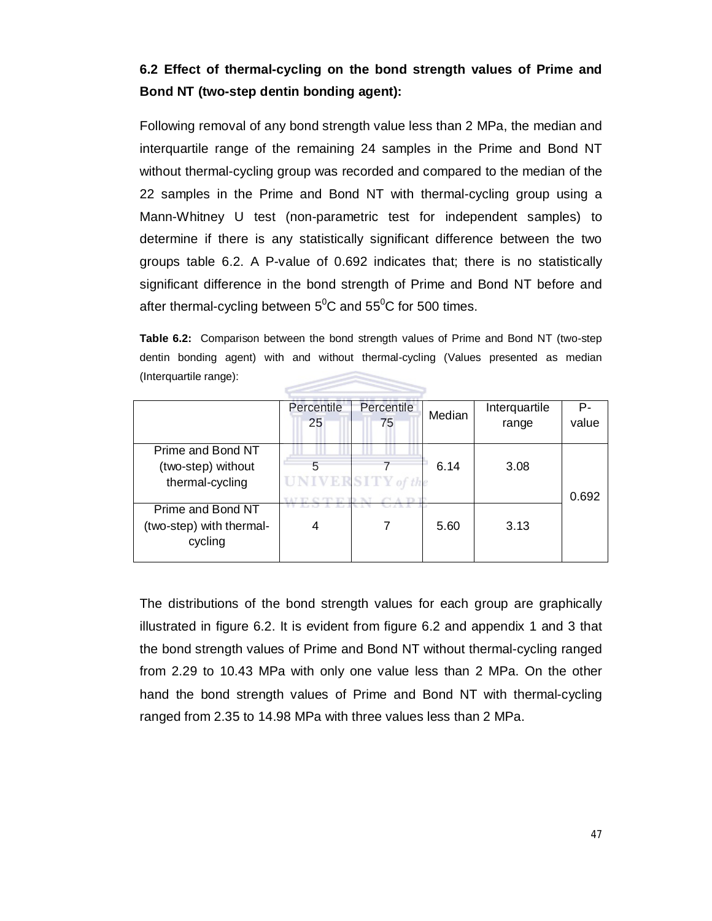### 6.2 Effect of thermal-cycling on the bond strength values of Prime and Bond NT (two-step dentin bonding agent):

Following removal of any bond strength value less than 2 MPa, the median and interquartile range of the remaining 24 samples in the Prime and Bond NT without thermal-cycling group was recorded and compared to the median of the 22 samples in the Prime and Bond NT with thermal-cycling group using a Mann-Whitney U test (non-parametric test for independent samples) to determine if there is any statistically significant difference between the two groups table 6.2. A P-value of 0.692 indicates that; there is no statistically significant difference in the bond strength of Prime and Bond NT before and after thermal-cycling between $5^0$C and $55^0$C for 500 times.

**Table 6.2:** Comparison between the bond strength values of Prime and Bond NT (two-step dentin bonding agent) with and without thermal-cycling (Values presented as median (Interquartile range):

| | Percentile 25 | Percentile 75 | Median | Interquartile range | P-value |
|---|---|---|---|---|---|
| Prime and Bond NT (two-step) without thermal-cycling | 5 | 7 | 6.14 | 3.08 | 0.692 |
| Prime and Bond NT (two-step) with thermal-cycling | 4 | 7 | 5.60 | 3.13 | |

The distributions of the bond strength values for each group are graphically illustrated in figure 6.2. It is evident from figure 6.2 and appendix 1 and 3 that the bond strength values of Prime and Bond NT without thermal-cycling ranged from 2.29 to 10.43 MPa with only one value less than 2 MPa. On the other hand the bond strength values of Prime and Bond NT with thermal-cycling ranged from 2.35 to 14.98 MPa with three values less than 2 MPa.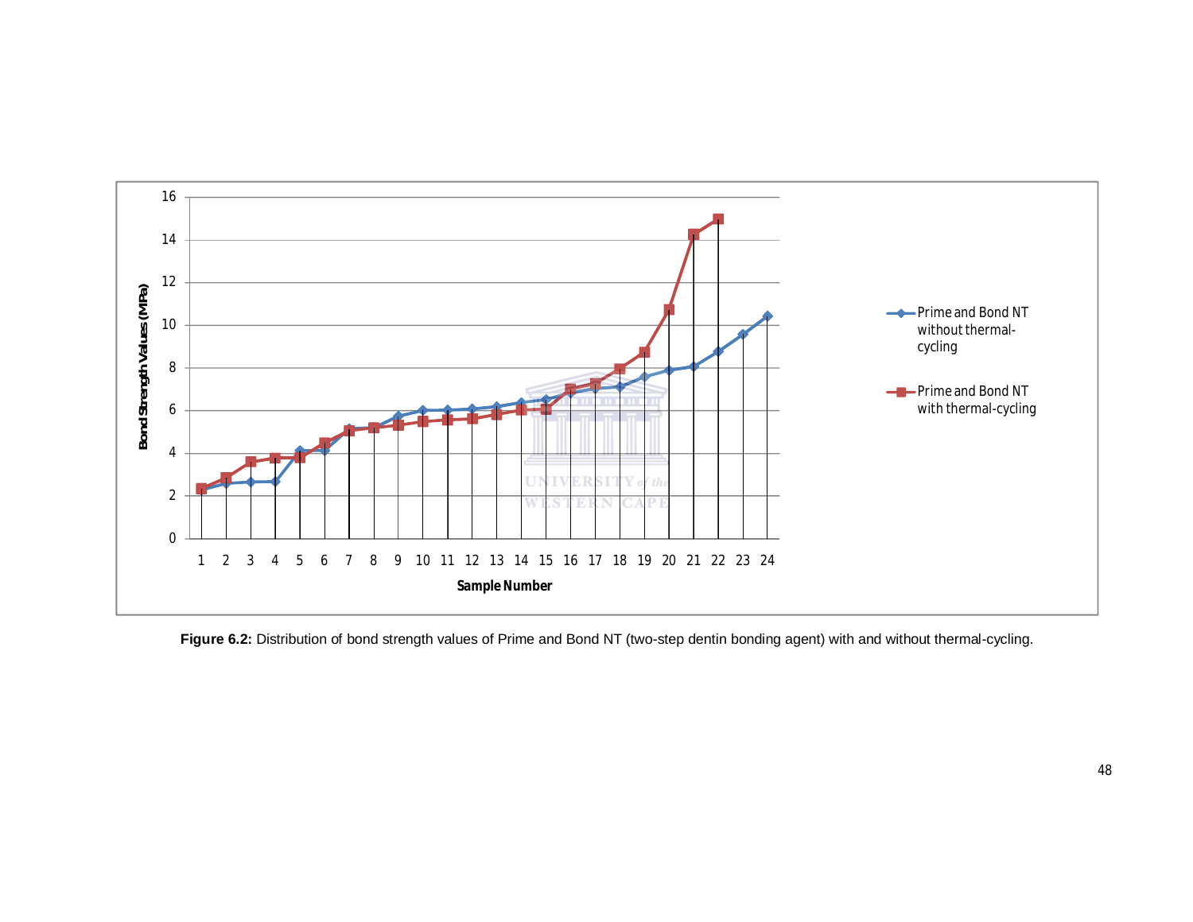**Figure 6.2:** Distribution of bond strength values of Prime and Bond NT (two-step dentin bonding agent) with and without thermal-cycling.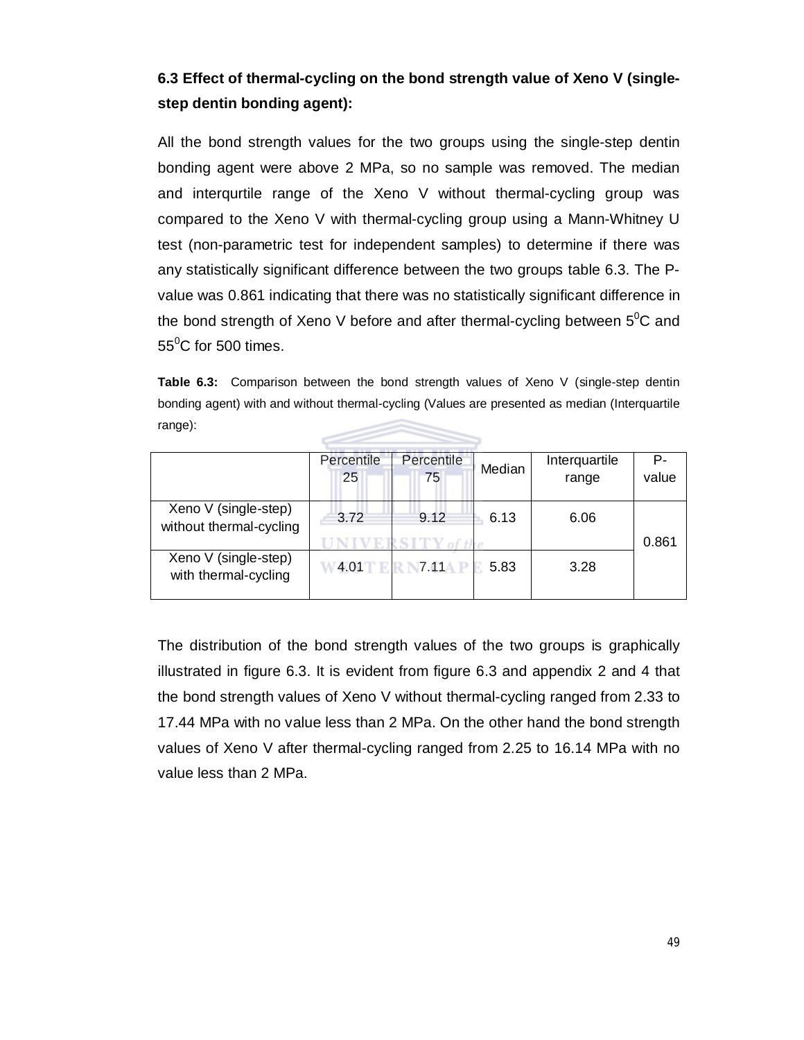### 6.3 Effect of thermal-cycling on the bond strength value of Xeno V (single-step dentin bonding agent):

All the bond strength values for the two groups using the single-step dentin bonding agent were above 2 MPa, so no sample was removed. The median and interqurtile range of the Xeno V without thermal-cycling group was compared to the Xeno V with thermal-cycling group using a Mann-Whitney U test (non-parametric test for independent samples) to determine if there was any statistically significant difference between the two groups table 6.3. The P-value was 0.861 indicating that there was no statistically significant difference in the bond strength of Xeno V before and after thermal-cycling between $5^0$C and $55^0$C for 500 times.

**Table 6.3:** Comparison between the bond strength values of Xeno V (single-step dentin bonding agent) with and without thermal-cycling (Values are presented as median (Interquartile range):

| | Percentile 25 | Percentile 75 | Median | Interquartile range | P-value |
|---|---|---|---|---|---|
| Xeno V (single-step) without thermal-cycling | 3.72 | 9.12 | 6.13 | 6.06 | 0.861 |
| Xeno V (single-step) with thermal-cycling | 4.01 | 7.11 | 5.83 | 3.28 | |

The distribution of the bond strength values of the two groups is graphically illustrated in figure 6.3. It is evident from figure 6.3 and appendix 2 and 4 that the bond strength values of Xeno V without thermal-cycling ranged from 2.33 to 17.44 MPa with no value less than 2 MPa. On the other hand the bond strength values of Xeno V after thermal-cycling ranged from 2.25 to 16.14 MPa with no value less than 2 MPa.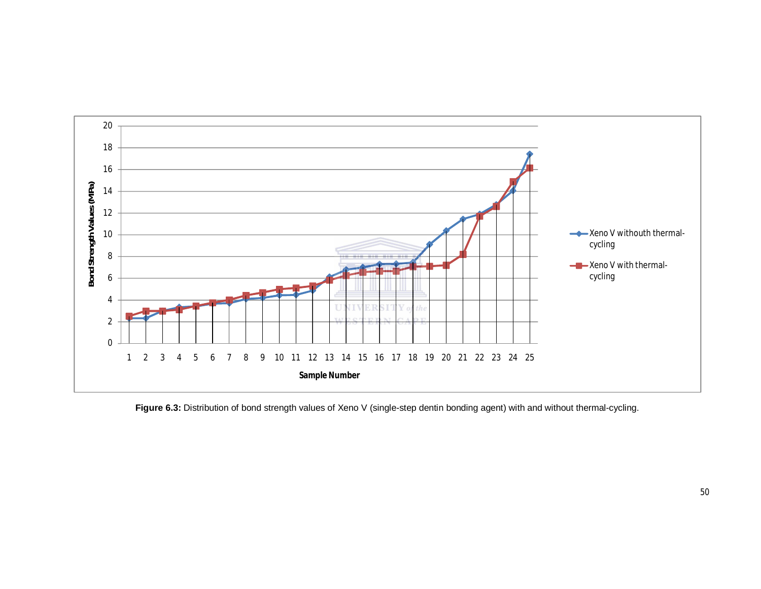**Figure 6.3:** Distribution of bond strength values of Xeno V (single-step dentin bonding agent) with and without thermal-cycling.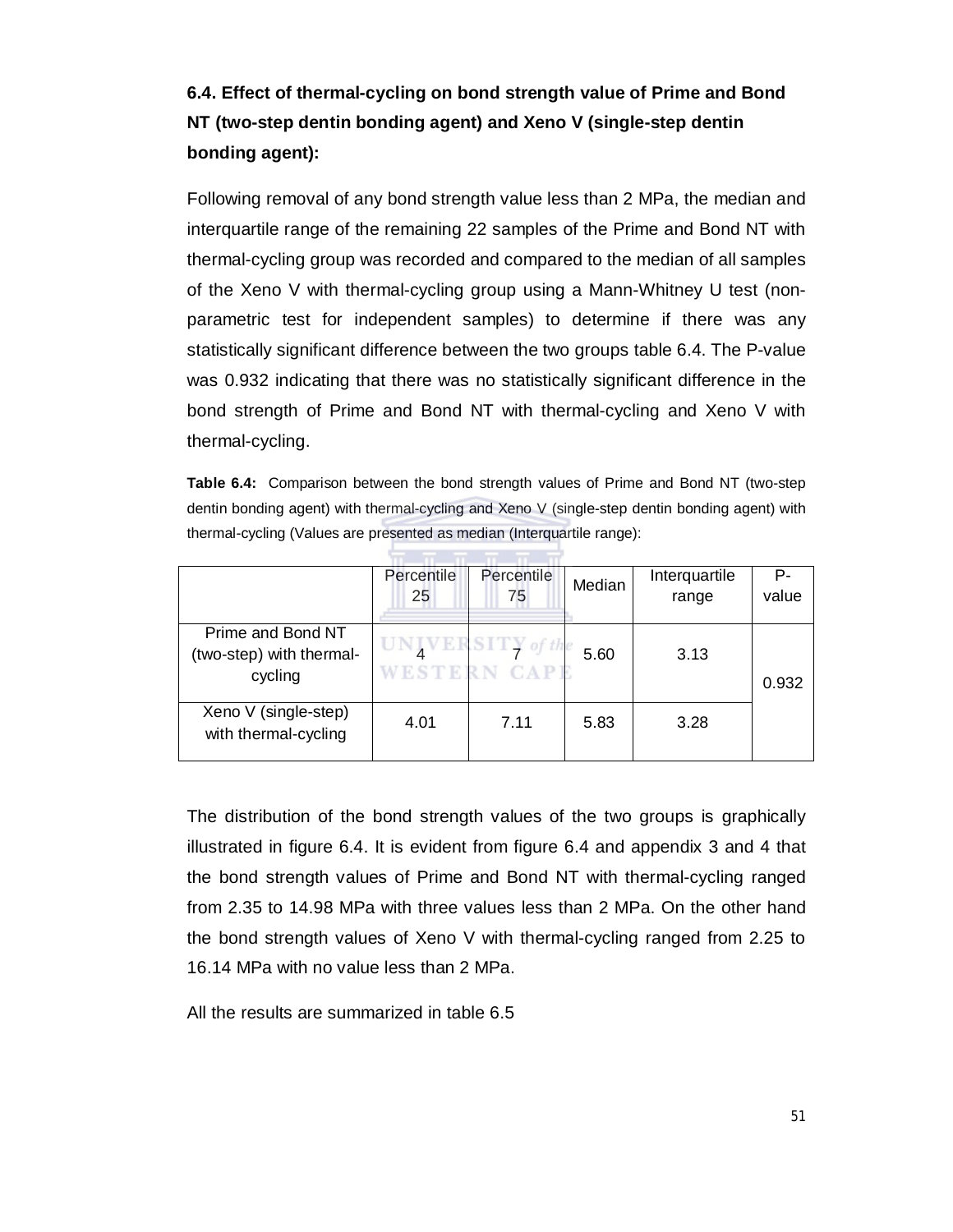### 6.4. Effect of thermal-cycling on bond strength value of Prime and Bond NT (two-step dentin bonding agent) and Xeno V (single-step dentin bonding agent):

Following removal of any bond strength value less than 2 MPa, the median and interquartile range of the remaining 22 samples of the Prime and Bond NT with thermal-cycling group was recorded and compared to the median of all samples of the Xeno V with thermal-cycling group using a Mann-Whitney U test (non-parametric test for independent samples) to determine if there was any statistically significant difference between the two groups table 6.4. The P-value was 0.932 indicating that there was no statistically significant difference in the bond strength of Prime and Bond NT with thermal-cycling and Xeno V with thermal-cycling.

**Table 6.4:** Comparison between the bond strength values of Prime and Bond NT (two-step dentin bonding agent) with thermal-cycling and Xeno V (single-step dentin bonding agent) with thermal-cycling (Values are presented as median (Interquartile range):

| | Percentile 25 | Percentile 75 | Median | Interquartile range | P-value |
|---|---|---|---|---|---|
| Prime and Bond NT (two-step) with thermal-cycling | 4 | 7 | 5.60 | 3.13 | 0.932 |
| Xeno V (single-step) with thermal-cycling | 4.01 | 7.11 | 5.83 | 3.28 | |

The distribution of the bond strength values of the two groups is graphically illustrated in figure 6.4. It is evident from figure 6.4 and appendix 3 and 4 that the bond strength values of Prime and Bond NT with thermal-cycling ranged from 2.35 to 14.98 MPa with three values less than 2 MPa. On the other hand the bond strength values of Xeno V with thermal-cycling ranged from 2.25 to 16.14 MPa with no value less than 2 MPa.

All the results are summarized in table 6.5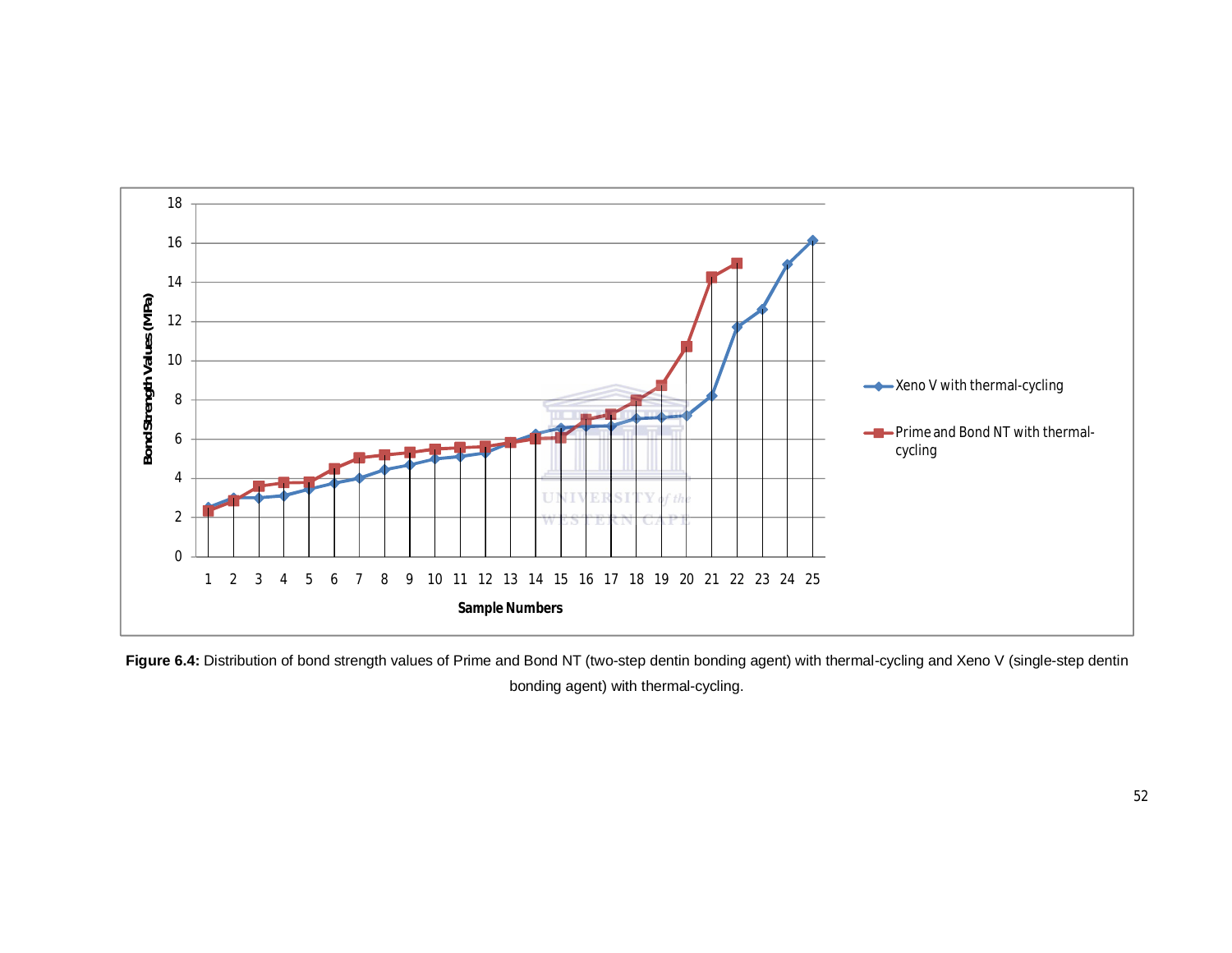**Figure 6.4:** Distribution of bond strength values of Prime and Bond NT (two-step dentin bonding agent) with thermal-cycling and Xeno V (single-step dentin bonding agent) with thermal-cycling.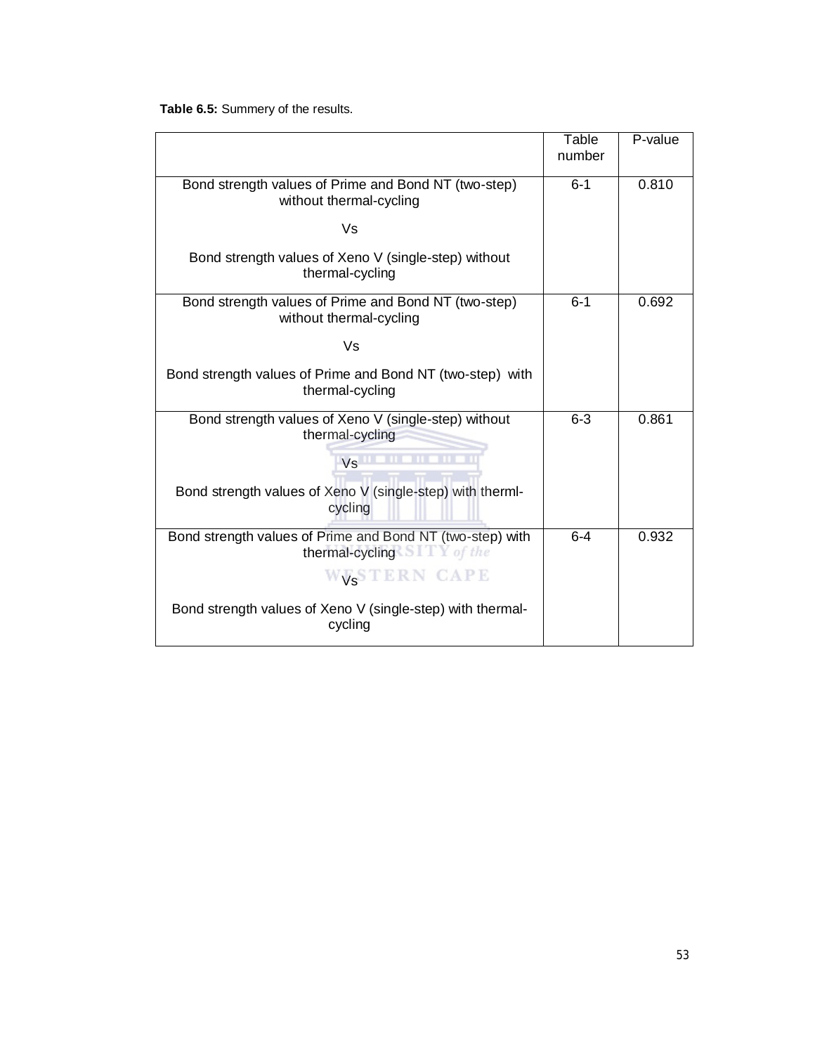**Table 6.5:** Summery of the results.

| | Table number | P-value |
|---|---|---|
| Bond strength values of Prime and Bond NT (two-step) without thermal-cycling<br><br>Vs<br><br>Bond strength values of Xeno V (single-step) without thermal-cycling | 6-1 | 0.810 |
| Bond strength values of Prime and Bond NT (two-step) without thermal-cycling<br><br>Vs<br><br>Bond strength values of Prime and Bond NT (two-step) with thermal-cycling | 6-1 | 0.692 |
| Bond strength values of Xeno V (single-step) without thermal-cycling<br><br>Vs<br><br>Bond strength values of Xeno V (single-step) with therml-cycling | 6-3 | 0.861 |
| Bond strength values of Prime and Bond NT (two-step) with thermal-cycling<br><br>Vs<br><br>Bond strength values of Xeno V (single-step) with thermal-cycling | 6-4 | 0.932 |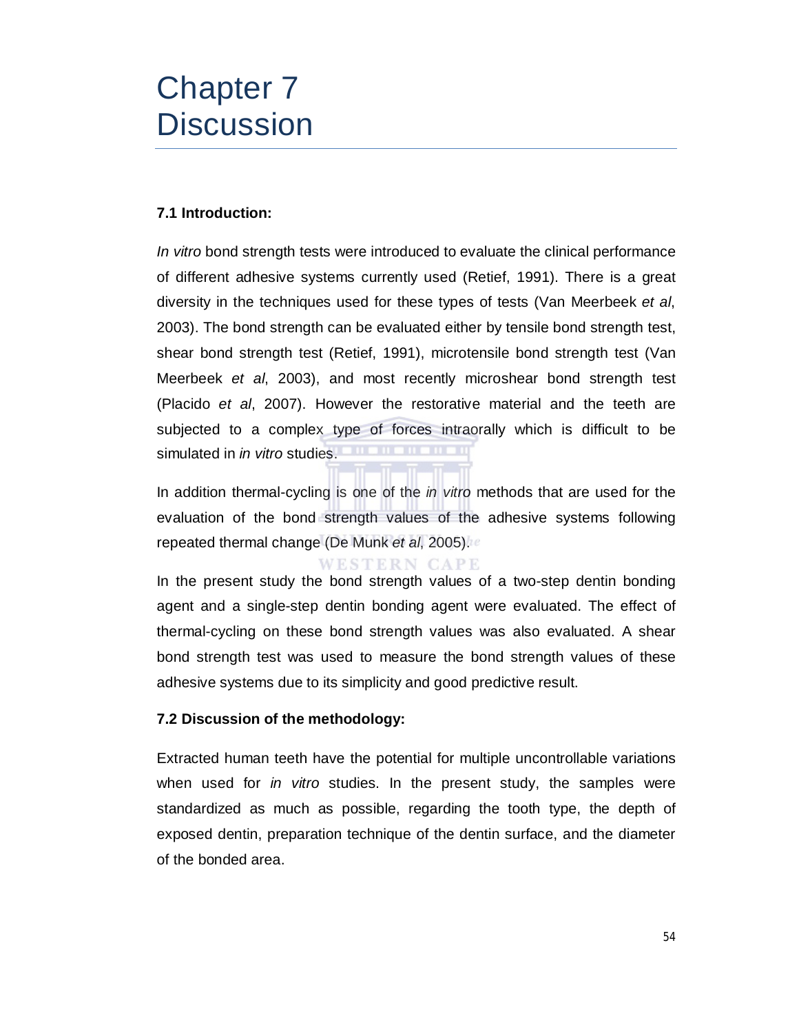# Chapter 7
# Discussion

### 7.1 Introduction:

*In vitro* bond strength tests were introduced to evaluate the clinical performance of different adhesive systems currently used (Retief, 1991). There is a great diversity in the techniques used for these types of tests (Van Meerbeek *et al*, 2003). The bond strength can be evaluated either by tensile bond strength test, shear bond strength test (Retief, 1991), microtensile bond strength test (Van Meerbeek *et al*, 2003), and most recently microshear bond strength test (Placido *et al*, 2007). However the restorative material and the teeth are subjected to a complex type of forces intraorally which is difficult to be simulated in *in vitro* studies.

In addition thermal-cycling is one of the *in vitro* methods that are used for the evaluation of the bond strength values of the adhesive systems following repeated thermal change (De Munk *et al*, 2005).

In the present study the bond strength values of a two-step dentin bonding agent and a single-step dentin bonding agent were evaluated. The effect of thermal-cycling on these bond strength values was also evaluated. A shear bond strength test was used to measure the bond strength values of these adhesive systems due to its simplicity and good predictive result.

### 7.2 Discussion of the methodology:

Extracted human teeth have the potential for multiple uncontrollable variations when used for *in vitro* studies. In the present study, the samples were standardized as much as possible, regarding the tooth type, the depth of exposed dentin, preparation technique of the dentin surface, and the diameter of the bonded area.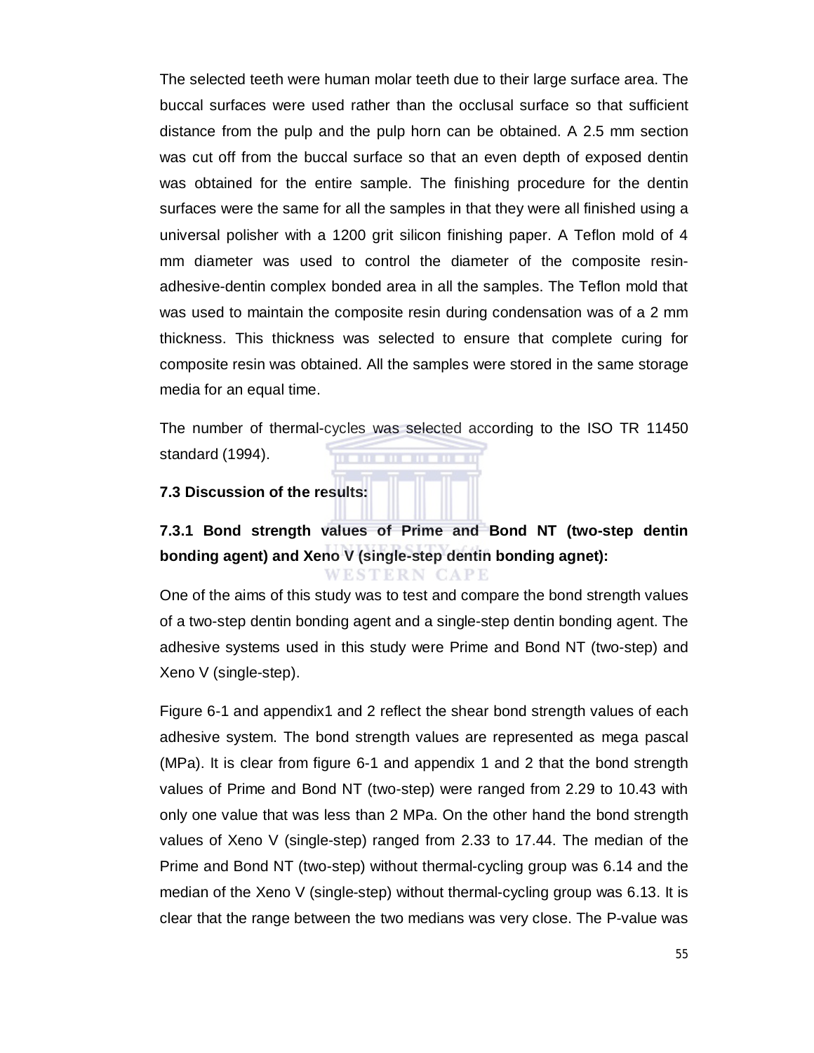The selected teeth were human molar teeth due to their large surface area. The buccal surfaces were used rather than the occlusal surface so that sufficient distance from the pulp and the pulp horn can be obtained. A 2.5 mm section was cut off from the buccal surface so that an even depth of exposed dentin was obtained for the entire sample. The finishing procedure for the dentin surfaces were the same for all the samples in that they were all finished using a universal polisher with a 1200 grit silicon finishing paper. A Teflon mold of 4 mm diameter was used to control the diameter of the composite resin-adhesive-dentin complex bonded area in all the samples. The Teflon mold that was used to maintain the composite resin during condensation was of a 2 mm thickness. This thickness was selected to ensure that complete curing for composite resin was obtained. All the samples were stored in the same storage media for an equal time.

The number of thermal-cycles was selected according to the ISO TR 11450 standard (1994).

### 7.3 Discussion of the results:

### 7.3.1 Bond strength values of Prime and Bond NT (two-step dentin bonding agent) and Xeno V (single-step dentin bonding agnet):

One of the aims of this study was to test and compare the bond strength values of a two-step dentin bonding agent and a single-step dentin bonding agent. The adhesive systems used in this study were Prime and Bond NT (two-step) and Xeno V (single-step).

Figure 6-1 and appendix1 and 2 reflect the shear bond strength values of each adhesive system. The bond strength values are represented as mega pascal (MPa). It is clear from figure 6-1 and appendix 1 and 2 that the bond strength values of Prime and Bond NT (two-step) were ranged from 2.29 to 10.43 with only one value that was less than 2 MPa. On the other hand the bond strength values of Xeno V (single-step) ranged from 2.33 to 17.44. The median of the Prime and Bond NT (two-step) without thermal-cycling group was 6.14 and the median of the Xeno V (single-step) without thermal-cycling group was 6.13. It is clear that the range between the two medians was very close. The P-value was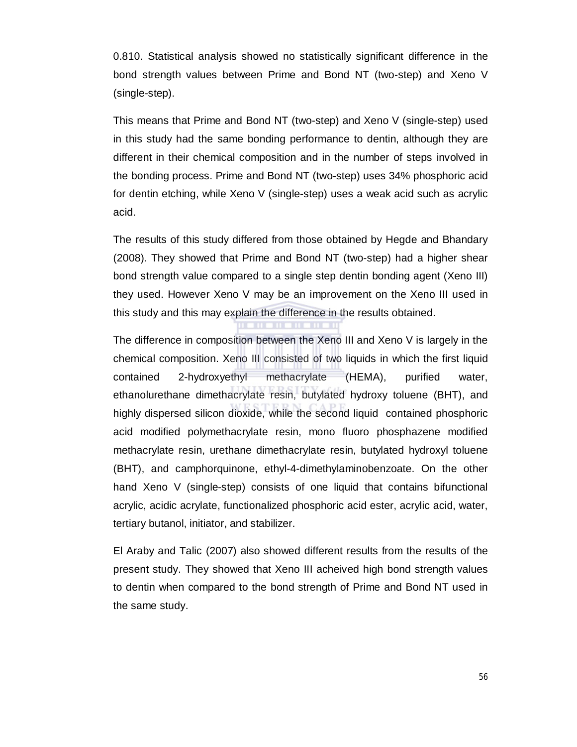0.810. Statistical analysis showed no statistically significant difference in the bond strength values between Prime and Bond NT (two-step) and Xeno V (single-step).

This means that Prime and Bond NT (two-step) and Xeno V (single-step) used in this study had the same bonding performance to dentin, although they are different in their chemical composition and in the number of steps involved in the bonding process. Prime and Bond NT (two-step) uses 34% phosphoric acid for dentin etching, while Xeno V (single-step) uses a weak acid such as acrylic acid.

The results of this study differed from those obtained by Hegde and Bhandary (2008). They showed that Prime and Bond NT (two-step) had a higher shear bond strength value compared to a single step dentin bonding agent (Xeno III) they used. However Xeno V may be an improvement on the Xeno III used in this study and this may explain the difference in the results obtained.

The difference in composition between the Xeno III and Xeno V is largely in the chemical composition. Xeno III consisted of two liquids in which the first liquid contained 2-hydroxyethyl methacrylate (HEMA), purified water, ethanolurethane dimethacrylate resin, butylated hydroxy toluene (BHT), and highly dispersed silicon dioxide, while the second liquid contained phosphoric acid modified polymethacrylate resin, mono fluoro phosphazene modified methacrylate resin, urethane dimethacrylate resin, butylated hydroxyl toluene (BHT), and camphorquinone, ethyl-4-dimethylaminobenzoate. On the other hand Xeno V (single-step) consists of one liquid that contains bifunctional acrylic, acidic acrylate, functionalized phosphoric acid ester, acrylic acid, water, tertiary butanol, initiator, and stabilizer.

El Araby and Talic (2007) also showed different results from the results of the present study. They showed that Xeno III acheived high bond strength values to dentin when compared to the bond strength of Prime and Bond NT used in the same study.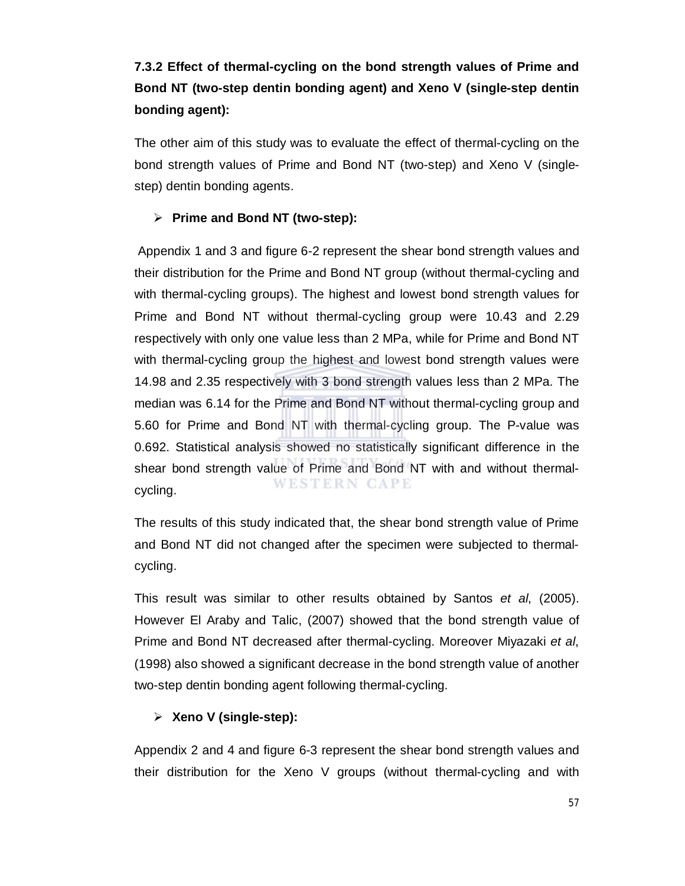### 7.3.2 Effect of thermal-cycling on the bond strength values of Prime and Bond NT (two-step dentin bonding agent) and Xeno V (single-step dentin bonding agent):

The other aim of this study was to evaluate the effect of thermal-cycling on the bond strength values of Prime and Bond NT (two-step) and Xeno V (single-step) dentin bonding agents.

- **Prime and Bond NT (two-step):**

Appendix 1 and 3 and figure 6-2 represent the shear bond strength values and their distribution for the Prime and Bond NT group (without thermal-cycling and with thermal-cycling groups). The highest and lowest bond strength values for Prime and Bond NT without thermal-cycling group were 10.43 and 2.29 respectively with only one value less than 2 MPa, while for Prime and Bond NT with thermal-cycling group the highest and lowest bond strength values were 14.98 and 2.35 respectively with 3 bond strength values less than 2 MPa. The median was 6.14 for the Prime and Bond NT without thermal-cycling group and 5.60 for Prime and Bond NT with thermal-cycling group. The P-value was 0.692. Statistical analysis showed no statistically significant difference in the shear bond strength value of Prime and Bond NT with and without thermal-cycling.

The results of this study indicated that, the shear bond strength value of Prime and Bond NT did not changed after the specimen were subjected to thermal-cycling.

This result was similar to other results obtained by Santos *et al*, (2005). However El Araby and Talic, (2007) showed that the bond strength value of Prime and Bond NT decreased after thermal-cycling. Moreover Miyazaki *et al*, (1998) also showed a significant decrease in the bond strength value of another two-step dentin bonding agent following thermal-cycling.

- **Xeno V (single-step):**

Appendix 2 and 4 and figure 6-3 represent the shear bond strength values and their distribution for the Xeno V groups (without thermal-cycling and with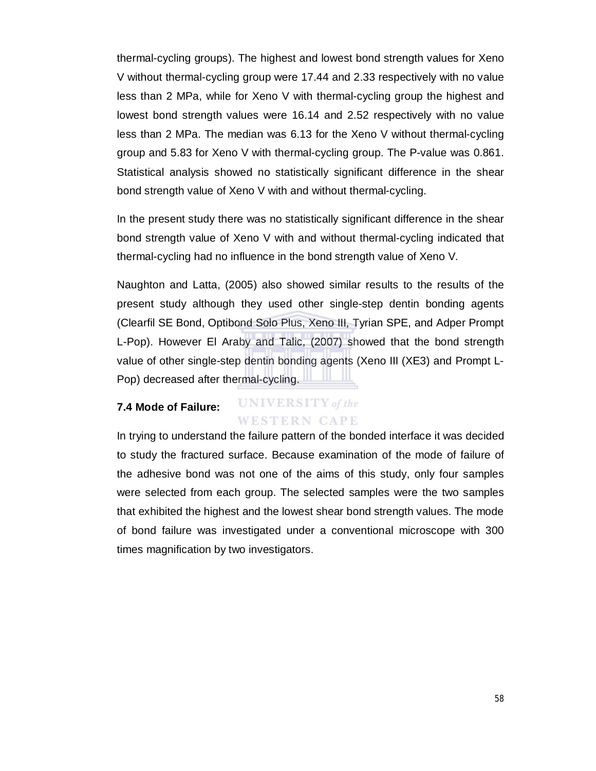thermal-cycling groups). The highest and lowest bond strength values for Xeno V without thermal-cycling group were 17.44 and 2.33 respectively with no value less than 2 MPa, while for Xeno V with thermal-cycling group the highest and lowest bond strength values were 16.14 and 2.52 respectively with no value less than 2 MPa. The median was 6.13 for the Xeno V without thermal-cycling group and 5.83 for Xeno V with thermal-cycling group. The P-value was 0.861. Statistical analysis showed no statistically significant difference in the shear bond strength value of Xeno V with and without thermal-cycling.

In the present study there was no statistically significant difference in the shear bond strength value of Xeno V with and without thermal-cycling indicated that thermal-cycling had no influence in the bond strength value of Xeno V.

Naughton and Latta, (2005) also showed similar results to the results of the present study although they used other single-step dentin bonding agents (Clearfil SE Bond, Optibond Solo Plus, Xeno III, Tyrian SPE, and Adper Prompt L-Pop). However El Araby and Talic, (2007) showed that the bond strength value of other single-step dentin bonding agents (Xeno III (XE3) and Prompt L-Pop) decreased after thermal-cycling.

### 7.4 Mode of Failure:

In trying to understand the failure pattern of the bonded interface it was decided to study the fractured surface. Because examination of the mode of failure of the adhesive bond was not one of the aims of this study, only four samples were selected from each group. The selected samples were the two samples that exhibited the highest and the lowest shear bond strength values. The mode of bond failure was investigated under a conventional microscope with 300 times magnification by two investigators.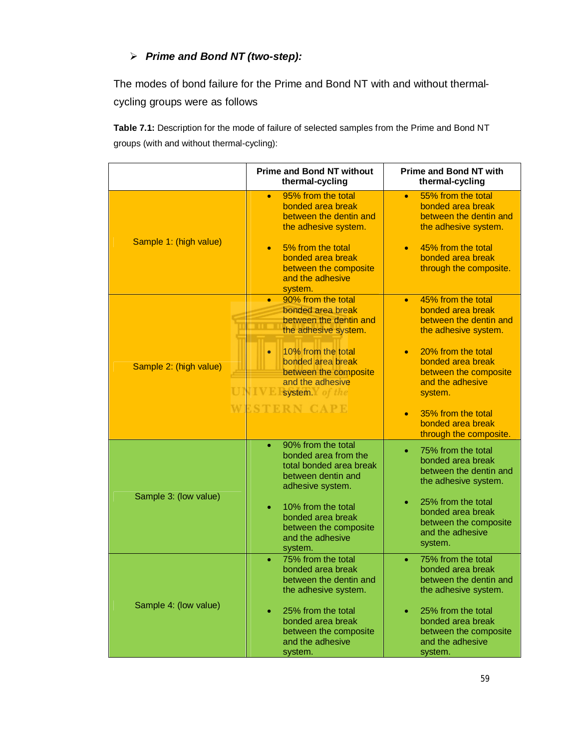- ***Prime and Bond NT (two-step):***

The modes of bond failure for the Prime and Bond NT with and without thermal-cycling groups were as follows

**Table 7.1:** Description for the mode of failure of selected samples from the Prime and Bond NT groups (with and without thermal-cycling):

| | Prime and Bond NT without thermal-cycling | Prime and Bond NT with thermal-cycling |
|---|---|---|
| Sample 1: (high value) | • 95% from the total bonded area break between the dentin and the adhesive system.<br>• 5% from the total bonded area break between the composite and the adhesive system. | • 55% from the total bonded area break between the dentin and the adhesive system.<br>• 45% from the total bonded area break through the composite. |
| Sample 2: (high value) | • 90% from the total bonded area break between the dentin and the adhesive system.<br>• 10% from the total bonded area break between the composite and the adhesive system. | • 45% from the total bonded area break between the dentin and the adhesive system.<br>• 20% from the total bonded area break between the composite and the adhesive system.<br>• 35% from the total bonded area break through the composite. |
| Sample 3: (low value) | • 90% from the total bonded area from the total bonded area break between dentin and adhesive system.<br>• 10% from the total bonded area break between the composite and the adhesive system. | • 75% from the total bonded area break between the dentin and the adhesive system.<br>• 25% from the total bonded area break between the composite and the adhesive system. |
| Sample 4: (low value) | • 75% from the total bonded area break between the dentin and the adhesive system.<br>• 25% from the total bonded area break between the composite and the adhesive system. | • 75% from the total bonded area break between the dentin and the adhesive system.<br>• 25% from the total bonded area break between the composite and the adhesive system. |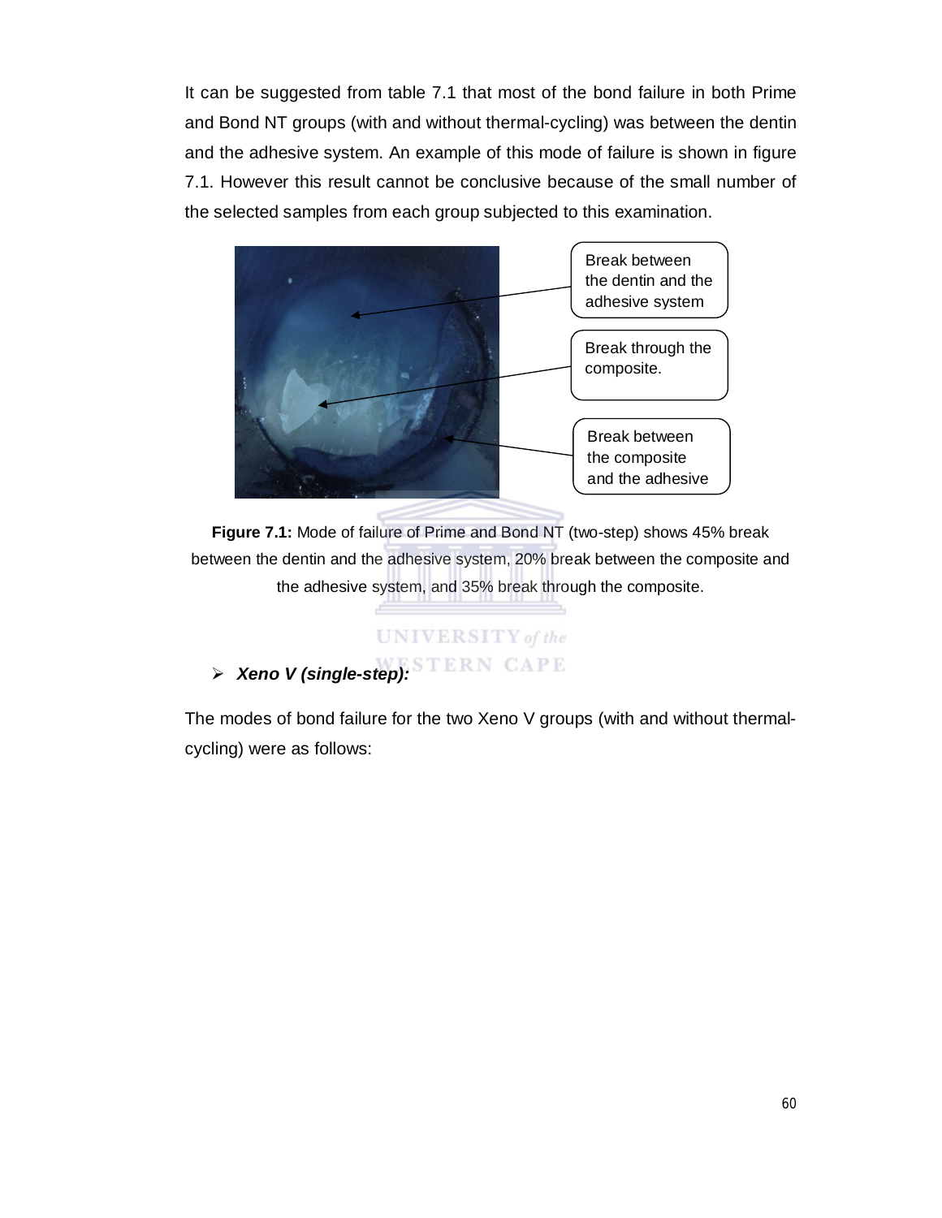It can be suggested from table 7.1 that most of the bond failure in both Prime and Bond NT groups (with and without thermal-cycling) was between the dentin and the adhesive system. An example of this mode of failure is shown in figure 7.1. However this result cannot be conclusive because of the small number of the selected samples from each group subjected to this examination.

Break between the dentin and the adhesive system

Break through the composite.

Break between the composite and the adhesive

**Figure 7.1:** Mode of failure of Prime and Bond NT (two-step) shows 45% break between the dentin and the adhesive system, 20% break between the composite and the adhesive system, and 35% break through the composite.

- ***Xeno V (single-step):***

The modes of bond failure for the two Xeno V groups (with and without thermal-cycling) were as follows: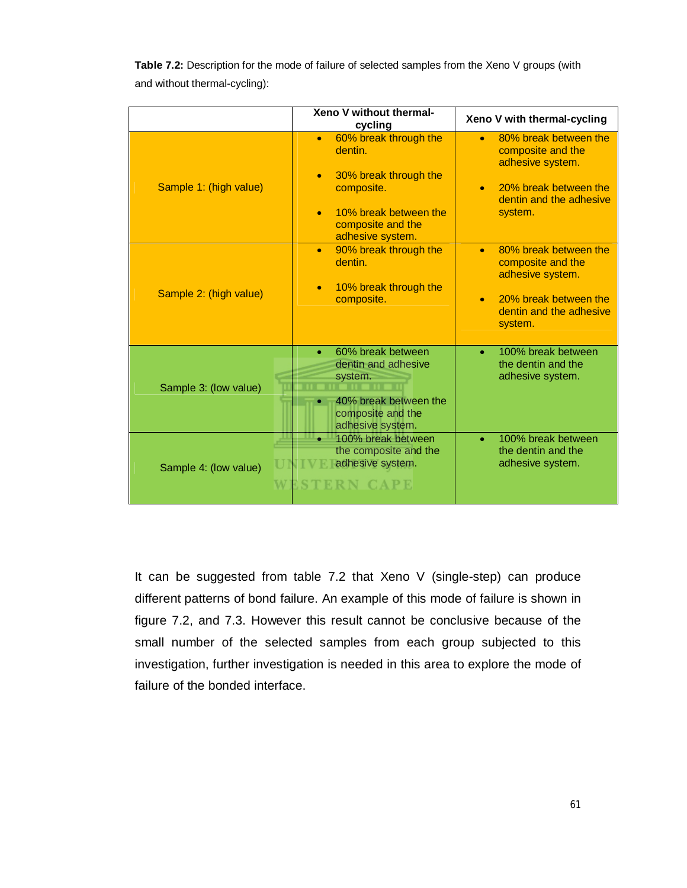**Table 7.2:** Description for the mode of failure of selected samples from the Xeno V groups (with and without thermal-cycling):

| | Xeno V without thermal-cycling | Xeno V with thermal-cycling |
|---|---|---|
| Sample 1: (high value) | • 60% break through the dentin.<br>• 30% break through the composite.<br>• 10% break between the composite and the adhesive system. | • 80% break between the composite and the adhesive system.<br>• 20% break between the dentin and the adhesive system. |
| Sample 2: (high value) | • 90% break through the dentin.<br>• 10% break through the composite. | • 80% break between the composite and the adhesive system.<br>• 20% break between the dentin and the adhesive system. |
| Sample 3: (low value) | • 60% break between dentin and adhesive system.<br>• 40% break between the composite and the adhesive system. | • 100% break between the dentin and the adhesive system. |
| Sample 4: (low value) | • 100% break between the composite and the adhesive system. | • 100% break between the dentin and the adhesive system. |

It can be suggested from table 7.2 that Xeno V (single-step) can produce different patterns of bond failure. An example of this mode of failure is shown in figure 7.2, and 7.3. However this result cannot be conclusive because of the small number of the selected samples from each group subjected to this investigation, further investigation is needed in this area to explore the mode of failure of the bonded interface.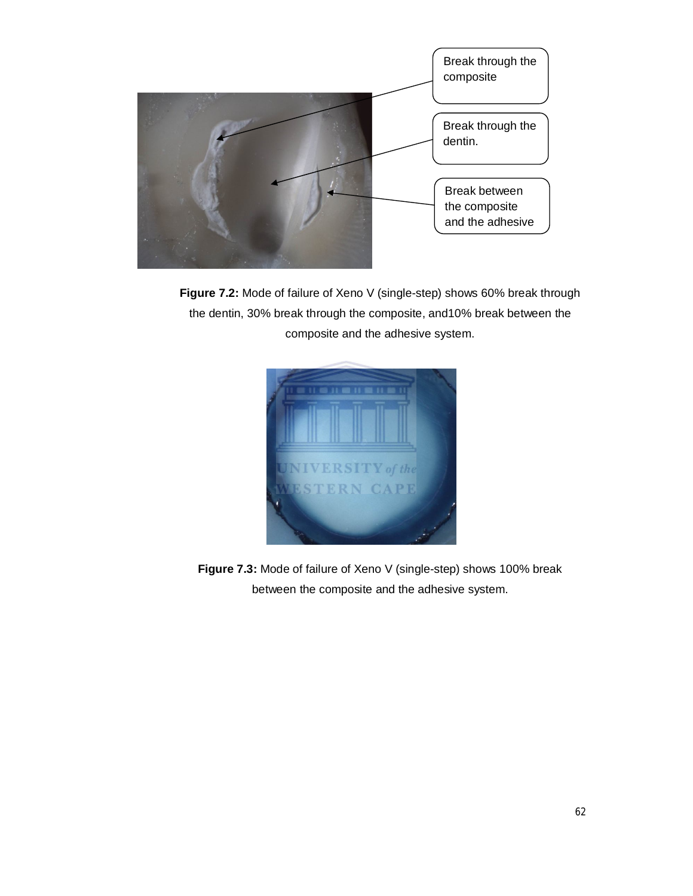Break through the composite

Break through the dentin.

Break between the composite and the adhesive

**Figure 7.2:** Mode of failure of Xeno V (single-step) shows 60% break through the dentin, 30% break through the composite, and10% break between the composite and the adhesive system.

**Figure 7.3:** Mode of failure of Xeno V (single-step) shows 100% break between the composite and the adhesive system.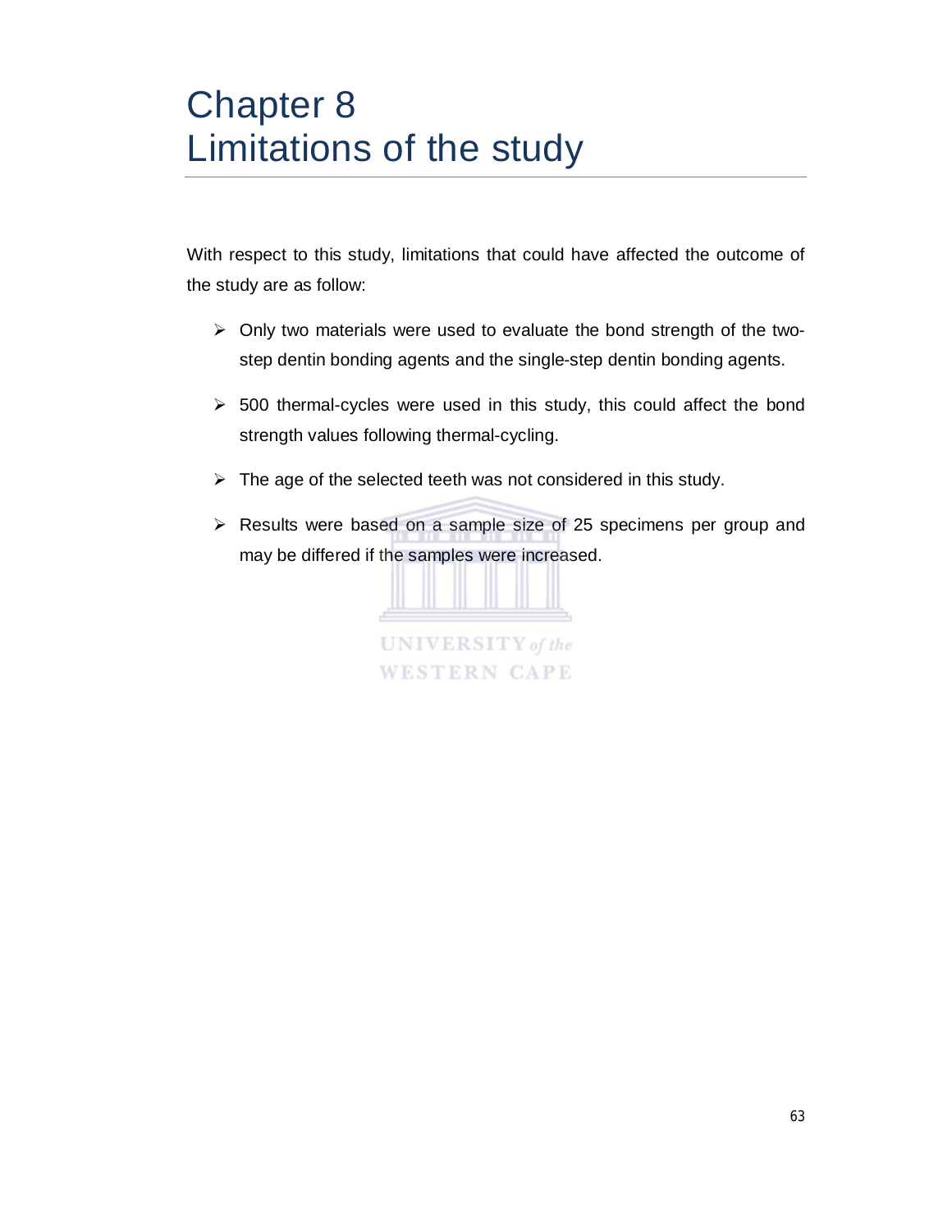# Chapter 8
# Limitations of the study

With respect to this study, limitations that could have affected the outcome of the study are as follow:

- Only two materials were used to evaluate the bond strength of the two-step dentin bonding agents and the single-step dentin bonding agents.
- 500 thermal-cycles were used in this study, this could affect the bond strength values following thermal-cycling.
- The age of the selected teeth was not considered in this study.
- Results were based on a sample size of 25 specimens per group and may be differed if the samples were increased.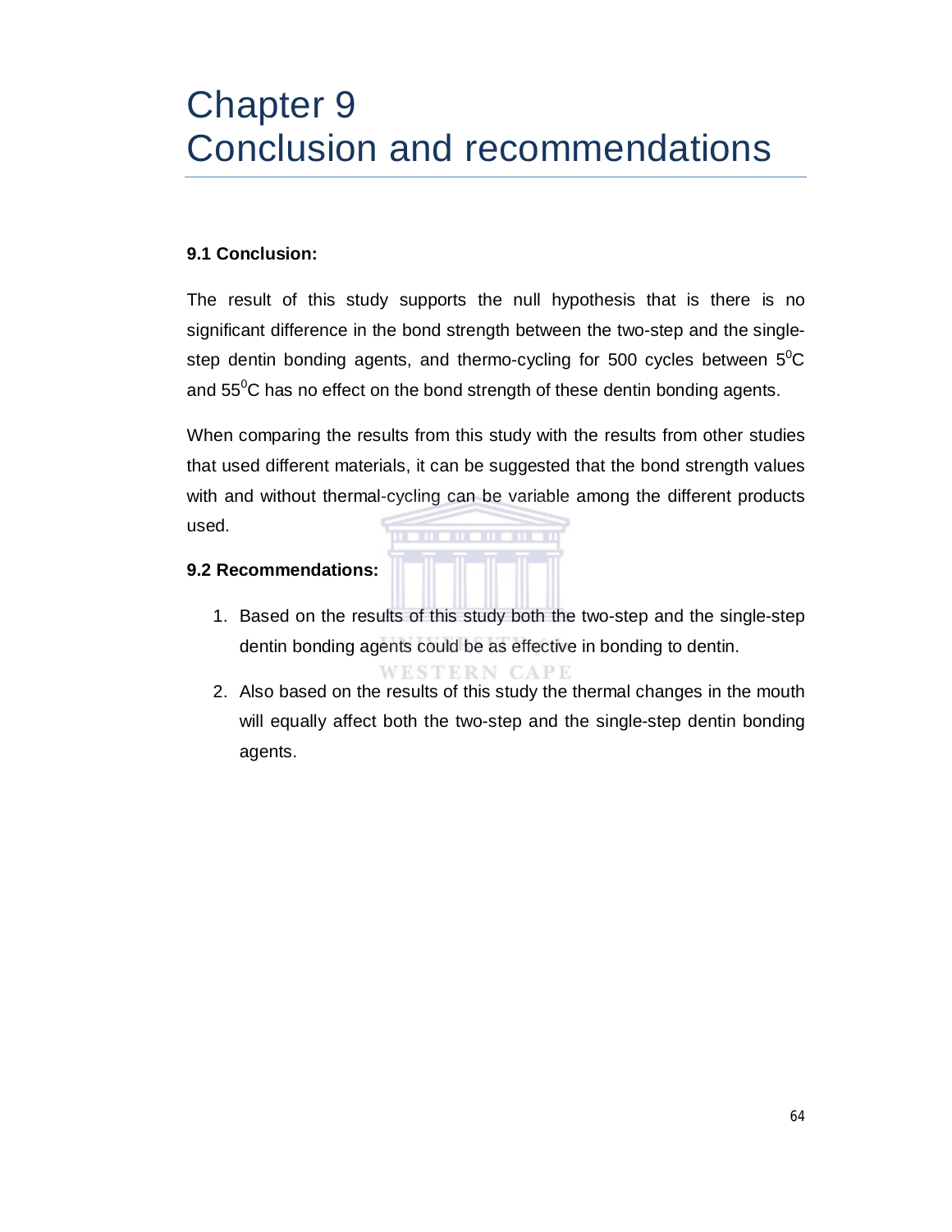# Chapter 9
# Conclusion and recommendations

### 9.1 Conclusion:

The result of this study supports the null hypothesis that is there is no significant difference in the bond strength between the two-step and the single-step dentin bonding agents, and thermo-cycling for 500 cycles between $5^0$C and $55^0$C has no effect on the bond strength of these dentin bonding agents.

When comparing the results from this study with the results from other studies that used different materials, it can be suggested that the bond strength values with and without thermal-cycling can be variable among the different products used.

### 9.2 Recommendations:

1. Based on the results of this study both the two-step and the single-step dentin bonding agents could be as effective in bonding to dentin.
2. Also based on the results of this study the thermal changes in the mouth will equally affect both the two-step and the single-step dentin bonding agents.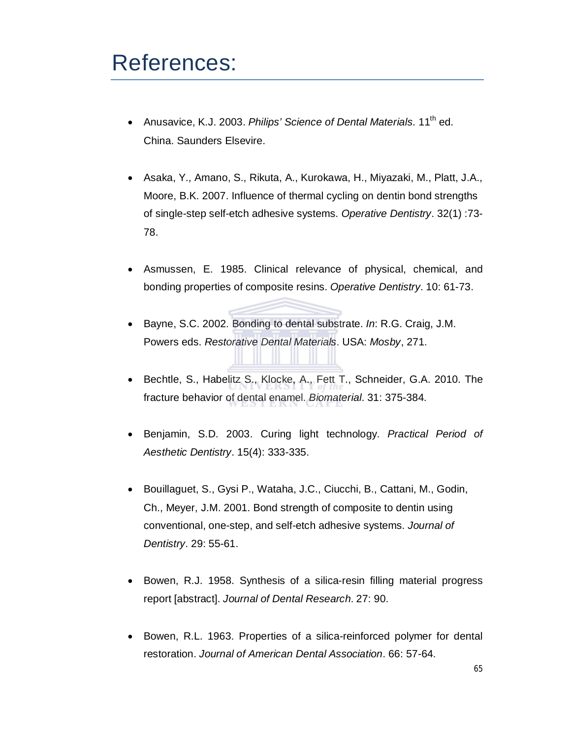# References:

- Anusavice, K.J. 2003. *Philips' Science of Dental Materials*. 11th ed. China. Saunders Elsevire.

- Asaka, Y., Amano, S., Rikuta, A., Kurokawa, H., Miyazaki, M., Platt, J.A., Moore, B.K. 2007. Influence of thermal cycling on dentin bond strengths of single-step self-etch adhesive systems. *Operative Dentistry*. 32(1) :73-78.

- Asmussen, E. 1985. Clinical relevance of physical, chemical, and bonding properties of composite resins. *Operative Dentistry*. 10: 61-73.

- Bayne, S.C. 2002. Bonding to dental substrate. *In*: R.G. Craig, J.M. Powers eds. *Restorative Dental Materials*. USA: *Mosby*, 271.

- Bechtle, S., Habelitz S., Klocke, A., Fett T., Schneider, G.A. 2010. The fracture behavior of dental enamel. *Biomaterial*. 31: 375-384.

- Benjamin, S.D. 2003. Curing light technology. *Practical Period of Aesthetic Dentistry*. 15(4): 333-335.

- Bouillaguet, S., Gysi P., Wataha, J.C., Ciucchi, B., Cattani, M., Godin, Ch., Meyer, J.M. 2001. Bond strength of composite to dentin using conventional, one-step, and self-etch adhesive systems. *Journal of Dentistry*. 29: 55-61.

- Bowen, R.J. 1958. Synthesis of a silica-resin filling material progress report [abstract]. *Journal of Dental Research*. 27: 90.

- Bowen, R.L. 1963. Properties of a silica-reinforced polymer for dental restoration. *Journal of American Dental Association*. 66: 57-64.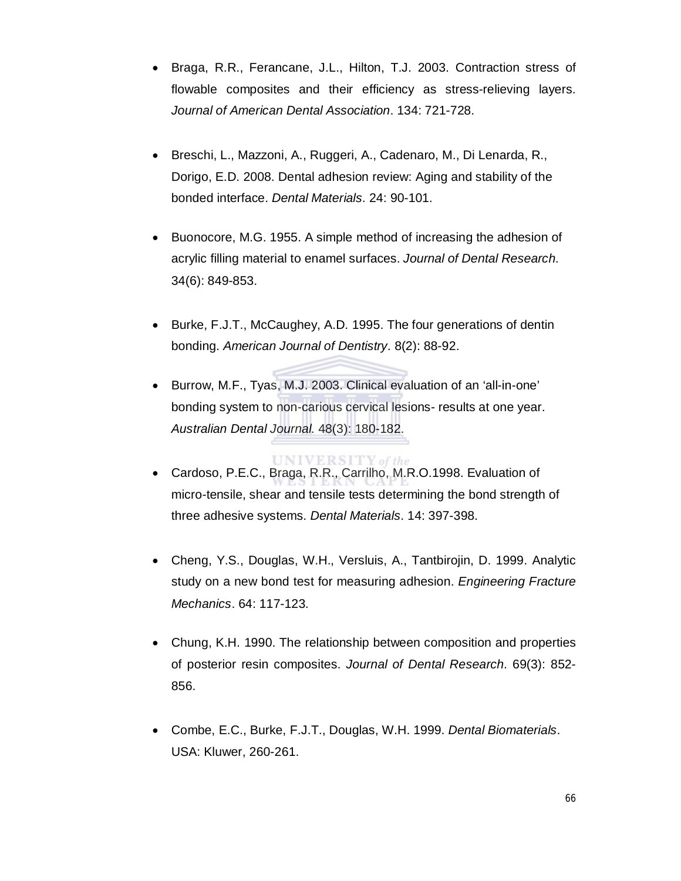- Braga, R.R., Ferancane, J.L., Hilton, T.J. 2003. Contraction stress of flowable composites and their efficiency as stress-relieving layers. *Journal of American Dental Association*. 134: 721-728.

- Breschi, L., Mazzoni, A., Ruggeri, A., Cadenaro, M., Di Lenarda, R., Dorigo, E.D. 2008. Dental adhesion review: Aging and stability of the bonded interface. *Dental Materials*. 24: 90-101.

- Buonocore, M.G. 1955. A simple method of increasing the adhesion of acrylic filling material to enamel surfaces. *Journal of Dental Research*. 34(6): 849-853.

- Burke, F.J.T., McCaughey, A.D. 1995. The four generations of dentin bonding. *American Journal of Dentistry*. 8(2): 88-92.

- Burrow, M.F., Tyas, M.J. 2003. Clinical evaluation of an 'all-in-one' bonding system to non-carious cervical lesions- results at one year. *Australian Dental Journal*. 48(3): 180-182.

- Cardoso, P.E.C., Braga, R.R., Carrilho, M.R.O.1998. Evaluation of micro-tensile, shear and tensile tests determining the bond strength of three adhesive systems. *Dental Materials*. 14: 397-398.

- Cheng, Y.S., Douglas, W.H., Versluis, A., Tantbirojin, D. 1999. Analytic study on a new bond test for measuring adhesion. *Engineering Fracture Mechanics*. 64: 117-123.

- Chung, K.H. 1990. The relationship between composition and properties of posterior resin composites. *Journal of Dental Research*. 69(3): 852-856.

- Combe, E.C., Burke, F.J.T., Douglas, W.H. 1999. *Dental Biomaterials*. USA: Kluwer, 260-261.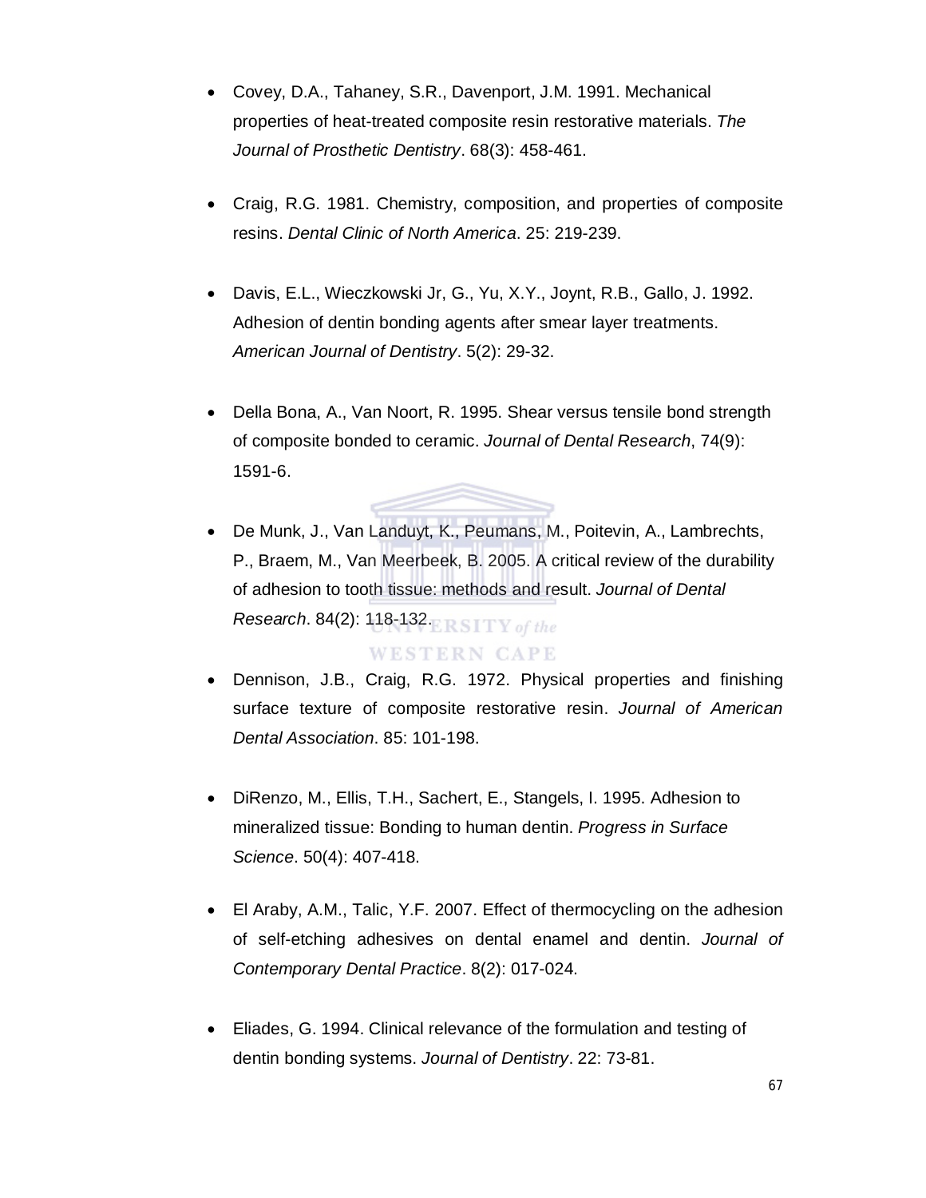- Covey, D.A., Tahaney, S.R., Davenport, J.M. 1991. Mechanical properties of heat-treated composite resin restorative materials. *The Journal of Prosthetic Dentistry*. 68(3): 458-461.

- Craig, R.G. 1981. Chemistry, composition, and properties of composite resins. *Dental Clinic of North America*. 25: 219-239.

- Davis, E.L., Wieczkowski Jr, G., Yu, X.Y., Joynt, R.B., Gallo, J. 1992. Adhesion of dentin bonding agents after smear layer treatments. *American Journal of Dentistry*. 5(2): 29-32.

- Della Bona, A., Van Noort, R. 1995. Shear versus tensile bond strength of composite bonded to ceramic. *Journal of Dental Research*, 74(9): 1591-6.

- De Munk, J., Van Landuyt, K., Peumans, M., Poitevin, A., Lambrechts, P., Braem, M., Van Meerbeek, B. 2005. A critical review of the durability of adhesion to tooth tissue: methods and result. *Journal of Dental Research*. 84(2): 118-132.

- Dennison, J.B., Craig, R.G. 1972. Physical properties and finishing surface texture of composite restorative resin. *Journal of American Dental Association*. 85: 101-198.

- DiRenzo, M., Ellis, T.H., Sachert, E., Stangels, I. 1995. Adhesion to mineralized tissue: Bonding to human dentin. *Progress in Surface Science*. 50(4): 407-418.

- El Araby, A.M., Talic, Y.F. 2007. Effect of thermocycling on the adhesion of self-etching adhesives on dental enamel and dentin. *Journal of Contemporary Dental Practice*. 8(2): 017-024.

- Eliades, G. 1994. Clinical relevance of the formulation and testing of dentin bonding systems. *Journal of Dentistry*. 22: 73-81.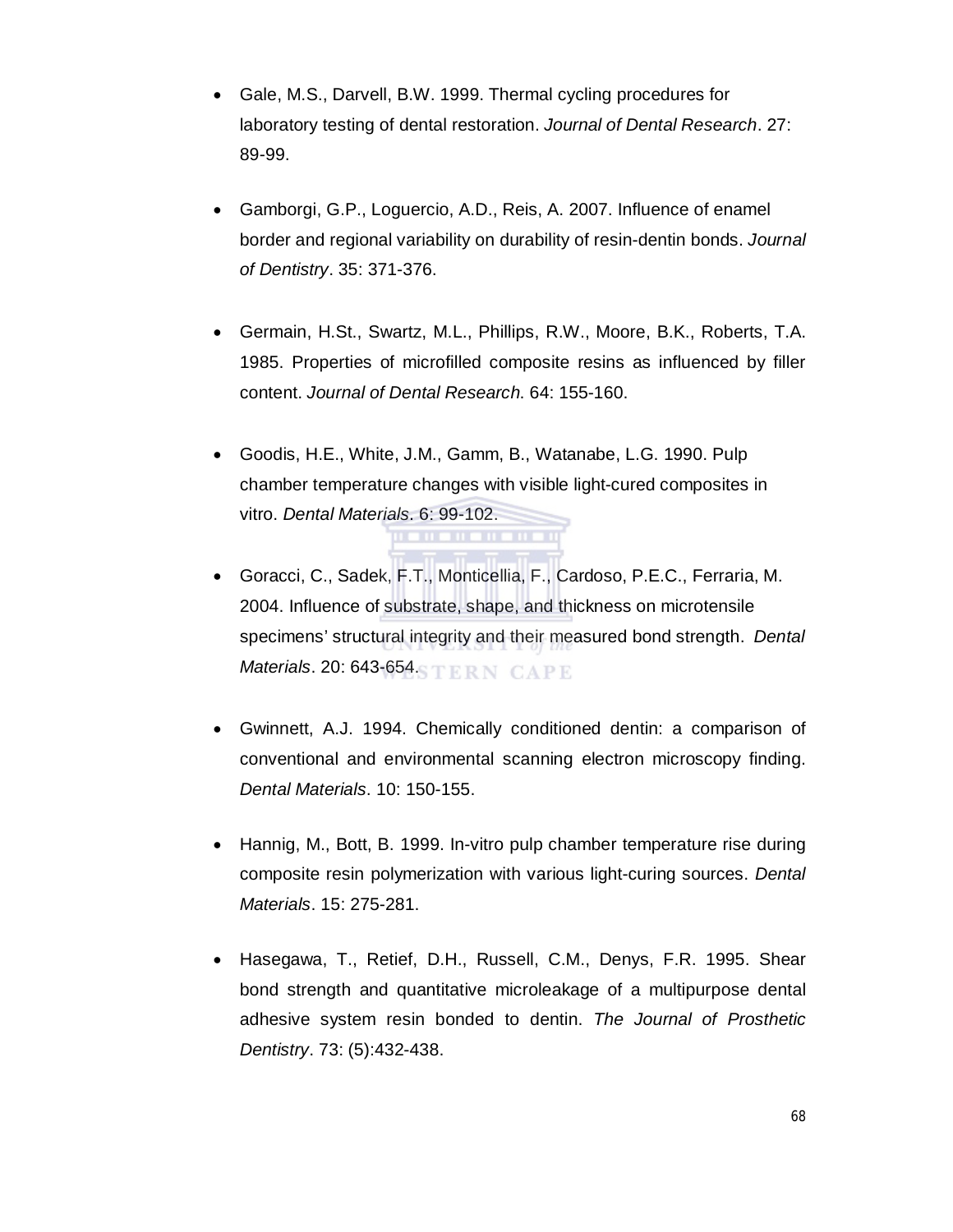- Gale, M.S., Darvell, B.W. 1999. Thermal cycling procedures for laboratory testing of dental restoration. *Journal of Dental Research*. 27: 89-99.

- Gamborgi, G.P., Loguercio, A.D., Reis, A. 2007. Influence of enamel border and regional variability on durability of resin-dentin bonds. *Journal of Dentistry*. 35: 371-376.

- Germain, H.St., Swartz, M.L., Phillips, R.W., Moore, B.K., Roberts, T.A. 1985. Properties of microfilled composite resins as influenced by filler content. *Journal of Dental Research*. 64: 155-160.

- Goodis, H.E., White, J.M., Gamm, B., Watanabe, L.G. 1990. Pulp chamber temperature changes with visible light-cured composites in vitro. *Dental Materials*. 6: 99-102.

- Goracci, C., Sadek, F.T., Monticellia, F., Cardoso, P.E.C., Ferraria, M. 2004. Influence of substrate, shape, and thickness on microtensile specimens' structural integrity and their measured bond strength. *Dental Materials*. 20: 643-654.

- Gwinnett, A.J. 1994. Chemically conditioned dentin: a comparison of conventional and environmental scanning electron microscopy finding. *Dental Materials*. 10: 150-155.

- Hannig, M., Bott, B. 1999. In-vitro pulp chamber temperature rise during composite resin polymerization with various light-curing sources. *Dental Materials*. 15: 275-281.

- Hasegawa, T., Retief, D.H., Russell, C.M., Denys, F.R. 1995. Shear bond strength and quantitative microleakage of a multipurpose dental adhesive system resin bonded to dentin. *The Journal of Prosthetic Dentistry*. 73: (5):432-438.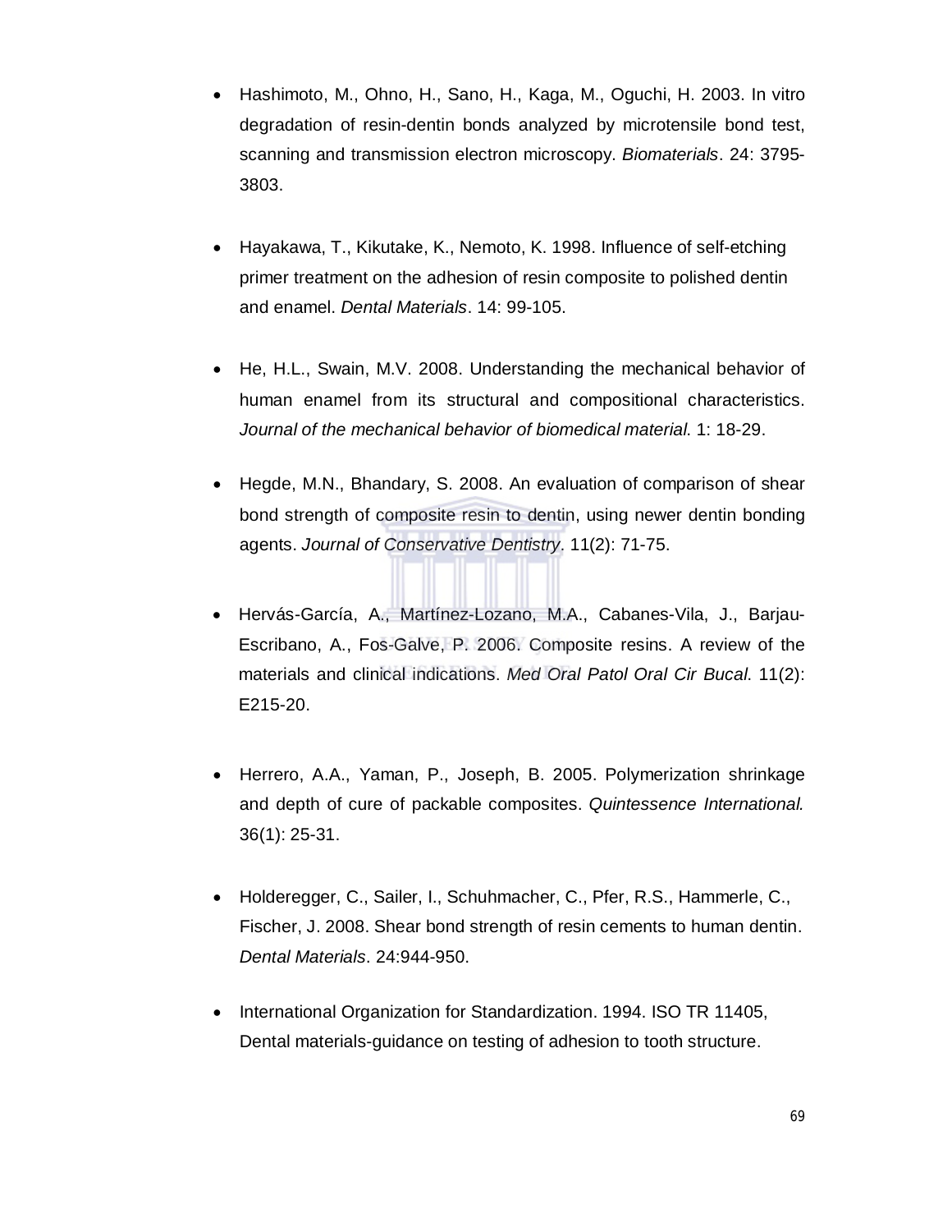- Hashimoto, M., Ohno, H., Sano, H., Kaga, M., Oguchi, H. 2003. In vitro degradation of resin-dentin bonds analyzed by microtensile bond test, scanning and transmission electron microscopy. *Biomaterials*. 24: 3795-3803.

- Hayakawa, T., Kikutake, K., Nemoto, K. 1998. Influence of self-etching primer treatment on the adhesion of resin composite to polished dentin and enamel. *Dental Materials*. 14: 99-105.

- He, H.L., Swain, M.V. 2008. Understanding the mechanical behavior of human enamel from its structural and compositional characteristics. *Journal of the mechanical behavior of biomedical material*. 1: 18-29.

- Hegde, M.N., Bhandary, S. 2008. An evaluation of comparison of shear bond strength of composite resin to dentin, using newer dentin bonding agents. *Journal of Conservative Dentistry*. 11(2): 71-75.

- Hervás-García, A., Martínez-Lozano, M.A., Cabanes-Vila, J., Barjau-Escribano, A., Fos-Galve, P. 2006. Composite resins. A review of the materials and clinical indications. *Med Oral Patol Oral Cir Bucal*. 11(2): E215-20.

- Herrero, A.A., Yaman, P., Joseph, B. 2005. Polymerization shrinkage and depth of cure of packable composites. *Quintessence International*. 36(1): 25-31.

- Holderegger, C., Sailer, I., Schuhmacher, C., Pfer, R.S., Hammerle, C., Fischer, J. 2008. Shear bond strength of resin cements to human dentin. *Dental Materials*. 24:944-950.

- International Organization for Standardization. 1994. ISO TR 11405, Dental materials-guidance on testing of adhesion to tooth structure.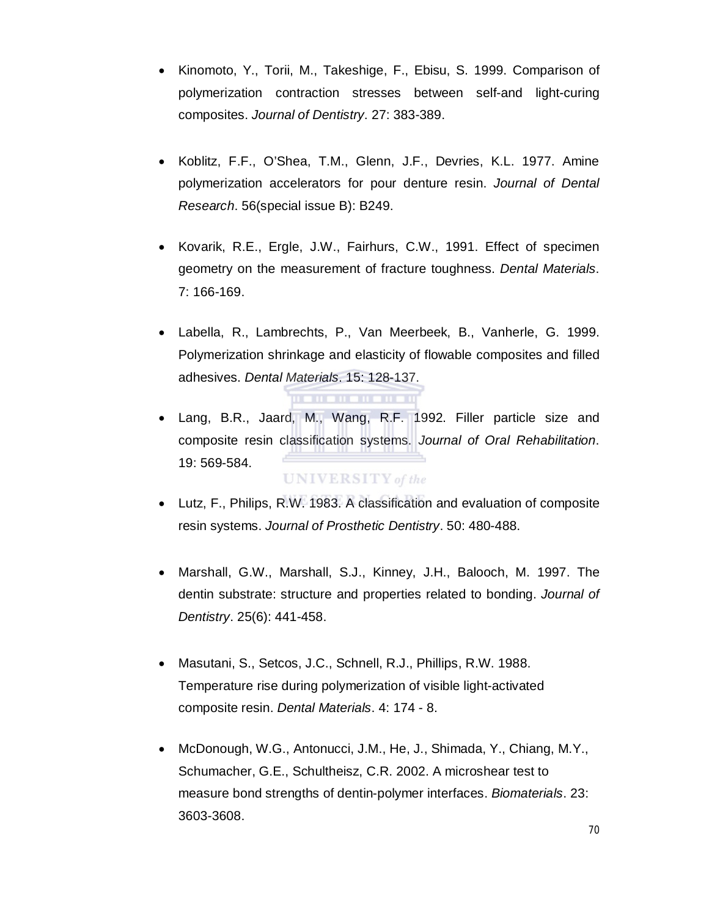- Kinomoto, Y., Torii, M., Takeshige, F., Ebisu, S. 1999. Comparison of polymerization contraction stresses between self-and light-curing composites. *Journal of Dentistry*. 27: 383-389.

- Koblitz, F.F., O'Shea, T.M., Glenn, J.F., Devries, K.L. 1977. Amine polymerization accelerators for pour denture resin. *Journal of Dental Research*. 56(special issue B): B249.

- Kovarik, R.E., Ergle, J.W., Fairhurs, C.W., 1991. Effect of specimen geometry on the measurement of fracture toughness. *Dental Materials*. 7: 166-169.

- Labella, R., Lambrechts, P., Van Meerbeek, B., Vanherle, G. 1999. Polymerization shrinkage and elasticity of flowable composites and filled adhesives. *Dental Materials*. 15: 128-137.

- Lang, B.R., Jaard, M., Wang, R.F. 1992. Filler particle size and composite resin classification systems. *Journal of Oral Rehabilitation*. 19: 569-584.

- Lutz, F., Philips, R.W. 1983. A classification and evaluation of composite resin systems. *Journal of Prosthetic Dentistry*. 50: 480-488.

- Marshall, G.W., Marshall, S.J., Kinney, J.H., Balooch, M. 1997. The dentin substrate: structure and properties related to bonding. *Journal of Dentistry*. 25(6): 441-458.

- Masutani, S., Setcos, J.C., Schnell, R.J., Phillips, R.W. 1988. Temperature rise during polymerization of visible light-activated composite resin. *Dental Materials*. 4: 174 - 8.

- McDonough, W.G., Antonucci, J.M., He, J., Shimada, Y., Chiang, M.Y., Schumacher, G.E., Schultheisz, C.R. 2002. A microshear test to measure bond strengths of dentin-polymer interfaces. *Biomaterials*. 23: 3603-3608.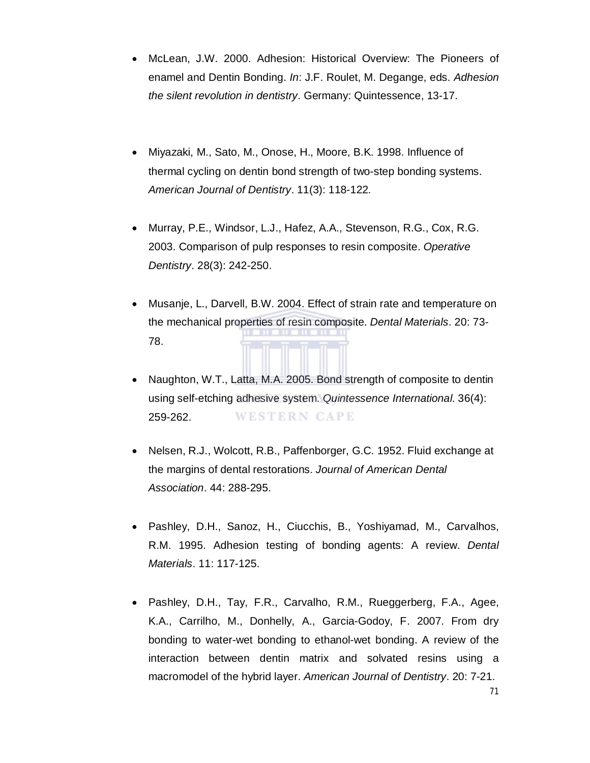- McLean, J.W. 2000. Adhesion: Historical Overview: The Pioneers of enamel and Dentin Bonding. *In*: J.F. Roulet, M. Degange, eds. *Adhesion the silent revolution in dentistry*. Germany: Quintessence, 13-17.

- Miyazaki, M., Sato, M., Onose, H., Moore, B.K. 1998. Influence of thermal cycling on dentin bond strength of two-step bonding systems. *American Journal of Dentistry*. 11(3): 118-122.

- Murray, P.E., Windsor, L.J., Hafez, A.A., Stevenson, R.G., Cox, R.G. 2003. Comparison of pulp responses to resin composite. *Operative Dentistry*. 28(3): 242-250.

- Musanje, L., Darvell, B.W. 2004. Effect of strain rate and temperature on the mechanical properties of resin composite. *Dental Materials*. 20: 73-78.

- Naughton, W.T., Latta, M.A. 2005. Bond strength of composite to dentin using self-etching adhesive system. *Quintessence International*. 36(4): 259-262.

- Nelsen, R.J., Wolcott, R.B., Paffenborger, G.C. 1952. Fluid exchange at the margins of dental restorations. *Journal of American Dental Association*. 44: 288-295.

- Pashley, D.H., Sanoz, H., Ciucchis, B., Yoshiyamad, M., Carvalhos, R.M. 1995. Adhesion testing of bonding agents: A review. *Dental Materials*. 11: 117-125.

- Pashley, D.H., Tay, F.R., Carvalho, R.M., Rueggerberg, F.A., Agee, K.A., Carrilho, M., Donhelly, A., Garcia-Godoy, F. 2007. From dry bonding to water-wet bonding to ethanol-wet bonding. A review of the interaction between dentin matrix and solvated resins using a macromodel of the hybrid layer. *American Journal of Dentistry*. 20: 7-21.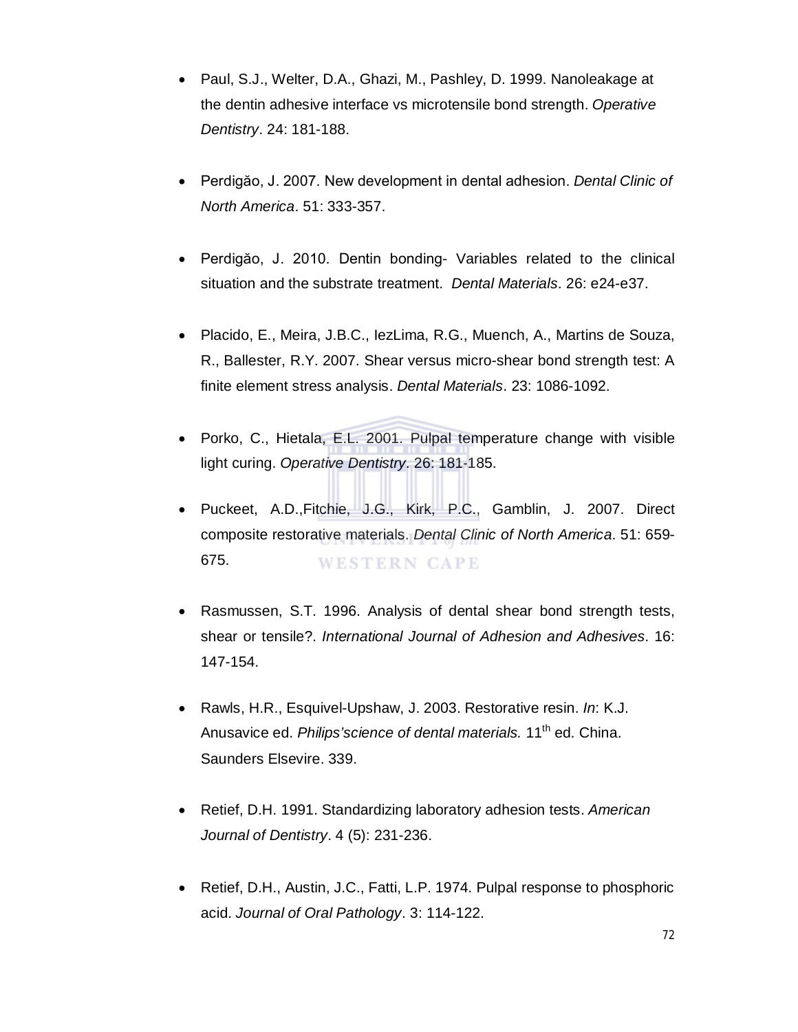- Paul, S.J., Welter, D.A., Ghazi, M., Pashley, D. 1999. Nanoleakage at the dentin adhesive interface vs microtensile bond strength. *Operative Dentistry*. 24: 181-188.

- Perdigăo, J. 2007. New development in dental adhesion. *Dental Clinic of North America*. 51: 333-357.

- Perdigăo, J. 2010. Dentin bonding- Variables related to the clinical situation and the substrate treatment. *Dental Materials*. 26: e24-e37.

- Placido, E., Meira, J.B.C., IezLima, R.G., Muench, A., Martins de Souza, R., Ballester, R.Y. 2007. Shear versus micro-shear bond strength test: A finite element stress analysis. *Dental Materials*. 23: 1086-1092.

- Porko, C., Hietala, E.L. 2001. Pulpal temperature change with visible light curing. *Operative Dentistry*. 26: 181-185.

- Puckeet, A.D.,Fitchie, J.G., Kirk, P.C., Gamblin, J. 2007. Direct composite restorative materials. *Dental Clinic of North America*. 51: 659-675.

- Rasmussen, S.T. 1996. Analysis of dental shear bond strength tests, shear or tensile?. *International Journal of Adhesion and Adhesives*. 16: 147-154.

- Rawls, H.R., Esquivel-Upshaw, J. 2003. Restorative resin. *In*: K.J. Anusavice ed. *Philips'science of dental materials.* 11th ed. China. Saunders Elsevire. 339.

- Retief, D.H. 1991. Standardizing laboratory adhesion tests. *American Journal of Dentistry*. 4 (5): 231-236.

- Retief, D.H., Austin, J.C., Fatti, L.P. 1974. Pulpal response to phosphoric acid. *Journal of Oral Pathology*. 3: 114-122.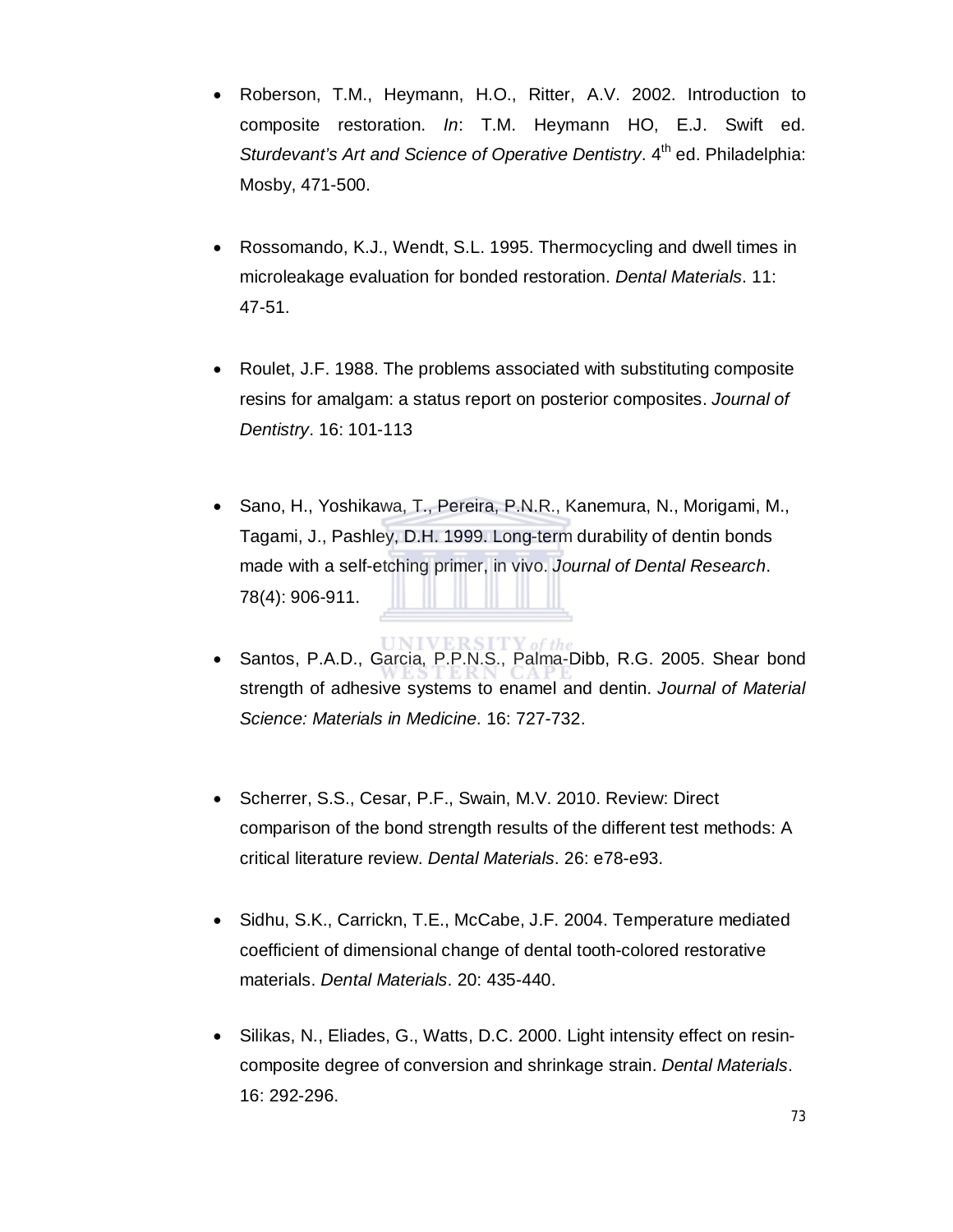- Roberson, T.M., Heymann, H.O., Ritter, A.V. 2002. Introduction to composite restoration. *In*: T.M. Heymann HO, E.J. Swift ed. *Sturdevant's Art and Science of Operative Dentistry*. 4th ed. Philadelphia: Mosby, 471-500.

- Rossomando, K.J., Wendt, S.L. 1995. Thermocycling and dwell times in microleakage evaluation for bonded restoration. *Dental Materials*. 11: 47-51.

- Roulet, J.F. 1988. The problems associated with substituting composite resins for amalgam: a status report on posterior composites. *Journal of Dentistry*. 16: 101-113

- Sano, H., Yoshikawa, T., Pereira, P.N.R., Kanemura, N., Morigami, M., Tagami, J., Pashley, D.H. 1999. Long-term durability of dentin bonds made with a self-etching primer, in vivo. *Journal of Dental Research*. 78(4): 906-911.

- Santos, P.A.D., Garcia, P.P.N.S., Palma-Dibb, R.G. 2005. Shear bond strength of adhesive systems to enamel and dentin. *Journal of Material Science: Materials in Medicine*. 16: 727-732.

- Scherrer, S.S., Cesar, P.F., Swain, M.V. 2010. Review: Direct comparison of the bond strength results of the different test methods: A critical literature review. *Dental Materials*. 26: e78-e93.

- Sidhu, S.K., Carrickn, T.E., McCabe, J.F. 2004. Temperature mediated coefficient of dimensional change of dental tooth-colored restorative materials. *Dental Materials*. 20: 435-440.

- Silikas, N., Eliades, G., Watts, D.C. 2000. Light intensity effect on resin-composite degree of conversion and shrinkage strain. *Dental Materials*. 16: 292-296.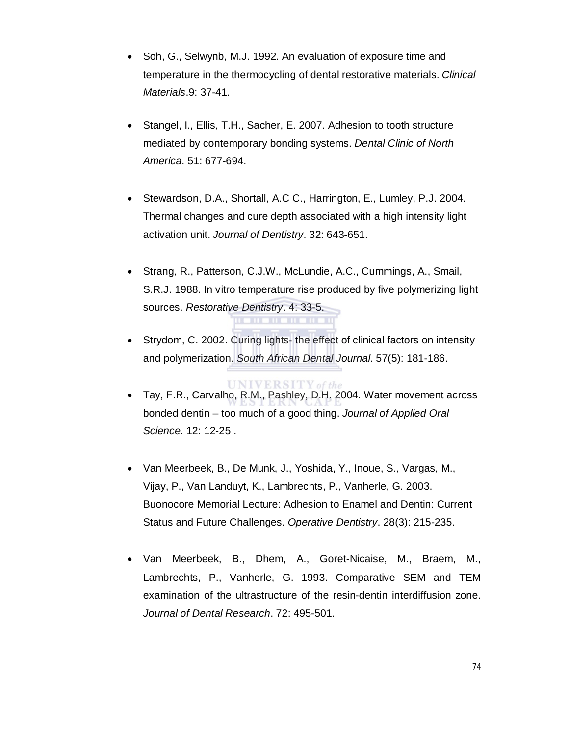- Soh, G., Selwynb, M.J. 1992. An evaluation of exposure time and temperature in the thermocycling of dental restorative materials. *Clinical Materials*.9: 37-41.

- Stangel, I., Ellis, T.H., Sacher, E. 2007. Adhesion to tooth structure mediated by contemporary bonding systems. *Dental Clinic of North America*. 51: 677-694.

- Stewardson, D.A., Shortall, A.C C., Harrington, E., Lumley, P.J. 2004. Thermal changes and cure depth associated with a high intensity light activation unit. *Journal of Dentistry*. 32: 643-651.

- Strang, R., Patterson, C.J.W., McLundie, A.C., Cummings, A., Smail, S.R.J. 1988. In vitro temperature rise produced by five polymerizing light sources. *Restorative Dentistry*. 4: 33-5.

- Strydom, C. 2002. Curing lights- the effect of clinical factors on intensity and polymerization. *South African Dental Journal*. 57(5): 181-186.

- Tay, F.R., Carvalho, R.M., Pashley, D.H. 2004. Water movement across bonded dentin – too much of a good thing. *Journal of Applied Oral Science*. 12: 12-25 .

- Van Meerbeek, B., De Munk, J., Yoshida, Y., Inoue, S., Vargas, M., Vijay, P., Van Landuyt, K., Lambrechts, P., Vanherle, G. 2003. Buonocore Memorial Lecture: Adhesion to Enamel and Dentin: Current Status and Future Challenges. *Operative Dentistry*. 28(3): 215-235.

- Van Meerbeek, B., Dhem, A., Goret-Nicaise, M., Braem, M., Lambrechts, P., Vanherle, G. 1993. Comparative SEM and TEM examination of the ultrastructure of the resin-dentin interdiffusion zone. *Journal of Dental Research*. 72: 495-501.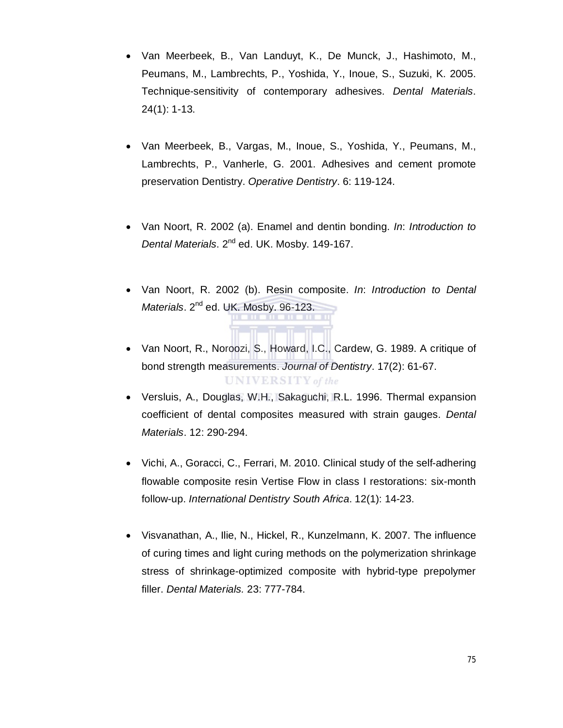- Van Meerbeek, B., Van Landuyt, K., De Munck, J., Hashimoto, M., Peumans, M., Lambrechts, P., Yoshida, Y., Inoue, S., Suzuki, K. 2005. Technique-sensitivity of contemporary adhesives. *Dental Materials*. 24(1): 1-13.

- Van Meerbeek, B., Vargas, M., Inoue, S., Yoshida, Y., Peumans, M., Lambrechts, P., Vanherle, G. 2001. Adhesives and cement promote preservation Dentistry. *Operative Dentistry*. 6: 119-124.

- Van Noort, R. 2002 (a). Enamel and dentin bonding. *In*: *Introduction to Dental Materials*. 2nd ed. UK. Mosby. 149-167.

- Van Noort, R. 2002 (b). Resin composite. *In*: *Introduction to Dental Materials*. 2nd ed. UK. Mosby. 96-123.

- Van Noort, R., Noroozi, S., Howard, I.C., Cardew, G. 1989. A critique of bond strength measurements. *Journal of Dentistry*. 17(2): 61-67.

- Versluis, A., Douglas, W.H., Sakaguchi, R.L. 1996. Thermal expansion coefficient of dental composites measured with strain gauges. *Dental Materials*. 12: 290-294.

- Vichi, A., Goracci, C., Ferrari, M. 2010. Clinical study of the self-adhering flowable composite resin Vertise Flow in class I restorations: six-month follow-up. *International Dentistry South Africa*. 12(1): 14-23.

- Visvanathan, A., Ilie, N., Hickel, R., Kunzelmann, K. 2007. The influence of curing times and light curing methods on the polymerization shrinkage stress of shrinkage-optimized composite with hybrid-type prepolymer filler. *Dental Materials.* 23: 777-784.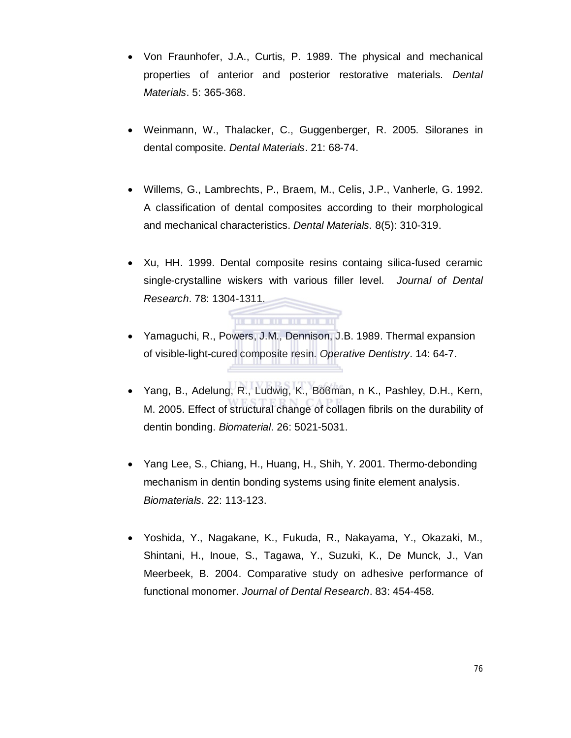- Von Fraunhofer, J.A., Curtis, P. 1989. The physical and mechanical properties of anterior and posterior restorative materials. *Dental Materials*. 5: 365-368.

- Weinmann, W., Thalacker, C., Guggenberger, R. 2005. Siloranes in dental composite. *Dental Materials*. 21: 68-74.

- Willems, G., Lambrechts, P., Braem, M., Celis, J.P., Vanherle, G. 1992. A classification of dental composites according to their morphological and mechanical characteristics. *Dental Materials.* 8(5): 310-319.

- Xu, HH. 1999. Dental composite resins containg silica-fused ceramic single-crystalline wiskers with various filler level. *Journal of Dental Research*. 78: 1304-1311.

- Yamaguchi, R., Powers, J.M., Dennison, J.B. 1989. Thermal expansion of visible-light-cured composite resin. *Operative Dentistry*. 14: 64-7.

- Yang, B., Adelung, R., Ludwig, K., Bößman, n K., Pashley, D.H., Kern, M. 2005. Effect of structural change of collagen fibrils on the durability of dentin bonding. *Biomaterial*. 26: 5021-5031.

- Yang Lee, S., Chiang, H., Huang, H., Shih, Y. 2001. Thermo-debonding mechanism in dentin bonding systems using finite element analysis. *Biomaterials*. 22: 113-123.

- Yoshida, Y., Nagakane, K., Fukuda, R., Nakayama, Y., Okazaki, M., Shintani, H., Inoue, S., Tagawa, Y., Suzuki, K., De Munck, J., Van Meerbeek, B. 2004. Comparative study on adhesive performance of functional monomer. *Journal of Dental Research*. 83: 454-458.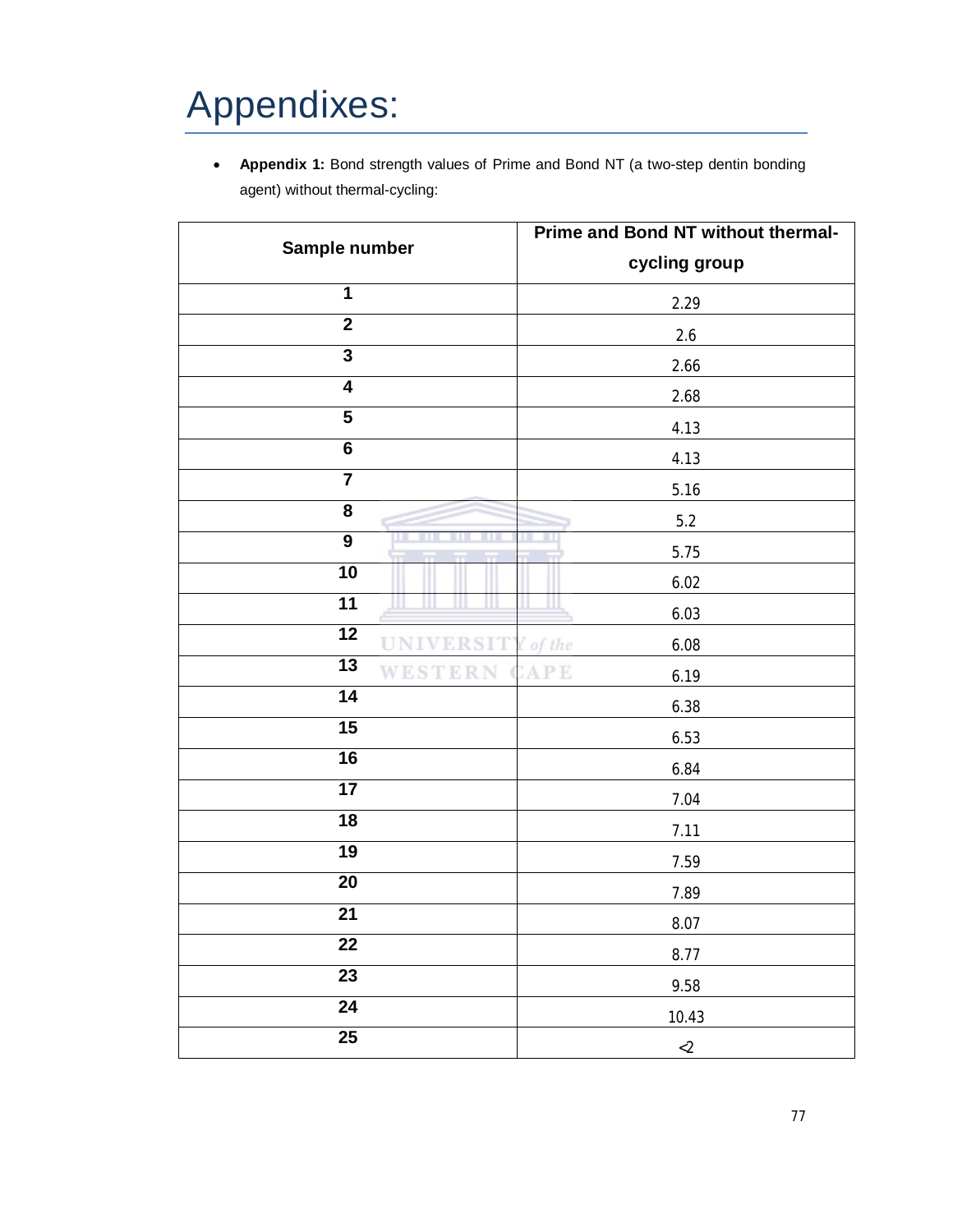# Appendixes:

- **Appendix 1:** Bond strength values of Prime and Bond NT (a two-step dentin bonding agent) without thermal-cycling:

| Sample number | Prime and Bond NT without thermal-cycling group |
|---|---|
| 1 | 2.29 |
| 2 | 2.6 |
| 3 | 2.66 |
| 4 | 2.68 |
| 5 | 4.13 |
| 6 | 4.13 |
| 7 | 5.16 |
| 8 | 5.2 |
| 9 | 5.75 |
| 10 | 6.02 |
| 11 | 6.03 |
| 12 | 6.08 |
| 13 | 6.19 |
| 14 | 6.38 |
| 15 | 6.53 |
| 16 | 6.84 |
| 17 | 7.04 |
| 18 | 7.11 |
| 19 | 7.59 |
| 20 | 7.89 |
| 21 | 8.07 |
| 22 | 8.77 |
| 23 | 9.58 |
| 24 | 10.43 |
| 25 | <2 |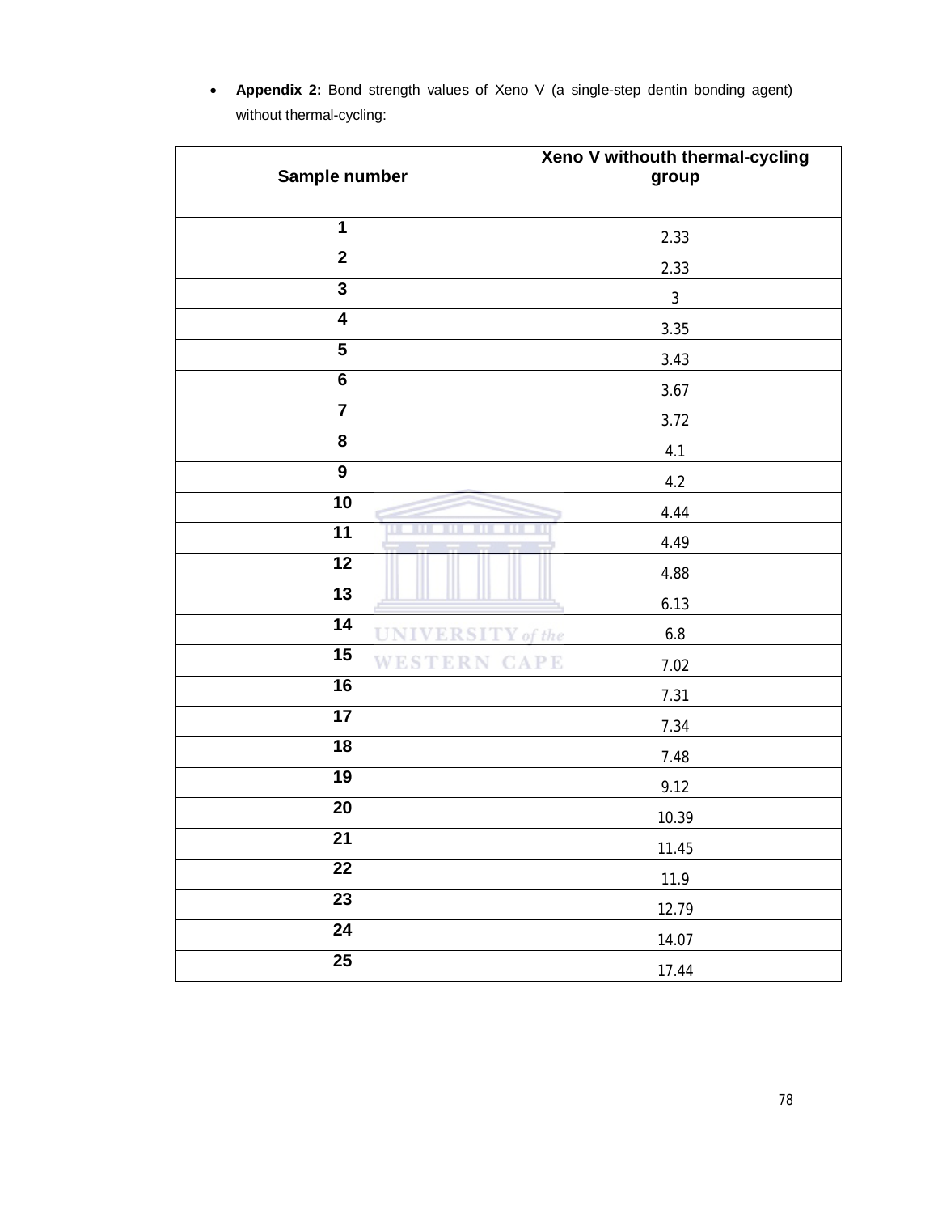- **Appendix 2:** Bond strength values of Xeno V (a single-step dentin bonding agent) without thermal-cycling:

| Sample number | Xeno V withouth thermal-cycling group |
|---|---|
| 1 | 2.33 |
| 2 | 2.33 |
| 3 | 3 |
| 4 | 3.35 |
| 5 | 3.43 |
| 6 | 3.67 |
| 7 | 3.72 |
| 8 | 4.1 |
| 9 | 4.2 |
| 10 | 4.44 |
| 11 | 4.49 |
| 12 | 4.88 |
| 13 | 6.13 |
| 14 | 6.8 |
| 15 | 7.02 |
| 16 | 7.31 |
| 17 | 7.34 |
| 18 | 7.48 |
| 19 | 9.12 |
| 20 | 10.39 |
| 21 | 11.45 |
| 22 | 11.9 |
| 23 | 12.79 |
| 24 | 14.07 |
| 25 | 17.44 |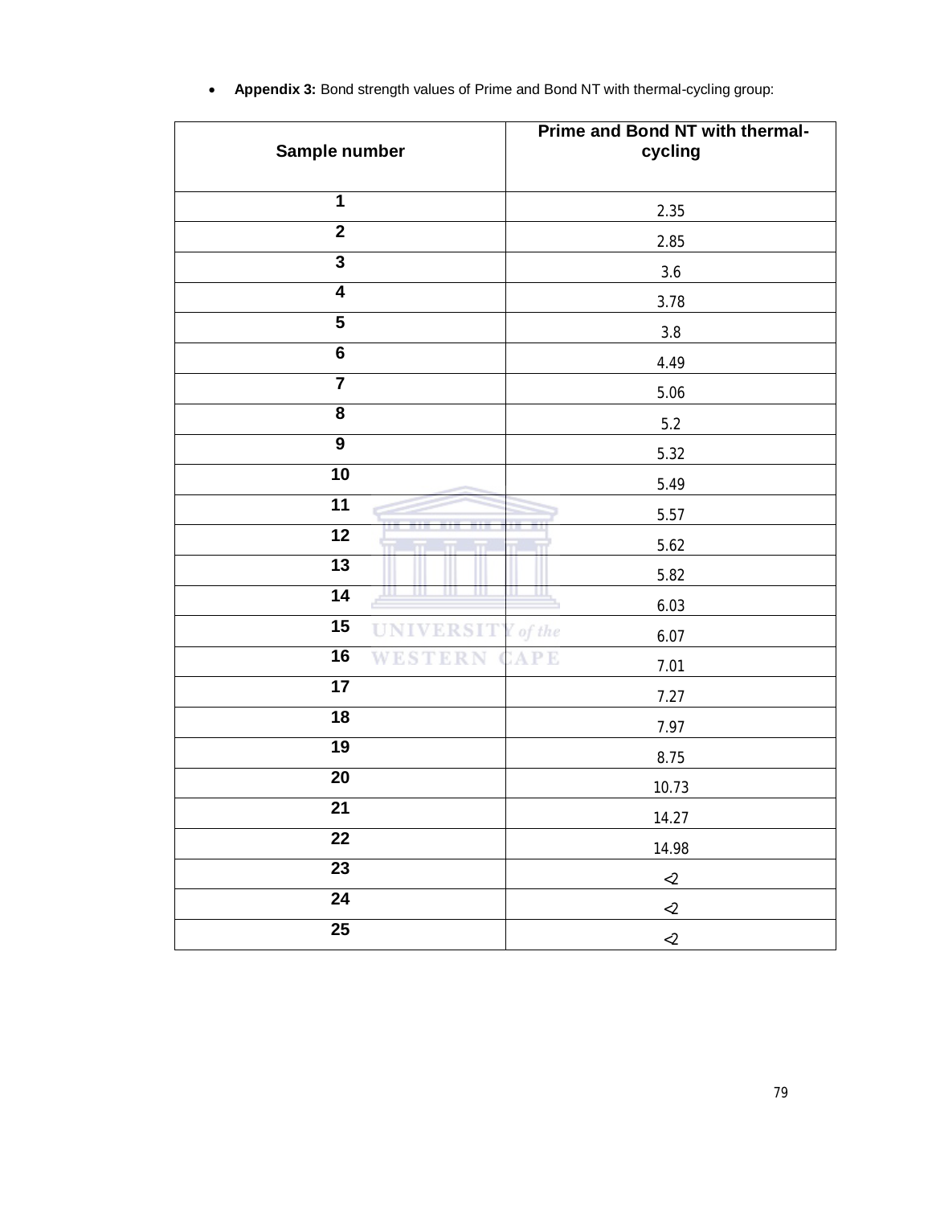- **Appendix 3:** Bond strength values of Prime and Bond NT with thermal-cycling group:

| Sample number | Prime and Bond NT with thermal-cycling |
|---|---|
| 1 | 2.35 |
| 2 | 2.85 |
| 3 | 3.6 |
| 4 | 3.78 |
| 5 | 3.8 |
| 6 | 4.49 |
| 7 | 5.06 |
| 8 | 5.2 |
| 9 | 5.32 |
| 10 | 5.49 |
| 11 | 5.57 |
| 12 | 5.62 |
| 13 | 5.82 |
| 14 | 6.03 |
| 15 | 6.07 |
| 16 | 7.01 |
| 17 | 7.27 |
| 18 | 7.97 |
| 19 | 8.75 |
| 20 | 10.73 |
| 21 | 14.27 |
| 22 | 14.98 |
| 23 | <2 |
| 24 | <2 |
| 25 | <2 |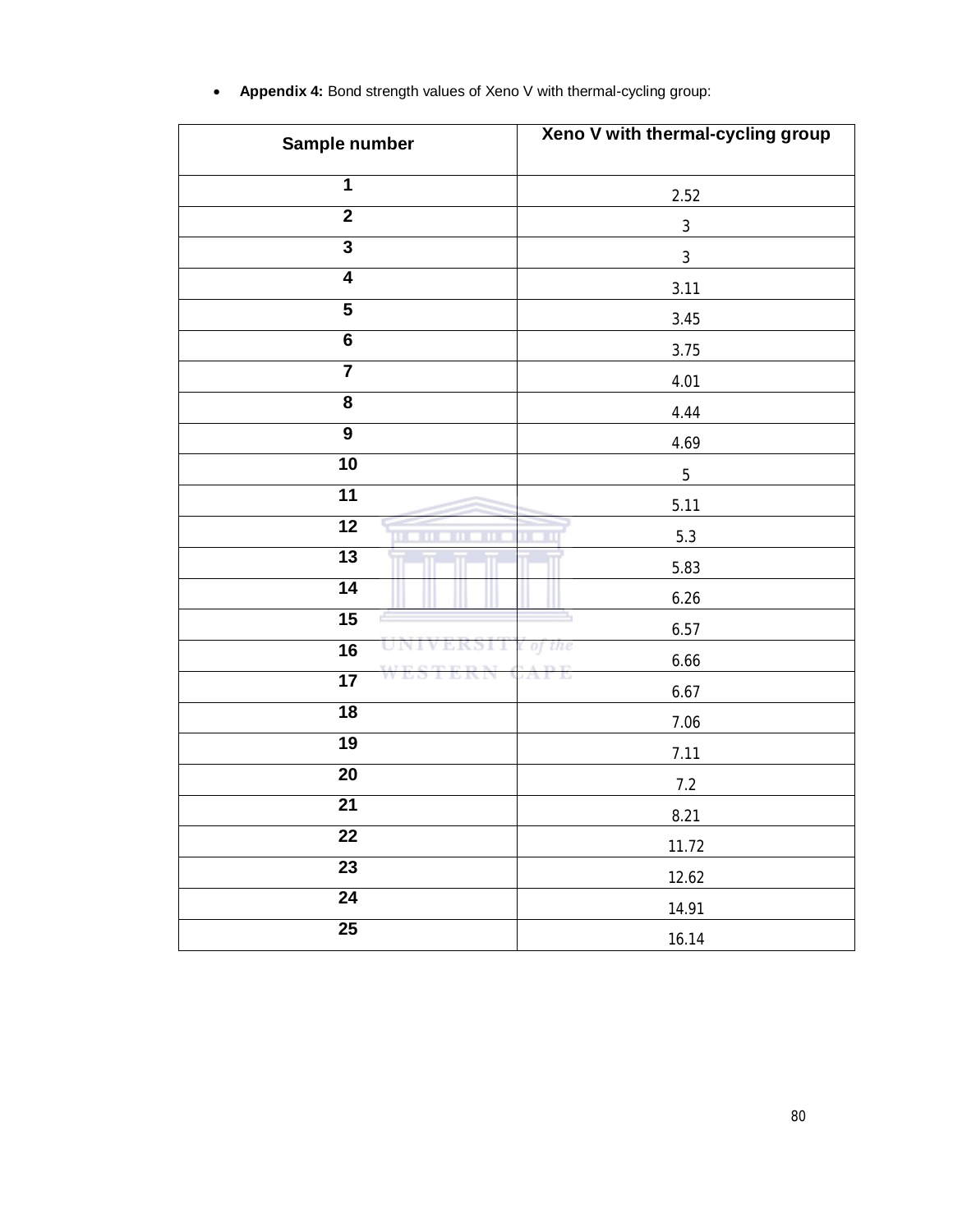- **Appendix 4:** Bond strength values of Xeno V with thermal-cycling group:

| Sample number | Xeno V with thermal-cycling group |
|---|---|
| 1 | 2.52 |
| 2 | 3 |
| 3 | 3 |
| 4 | 3.11 |
| 5 | 3.45 |
| 6 | 3.75 |
| 7 | 4.01 |
| 8 | 4.44 |
| 9 | 4.69 |
| 10 | 5 |
| 11 | 5.11 |
| 12 | 5.3 |
| 13 | 5.83 |
| 14 | 6.26 |
| 15 | 6.57 |
| 16 | 6.66 |
| 17 | 6.67 |
| 18 | 7.06 |
| 19 | 7.11 |
| 20 | 7.2 |
| 21 | 8.21 |
| 22 | 11.72 |
| 23 | 12.62 |
| 24 | 14.91 |
| 25 | 16.14 |